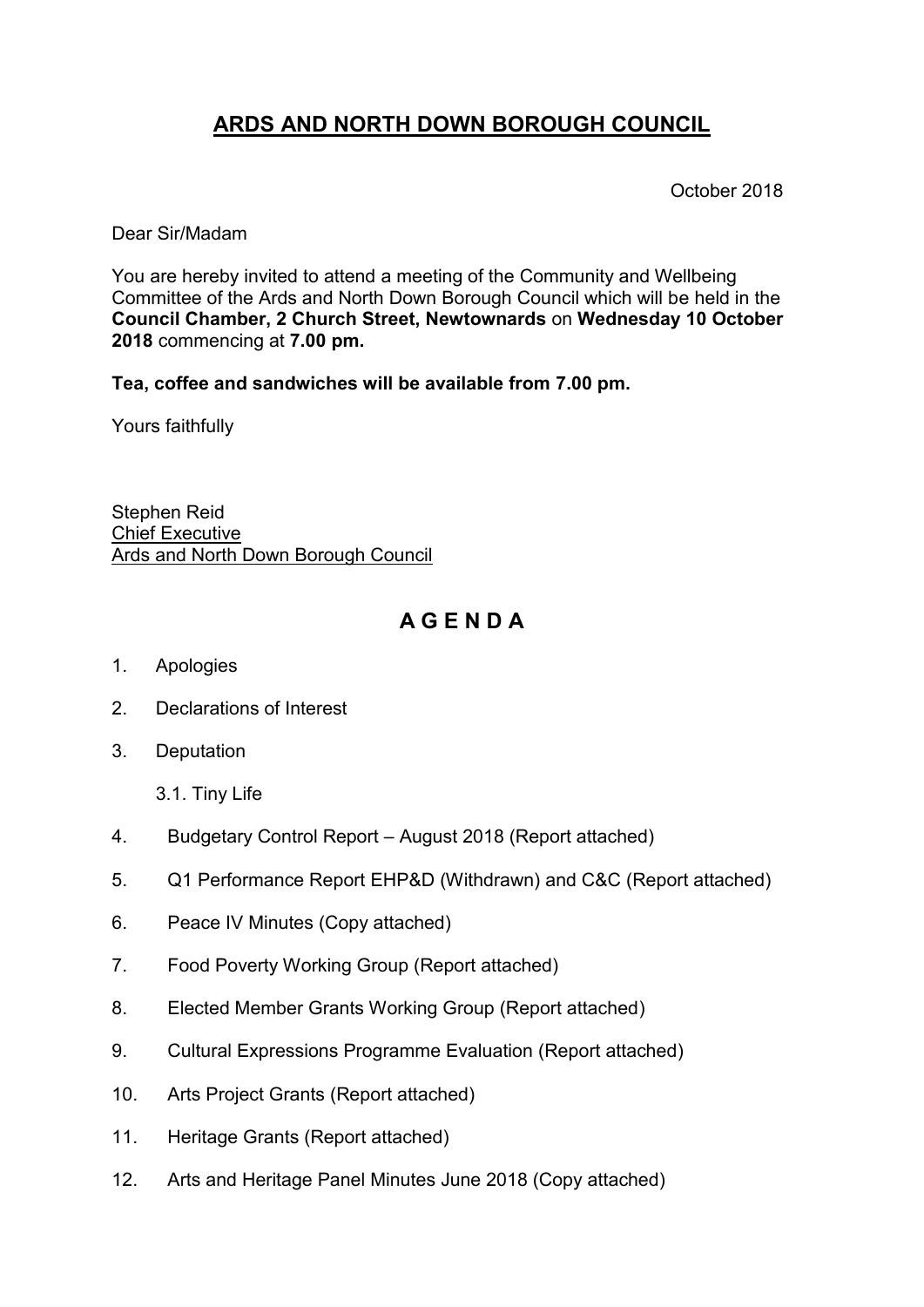# ARDS AND NORTH DOWN BOROUGH COUNCIL

October 2018

Dear Sir/Madam

You are hereby invited to attend a meeting of the Community and Wellbeing Committee of the Ards and North Down Borough Council which will be held in the **Council Chamber, 2 Church Street, Newtownards** on **Wednesday 10 October 2018** commencing at **7.00 pm.**

**Tea, coffee and sandwiches will be available from 7.00 pm.**

Yours faithfully

Stephen Reid
Chief Executive
Ards and North Down Borough Council

## A G E N D A

1. Apologies
2. Declarations of Interest
3. Deputation
   3.1. Tiny Life
4. Budgetary Control Report – August 2018 (Report attached)
5. Q1 Performance Report EHP&D (Withdrawn) and C&C (Report attached)
6. Peace IV Minutes (Copy attached)
7. Food Poverty Working Group (Report attached)
8. Elected Member Grants Working Group (Report attached)
9. Cultural Expressions Programme Evaluation (Report attached)
10. Arts Project Grants (Report attached)
11. Heritage Grants (Report attached)
12. Arts and Heritage Panel Minutes June 2018 (Copy attached)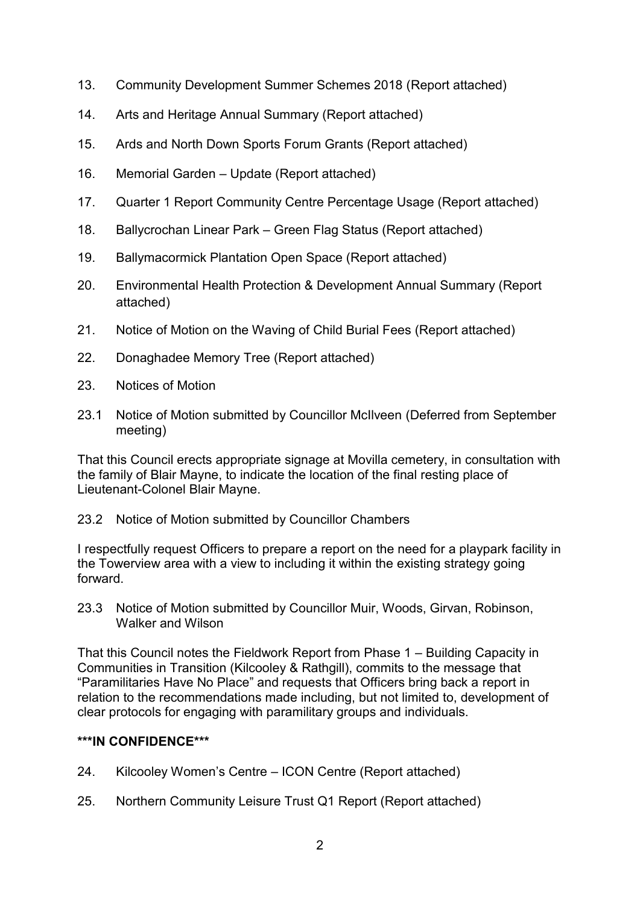13. Community Development Summer Schemes 2018 (Report attached)

14. Arts and Heritage Annual Summary (Report attached)

15. Ards and North Down Sports Forum Grants (Report attached)

16. Memorial Garden – Update (Report attached)

17. Quarter 1 Report Community Centre Percentage Usage (Report attached)

18. Ballycrochan Linear Park – Green Flag Status (Report attached)

19. Ballymacormick Plantation Open Space (Report attached)

20. Environmental Health Protection & Development Annual Summary (Report attached)

21. Notice of Motion on the Waving of Child Burial Fees (Report attached)

22. Donaghadee Memory Tree (Report attached)

23. Notices of Motion

23.1 Notice of Motion submitted by Councillor McIlveen (Deferred from September meeting)

That this Council erects appropriate signage at Movilla cemetery, in consultation with the family of Blair Mayne, to indicate the location of the final resting place of Lieutenant-Colonel Blair Mayne.

23.2 Notice of Motion submitted by Councillor Chambers

I respectfully request Officers to prepare a report on the need for a playpark facility in the Towerview area with a view to including it within the existing strategy going forward.

23.3 Notice of Motion submitted by Councillor Muir, Woods, Girvan, Robinson, Walker and Wilson

That this Council notes the Fieldwork Report from Phase 1 – Building Capacity in Communities in Transition (Kilcooley & Rathgill), commits to the message that "Paramilitaries Have No Place" and requests that Officers bring back a report in relation to the recommendations made including, but not limited to, development of clear protocols for engaging with paramilitary groups and individuals.

**\*\*\*IN CONFIDENCE\*\*\***

24. Kilcooley Women's Centre – ICON Centre (Report attached)

25. Northern Community Leisure Trust Q1 Report (Report attached)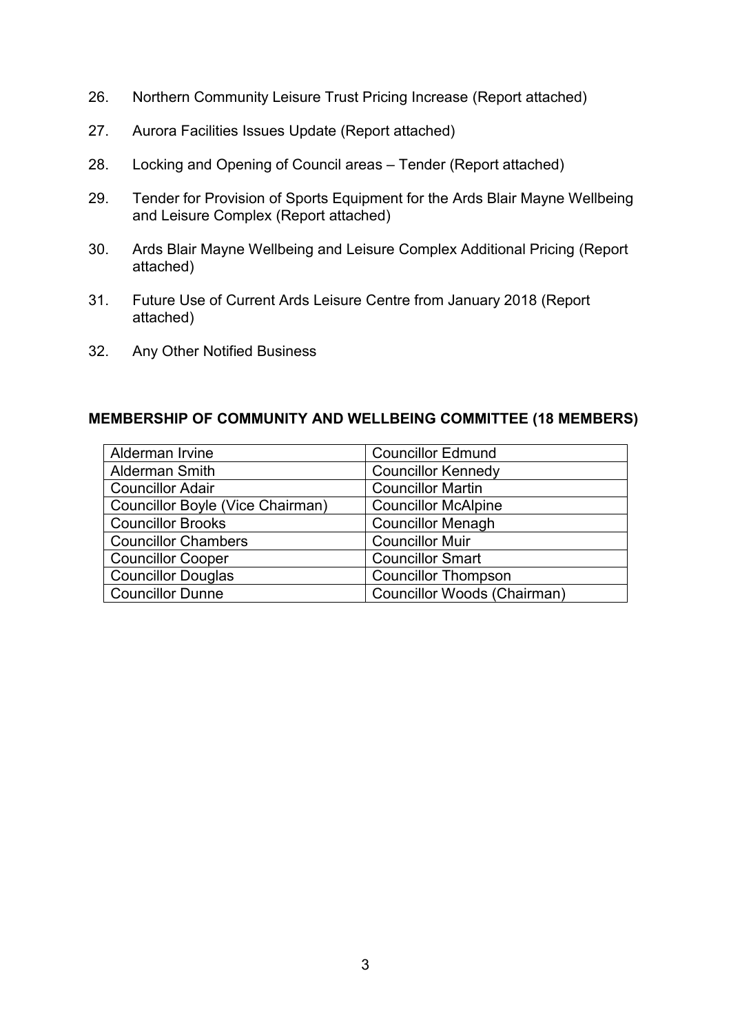26. Northern Community Leisure Trust Pricing Increase (Report attached)

27. Aurora Facilities Issues Update (Report attached)

28. Locking and Opening of Council areas – Tender (Report attached)

29. Tender for Provision of Sports Equipment for the Ards Blair Mayne Wellbeing and Leisure Complex (Report attached)

30. Ards Blair Mayne Wellbeing and Leisure Complex Additional Pricing (Report attached)

31. Future Use of Current Ards Leisure Centre from January 2018 (Report attached)

32. Any Other Notified Business

**MEMBERSHIP OF COMMUNITY AND WELLBEING COMMITTEE (18 MEMBERS)**

| | |
|---|---|
| Alderman Irvine | Councillor Edmund |
| Alderman Smith | Councillor Kennedy |
| Councillor Adair | Councillor Martin |
| Councillor Boyle (Vice Chairman) | Councillor McAlpine |
| Councillor Brooks | Councillor Menagh |
| Councillor Chambers | Councillor Muir |
| Councillor Cooper | Councillor Smart |
| Councillor Douglas | Councillor Thompson |
| Councillor Dunne | Councillor Woods (Chairman) |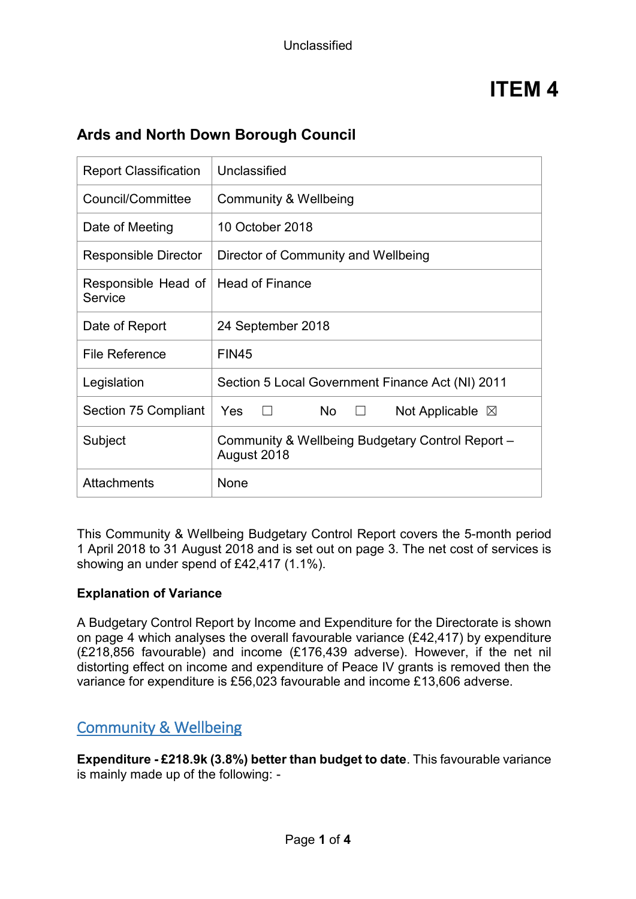Unclassified

# ITEM 4

## Ards and North Down Borough Council

| Report Classification | Unclassified |
|---|---|
| Council/Committee | Community & Wellbeing |
| Date of Meeting | 10 October 2018 |
| Responsible Director | Director of Community and Wellbeing |
| Responsible Head of Service | Head of Finance |
| Date of Report | 24 September 2018 |
| File Reference | FIN45 |
| Legislation | Section 5 Local Government Finance Act (NI) 2011 |
| Section 75 Compliant | Yes ☐ No ☐ Not Applicable ☒ |
| Subject | Community & Wellbeing Budgetary Control Report – August 2018 |
| Attachments | None |

This Community & Wellbeing Budgetary Control Report covers the 5-month period 1 April 2018 to 31 August 2018 and is set out on page 3. The net cost of services is showing an under spend of £42,417 (1.1%).

**Explanation of Variance**

A Budgetary Control Report by Income and Expenditure for the Directorate is shown on page 4 which analyses the overall favourable variance (£42,417) by expenditure (£218,856 favourable) and income (£176,439 adverse). However, if the net nil distorting effect on income and expenditure of Peace IV grants is removed then the variance for expenditure is £56,023 favourable and income £13,606 adverse.

## Community & Wellbeing

**Expenditure - £218.9k (3.8%) better than budget to date**. This favourable variance is mainly made up of the following: -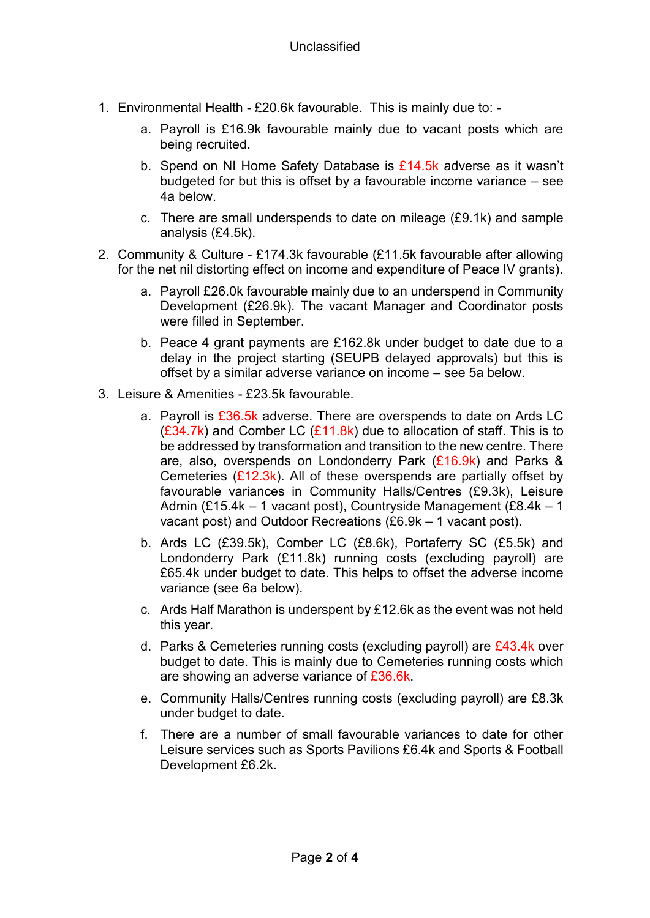1. Environmental Health - £20.6k favourable. This is mainly due to: -
    a. Payroll is £16.9k favourable mainly due to vacant posts which are being recruited.
    b. Spend on NI Home Safety Database is £14.5k adverse as it wasn't budgeted for but this is offset by a favourable income variance – see 4a below.
    c. There are small underspends to date on mileage (£9.1k) and sample analysis (£4.5k).
2. Community & Culture - £174.3k favourable (£11.5k favourable after allowing for the net nil distorting effect on income and expenditure of Peace IV grants).
    a. Payroll £26.0k favourable mainly due to an underspend in Community Development (£26.9k). The vacant Manager and Coordinator posts were filled in September.
    b. Peace 4 grant payments are £162.8k under budget to date due to a delay in the project starting (SEUPB delayed approvals) but this is offset by a similar adverse variance on income – see 5a below.
3. Leisure & Amenities - £23.5k favourable.
    a. Payroll is £36.5k adverse. There are overspends to date on Ards LC (£34.7k) and Comber LC (£11.8k) due to allocation of staff. This is to be addressed by transformation and transition to the new centre. There are, also, overspends on Londonderry Park (£16.9k) and Parks & Cemeteries (£12.3k). All of these overspends are partially offset by favourable variances in Community Halls/Centres (£9.3k), Leisure Admin (£15.4k – 1 vacant post), Countryside Management (£8.4k – 1 vacant post) and Outdoor Recreations (£6.9k – 1 vacant post).
    b. Ards LC (£39.5k), Comber LC (£8.6k), Portaferry SC (£5.5k) and Londonderry Park (£11.8k) running costs (excluding payroll) are £65.4k under budget to date. This helps to offset the adverse income variance (see 6a below).
    c. Ards Half Marathon is underspent by £12.6k as the event was not held this year.
    d. Parks & Cemeteries running costs (excluding payroll) are £43.4k over budget to date. This is mainly due to Cemeteries running costs which are showing an adverse variance of £36.6k.
    e. Community Halls/Centres running costs (excluding payroll) are £8.3k under budget to date.
    f. There are a number of small favourable variances to date for other Leisure services such as Sports Pavilions £6.4k and Sports & Football Development £6.2k.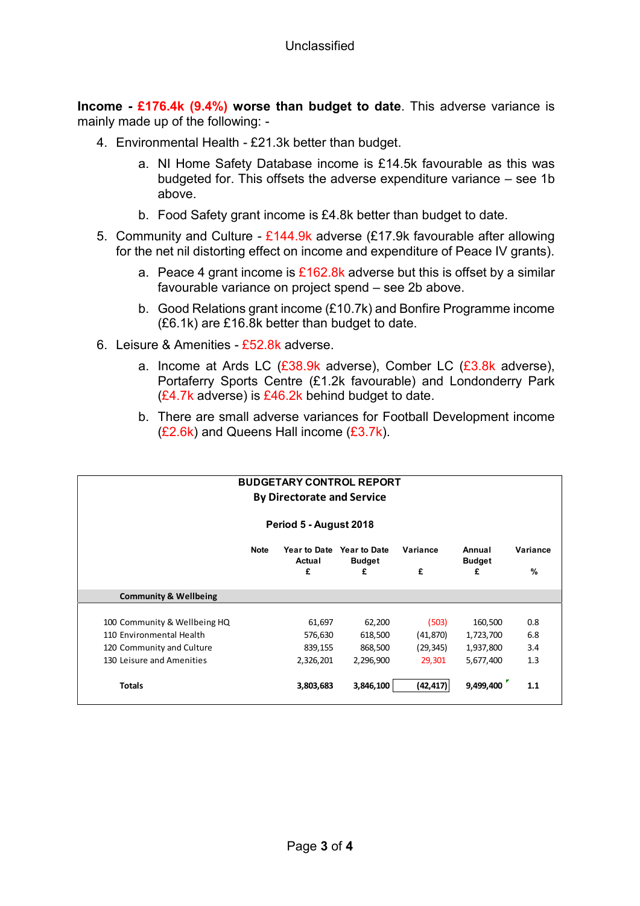**Income - £176.4k (9.4%) worse than budget to date**. This adverse variance is mainly made up of the following: -

4. Environmental Health - £21.3k better than budget.
    a. NI Home Safety Database income is £14.5k favourable as this was budgeted for. This offsets the adverse expenditure variance – see 1b above.
    b. Food Safety grant income is £4.8k better than budget to date.
5. Community and Culture - £144.9k adverse (£17.9k favourable after allowing for the net nil distorting effect on income and expenditure of Peace IV grants).
    a. Peace 4 grant income is £162.8k adverse but this is offset by a similar favourable variance on project spend – see 2b above.
    b. Good Relations grant income (£10.7k) and Bonfire Programme income (£6.1k) are £16.8k better than budget to date.
6. Leisure & Amenities - £52.8k adverse.
    a. Income at Ards LC (£38.9k adverse), Comber LC (£3.8k adverse), Portaferry Sports Centre (£1.2k favourable) and Londonderry Park (£4.7k adverse) is £46.2k behind budget to date.
    b. There are small adverse variances for Football Development income (£2.6k) and Queens Hall income (£3.7k).

**BUDGETARY CONTROL REPORT**
**By Directorate and Service**

**Period 5 - August 2018**

| | Note | Year to Date Actual £ | Year to Date Budget £ | Variance £ | Annual Budget £ | Variance % |
|---|---|---|---|---|---|---|
| **Community & Wellbeing** | | | | | | |
| 100 Community & Wellbeing HQ | | 61,697 | 62,200 | (503) | 160,500 | 0.8 |
| 110 Environmental Health | | 576,630 | 618,500 | (41,870) | 1,723,700 | 6.8 |
| 120 Community and Culture | | 839,155 | 868,500 | (29,345) | 1,937,800 | 3.4 |
| 130 Leisure and Amenities | | 2,326,201 | 2,296,900 | 29,301 | 5,677,400 | 1.3 |
| **Totals** | | **3,803,683** | **3,846,100** | **(42,417)** | **9,499,400** | **1.1** |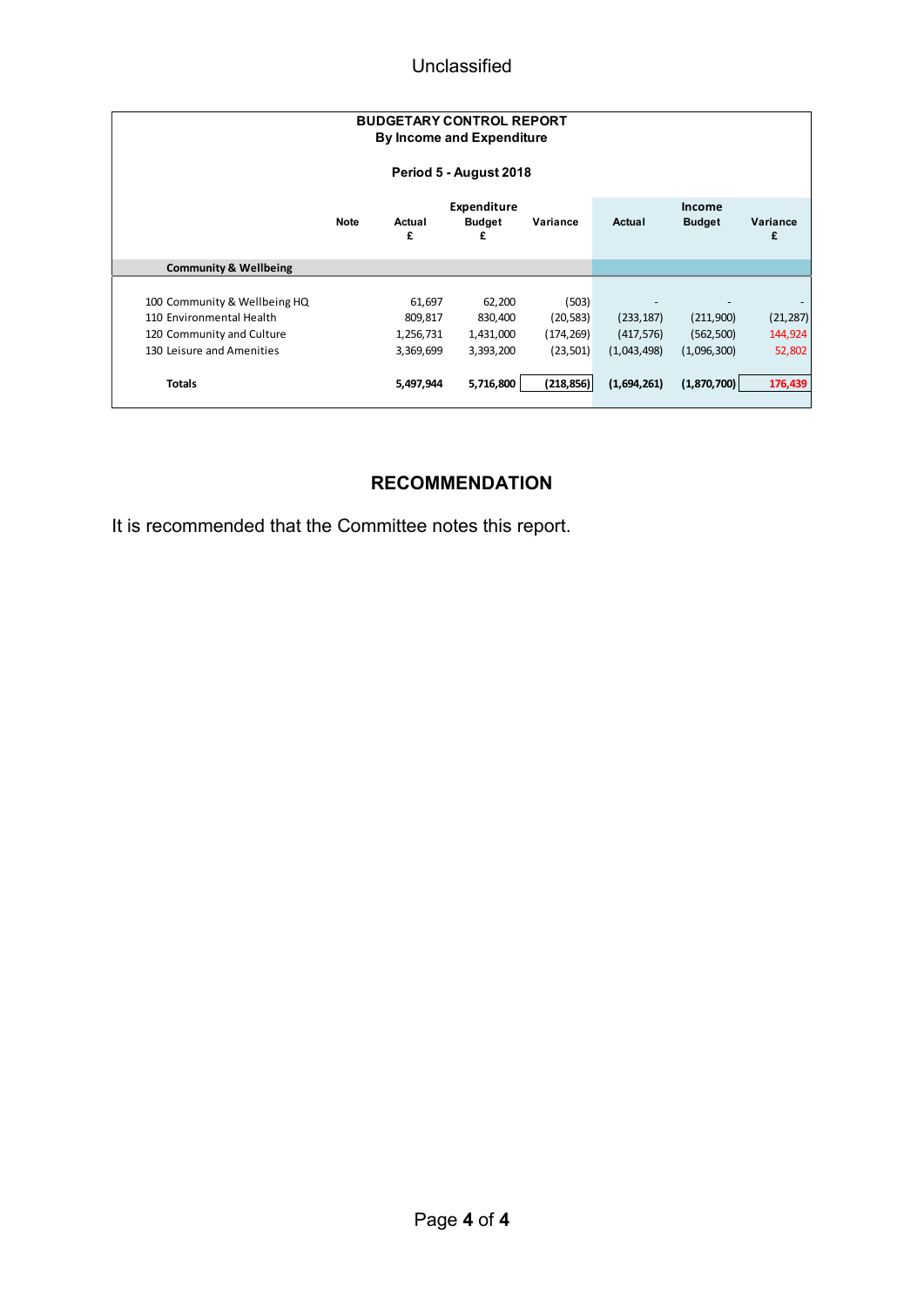Unclassified

**BUDGETARY CONTROL REPORT**
**By Income and Expenditure**

**Period 5 - August 2018**

| | Note | Expenditure Actual £ | Expenditure Budget £ | Expenditure Variance | Income Actual | Income Budget | Income Variance £ |
|---|---|---|---|---|---|---|---|
| **Community & Wellbeing** | | | | | | | |
| 100 Community & Wellbeing HQ | | 61,697 | 62,200 | (503) | - | - | - |
| 110 Environmental Health | | 809,817 | 830,400 | (20,583) | (233,187) | (211,900) | (21,287) |
| 120 Community and Culture | | 1,256,731 | 1,431,000 | (174,269) | (417,576) | (562,500) | 144,924 |
| 130 Leisure and Amenities | | 3,369,699 | 3,393,200 | (23,501) | (1,043,498) | (1,096,300) | 52,802 |
| **Totals** | | **5,497,944** | **5,716,800** | **(218,856)** | **(1,694,261)** | **(1,870,700)** | **176,439** |

## RECOMMENDATION

It is recommended that the Committee notes this report.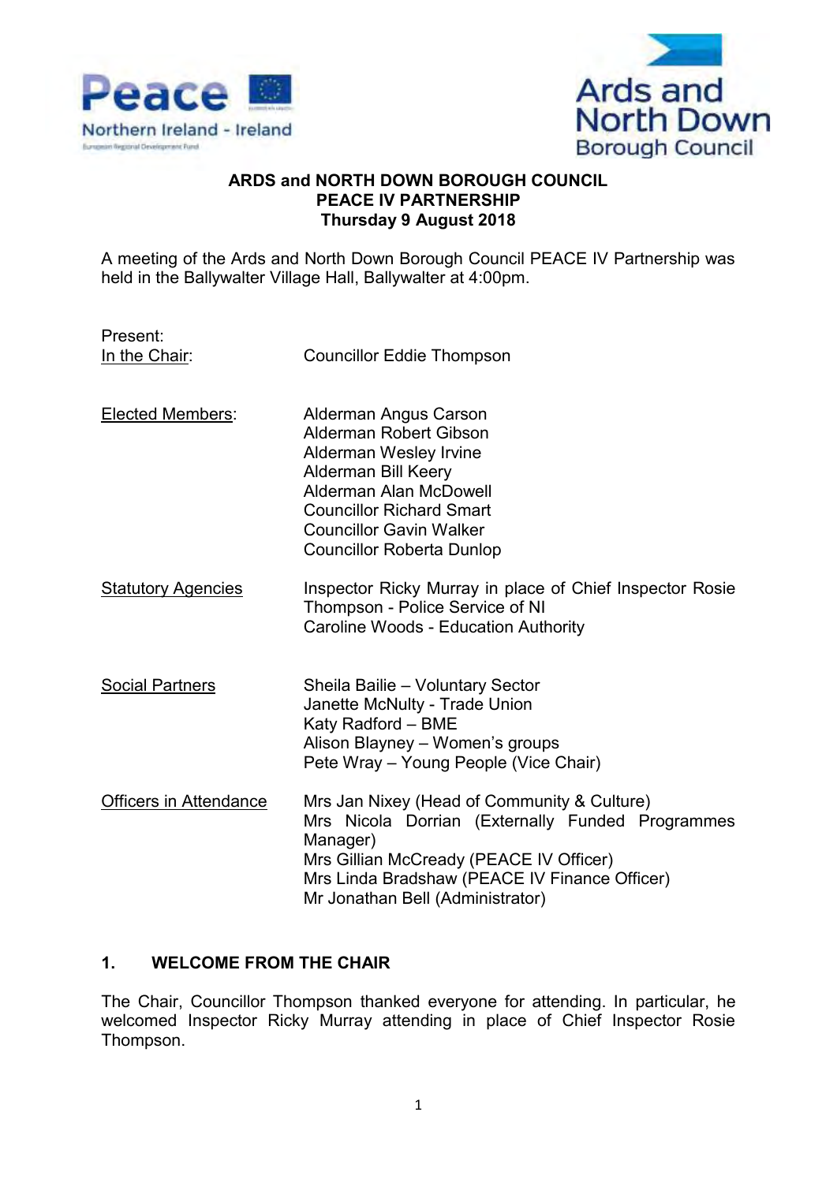**ARDS and NORTH DOWN BOROUGH COUNCIL**
**PEACE IV PARTNERSHIP**
**Thursday 9 August 2018**

A meeting of the Ards and North Down Borough Council PEACE IV Partnership was held in the Ballywalter Village Hall, Ballywalter at 4:00pm.

Present:

| | |
|---|---|
| In the Chair: | Councillor Eddie Thompson |
| Elected Members: | Alderman Angus Carson<br>Alderman Robert Gibson<br>Alderman Wesley Irvine<br>Alderman Bill Keery<br>Alderman Alan McDowell<br>Councillor Richard Smart<br>Councillor Gavin Walker<br>Councillor Roberta Dunlop |
| Statutory Agencies | Inspector Ricky Murray in place of Chief Inspector Rosie Thompson - Police Service of NI<br>Caroline Woods - Education Authority |
| Social Partners | Sheila Bailie – Voluntary Sector<br>Janette McNulty - Trade Union<br>Katy Radford – BME<br>Alison Blayney – Women's groups<br>Pete Wray – Young People (Vice Chair) |
| Officers in Attendance | Mrs Jan Nixey (Head of Community & Culture)<br>Mrs Nicola Dorrian (Externally Funded Programmes Manager)<br>Mrs Gillian McCready (PEACE IV Officer)<br>Mrs Linda Bradshaw (PEACE IV Finance Officer)<br>Mr Jonathan Bell (Administrator) |

## 1. WELCOME FROM THE CHAIR

The Chair, Councillor Thompson thanked everyone for attending. In particular, he welcomed Inspector Ricky Murray attending in place of Chief Inspector Rosie Thompson.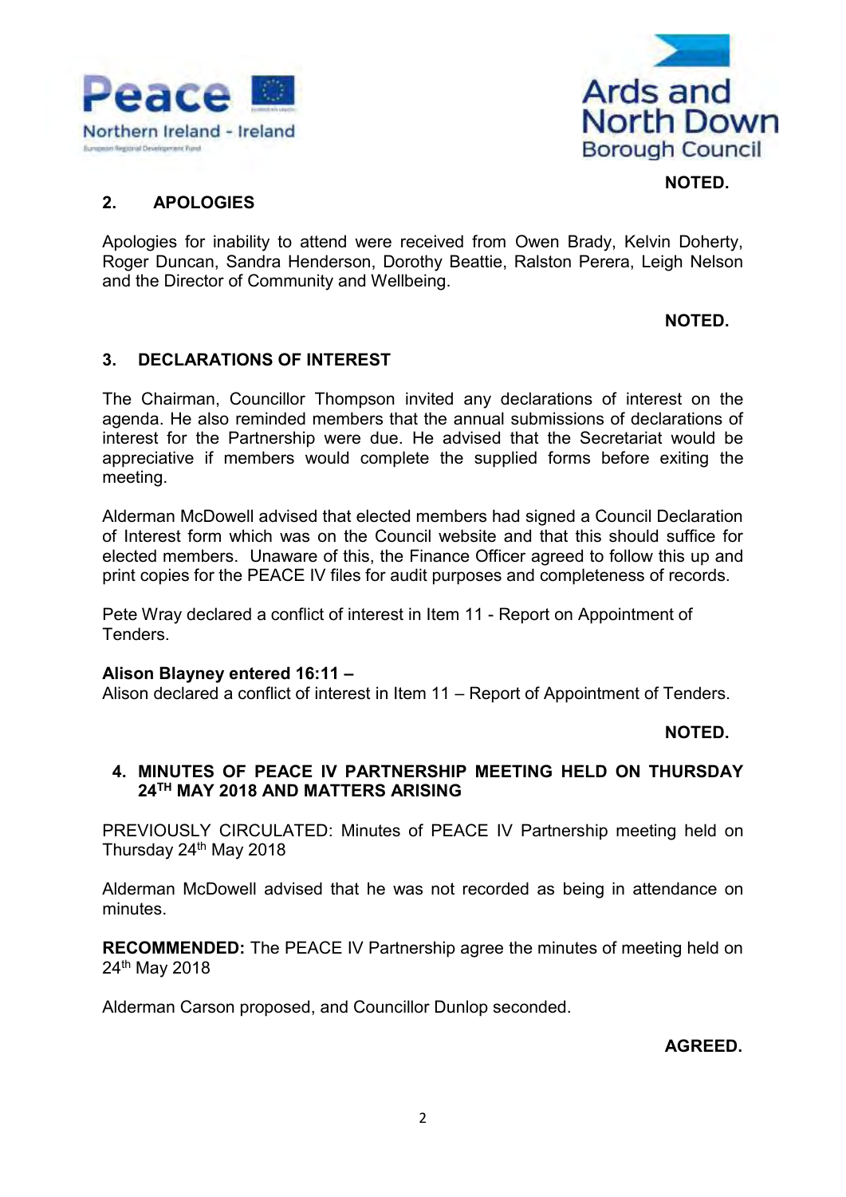**NOTED.**

## 2. APOLOGIES

Apologies for inability to attend were received from Owen Brady, Kelvin Doherty, Roger Duncan, Sandra Henderson, Dorothy Beattie, Ralston Perera, Leigh Nelson and the Director of Community and Wellbeing.

**NOTED.**

## 3. DECLARATIONS OF INTEREST

The Chairman, Councillor Thompson invited any declarations of interest on the agenda. He also reminded members that the annual submissions of declarations of interest for the Partnership were due. He advised that the Secretariat would be appreciative if members would complete the supplied forms before exiting the meeting.

Alderman McDowell advised that elected members had signed a Council Declaration of Interest form which was on the Council website and that this should suffice for elected members. Unaware of this, the Finance Officer agreed to follow this up and print copies for the PEACE IV files for audit purposes and completeness of records.

Pete Wray declared a conflict of interest in Item 11 - Report on Appointment of Tenders.

**Alison Blayney entered 16:11 –**
Alison declared a conflict of interest in Item 11 – Report of Appointment of Tenders.

**NOTED.**

## 4. MINUTES OF PEACE IV PARTNERSHIP MEETING HELD ON THURSDAY 24TH MAY 2018 AND MATTERS ARISING

PREVIOUSLY CIRCULATED: Minutes of PEACE IV Partnership meeting held on Thursday 24th May 2018

Alderman McDowell advised that he was not recorded as being in attendance on minutes.

**RECOMMENDED:** The PEACE IV Partnership agree the minutes of meeting held on 24th May 2018

Alderman Carson proposed, and Councillor Dunlop seconded.

**AGREED.**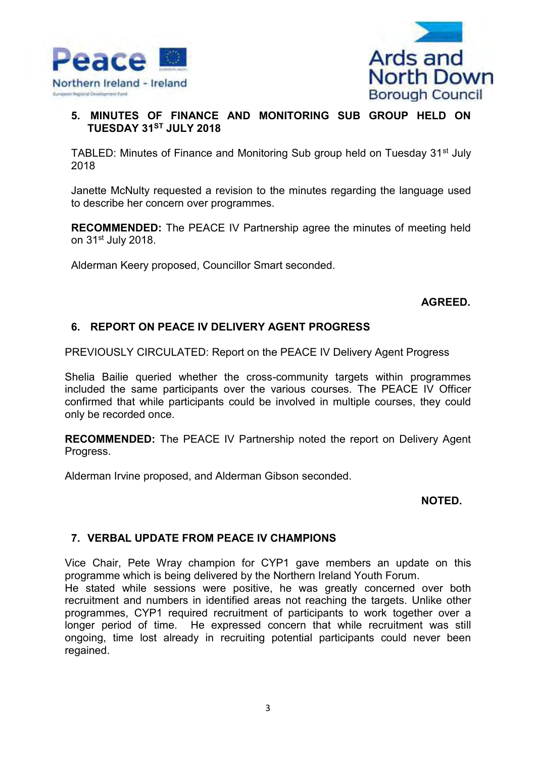## 5. MINUTES OF FINANCE AND MONITORING SUB GROUP HELD ON TUESDAY 31ST JULY 2018

TABLED: Minutes of Finance and Monitoring Sub group held on Tuesday 31st July 2018

Janette McNulty requested a revision to the minutes regarding the language used to describe her concern over programmes.

**RECOMMENDED:** The PEACE IV Partnership agree the minutes of meeting held on 31st July 2018.

Alderman Keery proposed, Councillor Smart seconded.

**AGREED.**

## 6. REPORT ON PEACE IV DELIVERY AGENT PROGRESS

PREVIOUSLY CIRCULATED: Report on the PEACE IV Delivery Agent Progress

Shelia Bailie queried whether the cross-community targets within programmes included the same participants over the various courses. The PEACE IV Officer confirmed that while participants could be involved in multiple courses, they could only be recorded once.

**RECOMMENDED:** The PEACE IV Partnership noted the report on Delivery Agent Progress.

Alderman Irvine proposed, and Alderman Gibson seconded.

**NOTED.**

## 7. VERBAL UPDATE FROM PEACE IV CHAMPIONS

Vice Chair, Pete Wray champion for CYP1 gave members an update on this programme which is being delivered by the Northern Ireland Youth Forum.
He stated while sessions were positive, he was greatly concerned over both recruitment and numbers in identified areas not reaching the targets. Unlike other programmes, CYP1 required recruitment of participants to work together over a longer period of time. He expressed concern that while recruitment was still ongoing, time lost already in recruiting potential participants could never been regained.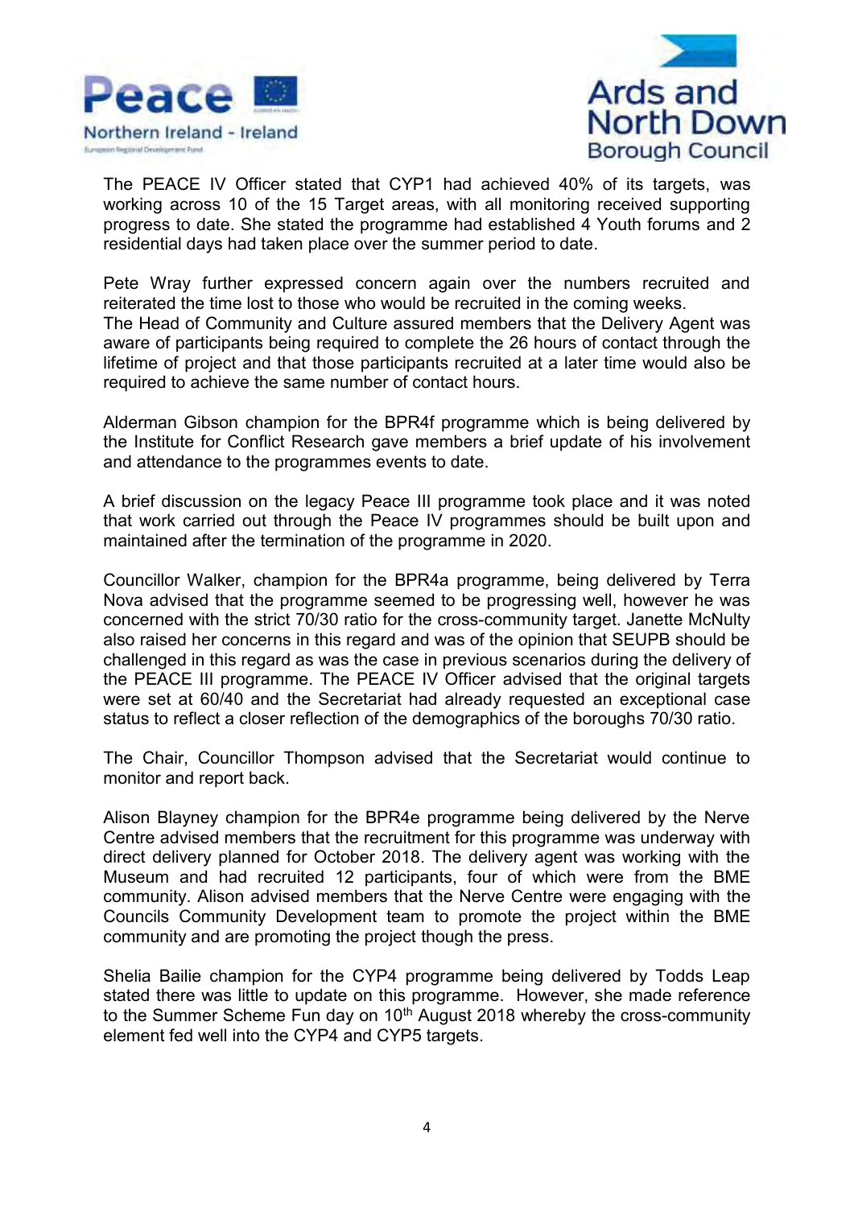The PEACE IV Officer stated that CYP1 had achieved 40% of its targets, was working across 10 of the 15 Target areas, with all monitoring received supporting progress to date. She stated the programme had established 4 Youth forums and 2 residential days had taken place over the summer period to date.

Pete Wray further expressed concern again over the numbers recruited and reiterated the time lost to those who would be recruited in the coming weeks.
The Head of Community and Culture assured members that the Delivery Agent was aware of participants being required to complete the 26 hours of contact through the lifetime of project and that those participants recruited at a later time would also be required to achieve the same number of contact hours.

Alderman Gibson champion for the BPR4f programme which is being delivered by the Institute for Conflict Research gave members a brief update of his involvement and attendance to the programmes events to date.

A brief discussion on the legacy Peace III programme took place and it was noted that work carried out through the Peace IV programmes should be built upon and maintained after the termination of the programme in 2020.

Councillor Walker, champion for the BPR4a programme, being delivered by Terra Nova advised that the programme seemed to be progressing well, however he was concerned with the strict 70/30 ratio for the cross-community target. Janette McNulty also raised her concerns in this regard and was of the opinion that SEUPB should be challenged in this regard as was the case in previous scenarios during the delivery of the PEACE III programme. The PEACE IV Officer advised that the original targets were set at 60/40 and the Secretariat had already requested an exceptional case status to reflect a closer reflection of the demographics of the boroughs 70/30 ratio.

The Chair, Councillor Thompson advised that the Secretariat would continue to monitor and report back.

Alison Blayney champion for the BPR4e programme being delivered by the Nerve Centre advised members that the recruitment for this programme was underway with direct delivery planned for October 2018. The delivery agent was working with the Museum and had recruited 12 participants, four of which were from the BME community. Alison advised members that the Nerve Centre were engaging with the Councils Community Development team to promote the project within the BME community and are promoting the project though the press.

Shelia Bailie champion for the CYP4 programme being delivered by Todds Leap stated there was little to update on this programme. However, she made reference to the Summer Scheme Fun day on 10th August 2018 whereby the cross-community element fed well into the CYP4 and CYP5 targets.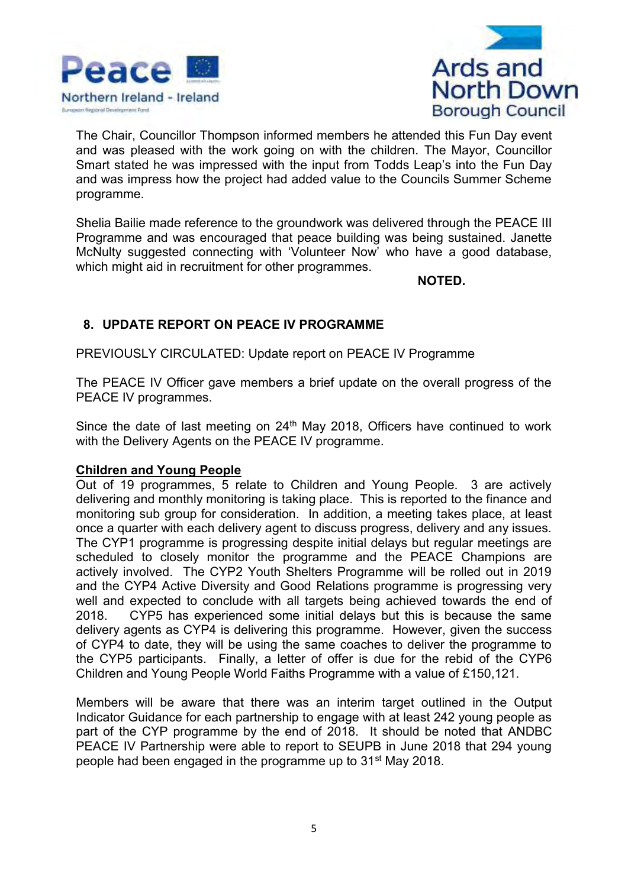The Chair, Councillor Thompson informed members he attended this Fun Day event and was pleased with the work going on with the children. The Mayor, Councillor Smart stated he was impressed with the input from Todds Leap's into the Fun Day and was impress how the project had added value to the Councils Summer Scheme programme.

Shelia Bailie made reference to the groundwork was delivered through the PEACE III Programme and was encouraged that peace building was being sustained. Janette McNulty suggested connecting with 'Volunteer Now' who have a good database, which might aid in recruitment for other programmes.

**NOTED.**

## 8. UPDATE REPORT ON PEACE IV PROGRAMME

PREVIOUSLY CIRCULATED: Update report on PEACE IV Programme

The PEACE IV Officer gave members a brief update on the overall progress of the PEACE IV programmes.

Since the date of last meeting on 24th May 2018, Officers have continued to work with the Delivery Agents on the PEACE IV programme.

**Children and Young People**

Out of 19 programmes, 5 relate to Children and Young People. 3 are actively delivering and monthly monitoring is taking place. This is reported to the finance and monitoring sub group for consideration. In addition, a meeting takes place, at least once a quarter with each delivery agent to discuss progress, delivery and any issues. The CYP1 programme is progressing despite initial delays but regular meetings are scheduled to closely monitor the programme and the PEACE Champions are actively involved. The CYP2 Youth Shelters Programme will be rolled out in 2019 and the CYP4 Active Diversity and Good Relations programme is progressing very well and expected to conclude with all targets being achieved towards the end of 2018. CYP5 has experienced some initial delays but this is because the same delivery agents as CYP4 is delivering this programme. However, given the success of CYP4 to date, they will be using the same coaches to deliver the programme to the CYP5 participants. Finally, a letter of offer is due for the rebid of the CYP6 Children and Young People World Faiths Programme with a value of £150,121.

Members will be aware that there was an interim target outlined in the Output Indicator Guidance for each partnership to engage with at least 242 young people as part of the CYP programme by the end of 2018. It should be noted that ANDBC PEACE IV Partnership were able to report to SEUPB in June 2018 that 294 young people had been engaged in the programme up to 31st May 2018.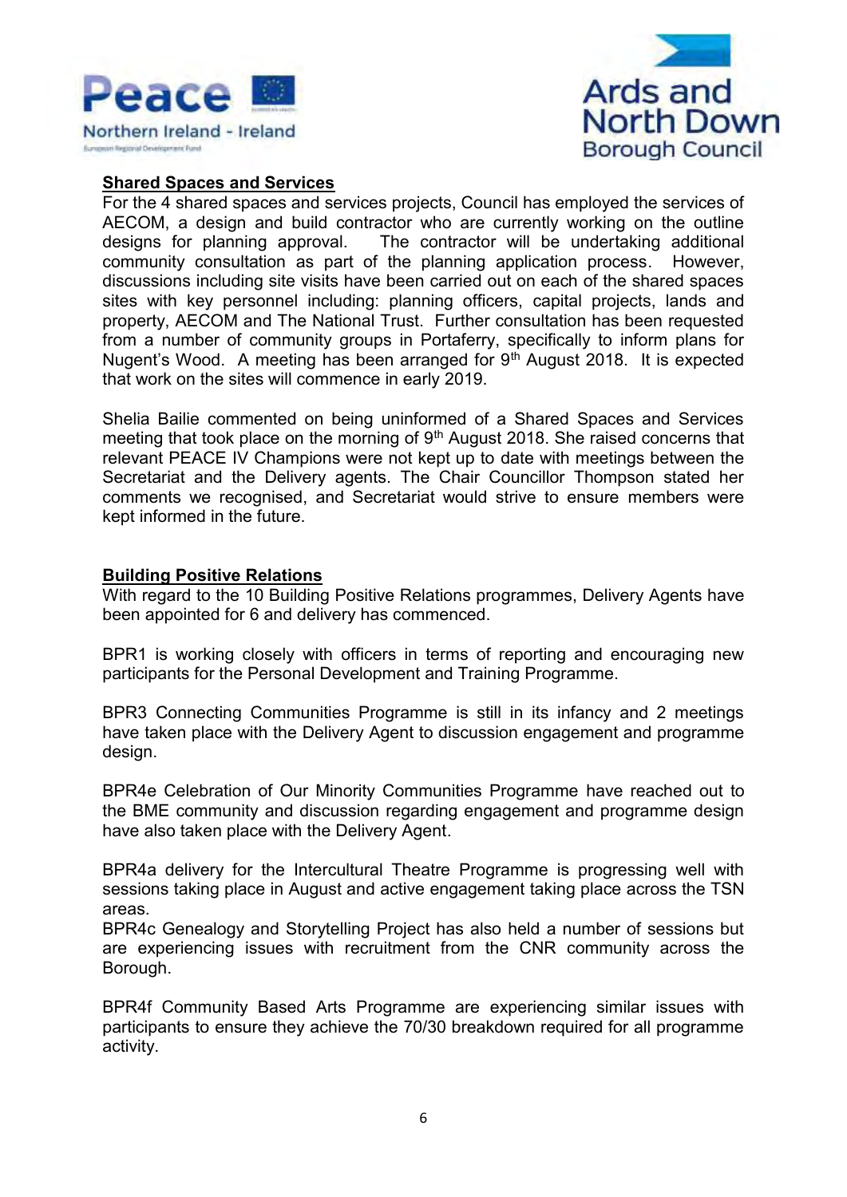**Shared Spaces and Services**

For the 4 shared spaces and services projects, Council has employed the services of AECOM, a design and build contractor who are currently working on the outline designs for planning approval. The contractor will be undertaking additional community consultation as part of the planning application process. However, discussions including site visits have been carried out on each of the shared spaces sites with key personnel including: planning officers, capital projects, lands and property, AECOM and The National Trust. Further consultation has been requested from a number of community groups in Portaferry, specifically to inform plans for Nugent's Wood. A meeting has been arranged for 9th August 2018. It is expected that work on the sites will commence in early 2019.

Shelia Bailie commented on being uninformed of a Shared Spaces and Services meeting that took place on the morning of 9th August 2018. She raised concerns that relevant PEACE IV Champions were not kept up to date with meetings between the Secretariat and the Delivery agents. The Chair Councillor Thompson stated her comments we recognised, and Secretariat would strive to ensure members were kept informed in the future.

**Building Positive Relations**

With regard to the 10 Building Positive Relations programmes, Delivery Agents have been appointed for 6 and delivery has commenced.

BPR1 is working closely with officers in terms of reporting and encouraging new participants for the Personal Development and Training Programme.

BPR3 Connecting Communities Programme is still in its infancy and 2 meetings have taken place with the Delivery Agent to discussion engagement and programme design.

BPR4e Celebration of Our Minority Communities Programme have reached out to the BME community and discussion regarding engagement and programme design have also taken place with the Delivery Agent.

BPR4a delivery for the Intercultural Theatre Programme is progressing well with sessions taking place in August and active engagement taking place across the TSN areas.

BPR4c Genealogy and Storytelling Project has also held a number of sessions but are experiencing issues with recruitment from the CNR community across the Borough.

BPR4f Community Based Arts Programme are experiencing similar issues with participants to ensure they achieve the 70/30 breakdown required for all programme activity.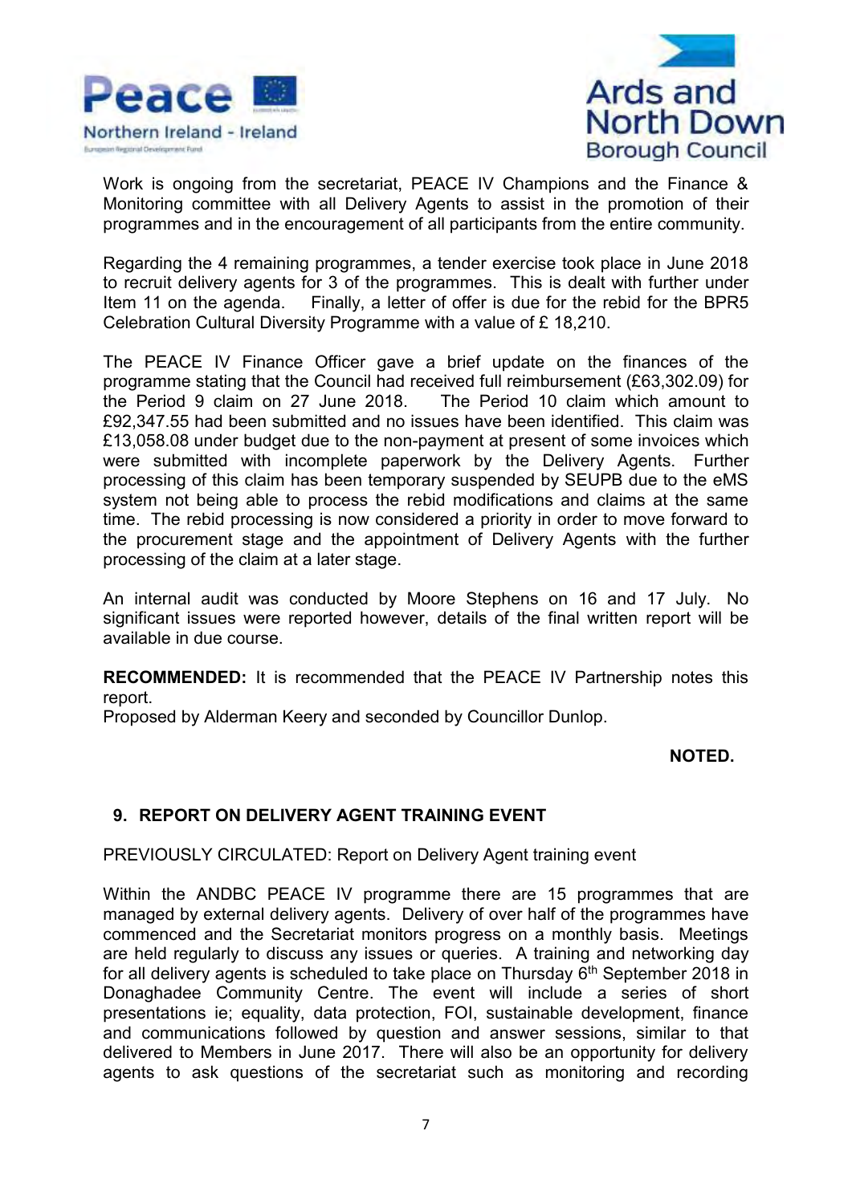Work is ongoing from the secretariat, PEACE IV Champions and the Finance & Monitoring committee with all Delivery Agents to assist in the promotion of their programmes and in the encouragement of all participants from the entire community.

Regarding the 4 remaining programmes, a tender exercise took place in June 2018 to recruit delivery agents for 3 of the programmes. This is dealt with further under Item 11 on the agenda. Finally, a letter of offer is due for the rebid for the BPR5 Celebration Cultural Diversity Programme with a value of £ 18,210.

The PEACE IV Finance Officer gave a brief update on the finances of the programme stating that the Council had received full reimbursement (£63,302.09) for the Period 9 claim on 27 June 2018. The Period 10 claim which amount to £92,347.55 had been submitted and no issues have been identified. This claim was £13,058.08 under budget due to the non-payment at present of some invoices which were submitted with incomplete paperwork by the Delivery Agents. Further processing of this claim has been temporary suspended by SEUPB due to the eMS system not being able to process the rebid modifications and claims at the same time. The rebid processing is now considered a priority in order to move forward to the procurement stage and the appointment of Delivery Agents with the further processing of the claim at a later stage.

An internal audit was conducted by Moore Stephens on 16 and 17 July. No significant issues were reported however, details of the final written report will be available in due course.

**RECOMMENDED:** It is recommended that the PEACE IV Partnership notes this report.
Proposed by Alderman Keery and seconded by Councillor Dunlop.

**NOTED.**

## 9. REPORT ON DELIVERY AGENT TRAINING EVENT

PREVIOUSLY CIRCULATED: Report on Delivery Agent training event

Within the ANDBC PEACE IV programme there are 15 programmes that are managed by external delivery agents. Delivery of over half of the programmes have commenced and the Secretariat monitors progress on a monthly basis. Meetings are held regularly to discuss any issues or queries. A training and networking day for all delivery agents is scheduled to take place on Thursday 6th September 2018 in Donaghadee Community Centre. The event will include a series of short presentations ie; equality, data protection, FOI, sustainable development, finance and communications followed by question and answer sessions, similar to that delivered to Members in June 2017. There will also be an opportunity for delivery agents to ask questions of the secretariat such as monitoring and recording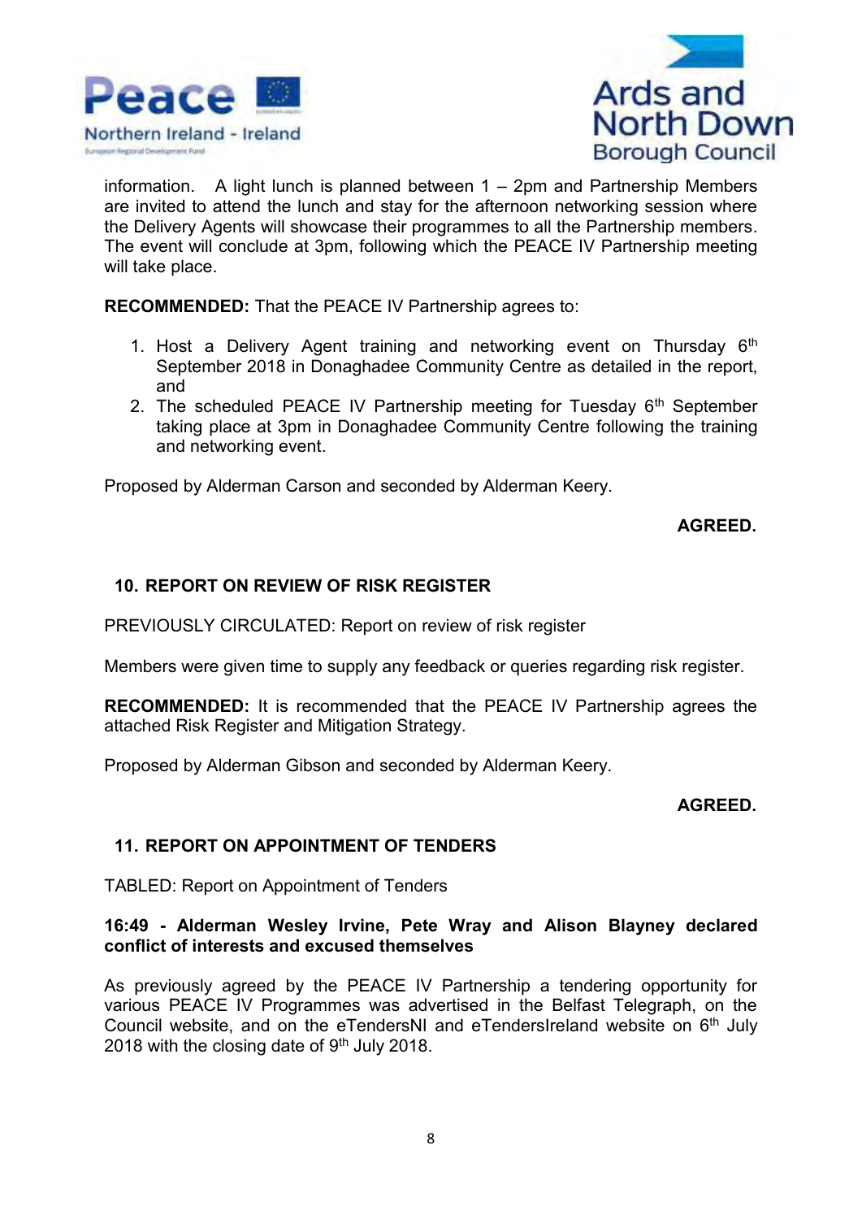information. A light lunch is planned between 1 – 2pm and Partnership Members are invited to attend the lunch and stay for the afternoon networking session where the Delivery Agents will showcase their programmes to all the Partnership members. The event will conclude at 3pm, following which the PEACE IV Partnership meeting will take place.

**RECOMMENDED:** That the PEACE IV Partnership agrees to:

1. Host a Delivery Agent training and networking event on Thursday 6th September 2018 in Donaghadee Community Centre as detailed in the report, and
2. The scheduled PEACE IV Partnership meeting for Tuesday 6th September taking place at 3pm in Donaghadee Community Centre following the training and networking event.

Proposed by Alderman Carson and seconded by Alderman Keery.

**AGREED.**

## 10. REPORT ON REVIEW OF RISK REGISTER

PREVIOUSLY CIRCULATED: Report on review of risk register

Members were given time to supply any feedback or queries regarding risk register.

**RECOMMENDED:** It is recommended that the PEACE IV Partnership agrees the attached Risk Register and Mitigation Strategy.

Proposed by Alderman Gibson and seconded by Alderman Keery.

**AGREED.**

## 11. REPORT ON APPOINTMENT OF TENDERS

TABLED: Report on Appointment of Tenders

**16:49 - Alderman Wesley Irvine, Pete Wray and Alison Blayney declared conflict of interests and excused themselves**

As previously agreed by the PEACE IV Partnership a tendering opportunity for various PEACE IV Programmes was advertised in the Belfast Telegraph, on the Council website, and on the eTendersNI and eTendersIreland website on 6th July 2018 with the closing date of 9th July 2018.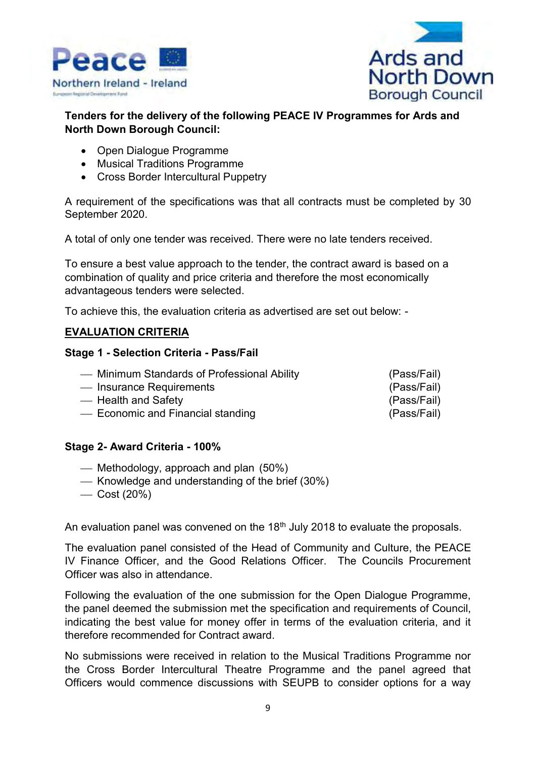**Tenders for the delivery of the following PEACE IV Programmes for Ards and North Down Borough Council:**

- Open Dialogue Programme
- Musical Traditions Programme
- Cross Border Intercultural Puppetry

A requirement of the specifications was that all contracts must be completed by 30 September 2020.

A total of only one tender was received. There were no late tenders received.

To ensure a best value approach to the tender, the contract award is based on a combination of quality and price criteria and therefore the most economically advantageous tenders were selected.

To achieve this, the evaluation criteria as advertised are set out below: -

**EVALUATION CRITERIA**

**Stage 1 - Selection Criteria - Pass/Fail**

- Minimum Standards of Professional Ability (Pass/Fail)
- Insurance Requirements (Pass/Fail)
- Health and Safety (Pass/Fail)
- Economic and Financial standing (Pass/Fail)

**Stage 2- Award Criteria - 100%**

- Methodology, approach and plan (50%)
- Knowledge and understanding of the brief (30%)
- Cost (20%)

An evaluation panel was convened on the 18th July 2018 to evaluate the proposals.

The evaluation panel consisted of the Head of Community and Culture, the PEACE IV Finance Officer, and the Good Relations Officer. The Councils Procurement Officer was also in attendance.

Following the evaluation of the one submission for the Open Dialogue Programme, the panel deemed the submission met the specification and requirements of Council, indicating the best value for money offer in terms of the evaluation criteria, and it therefore recommended for Contract award.

No submissions were received in relation to the Musical Traditions Programme nor the Cross Border Intercultural Theatre Programme and the panel agreed that Officers would commence discussions with SEUPB to consider options for a way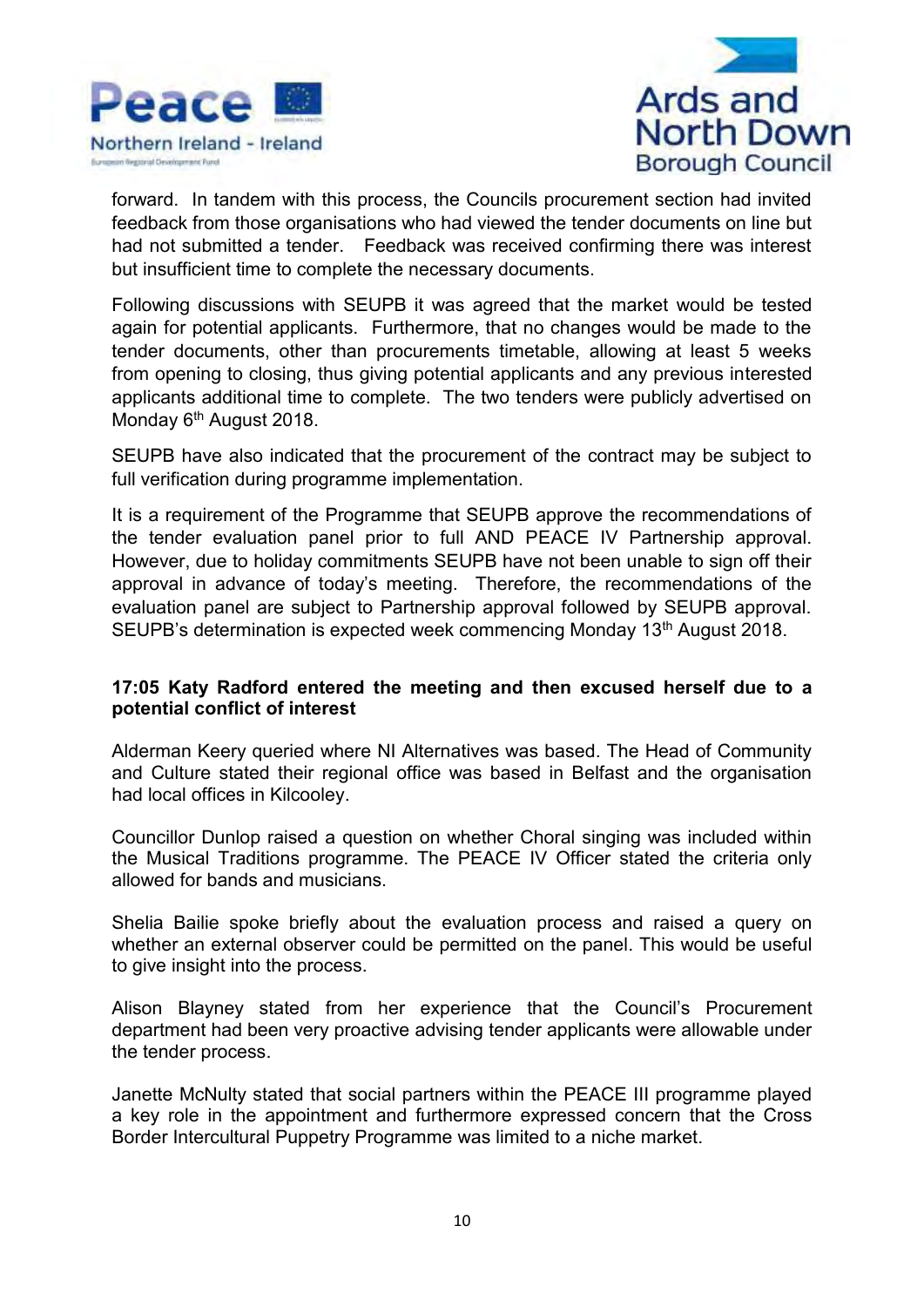forward. In tandem with this process, the Councils procurement section had invited feedback from those organisations who had viewed the tender documents on line but had not submitted a tender. Feedback was received confirming there was interest but insufficient time to complete the necessary documents.

Following discussions with SEUPB it was agreed that the market would be tested again for potential applicants. Furthermore, that no changes would be made to the tender documents, other than procurements timetable, allowing at least 5 weeks from opening to closing, thus giving potential applicants and any previous interested applicants additional time to complete. The two tenders were publicly advertised on Monday 6th August 2018.

SEUPB have also indicated that the procurement of the contract may be subject to full verification during programme implementation.

It is a requirement of the Programme that SEUPB approve the recommendations of the tender evaluation panel prior to full AND PEACE IV Partnership approval. However, due to holiday commitments SEUPB have not been unable to sign off their approval in advance of today's meeting. Therefore, the recommendations of the evaluation panel are subject to Partnership approval followed by SEUPB approval. SEUPB's determination is expected week commencing Monday 13th August 2018.

**17:05 Katy Radford entered the meeting and then excused herself due to a potential conflict of interest**

Alderman Keery queried where NI Alternatives was based. The Head of Community and Culture stated their regional office was based in Belfast and the organisation had local offices in Kilcooley.

Councillor Dunlop raised a question on whether Choral singing was included within the Musical Traditions programme. The PEACE IV Officer stated the criteria only allowed for bands and musicians.

Shelia Bailie spoke briefly about the evaluation process and raised a query on whether an external observer could be permitted on the panel. This would be useful to give insight into the process.

Alison Blayney stated from her experience that the Council's Procurement department had been very proactive advising tender applicants were allowable under the tender process.

Janette McNulty stated that social partners within the PEACE III programme played a key role in the appointment and furthermore expressed concern that the Cross Border Intercultural Puppetry Programme was limited to a niche market.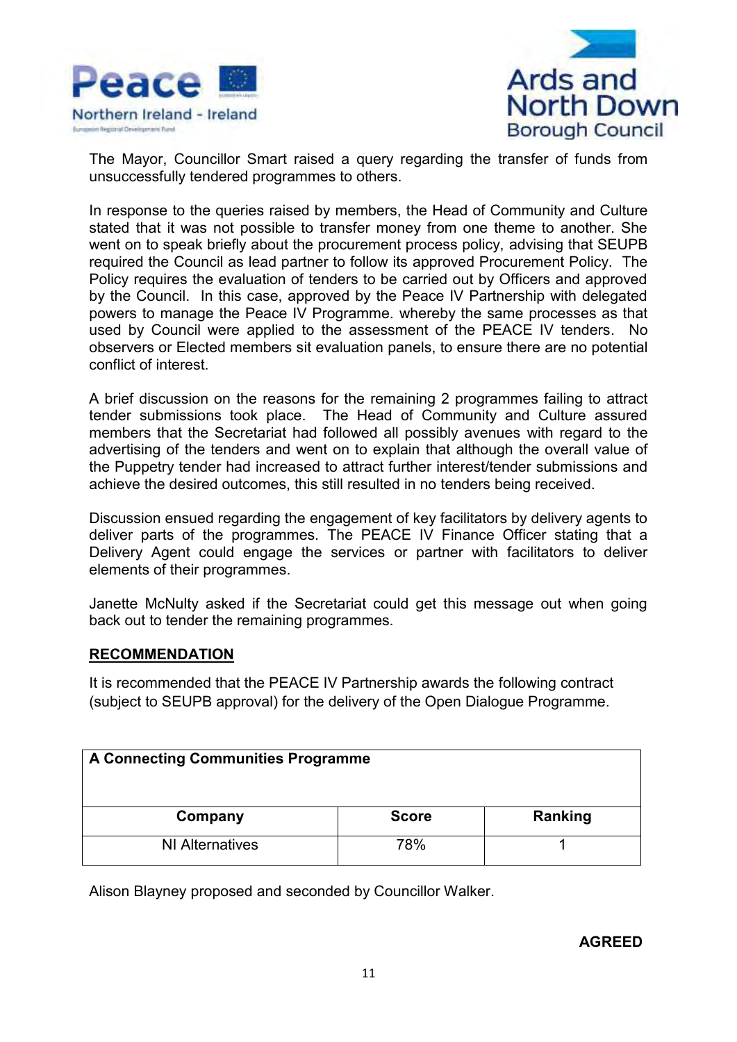The Mayor, Councillor Smart raised a query regarding the transfer of funds from unsuccessfully tendered programmes to others.

In response to the queries raised by members, the Head of Community and Culture stated that it was not possible to transfer money from one theme to another. She went on to speak briefly about the procurement process policy, advising that SEUPB required the Council as lead partner to follow its approved Procurement Policy. The Policy requires the evaluation of tenders to be carried out by Officers and approved by the Council. In this case, approved by the Peace IV Partnership with delegated powers to manage the Peace IV Programme. whereby the same processes as that used by Council were applied to the assessment of the PEACE IV tenders. No observers or Elected members sit evaluation panels, to ensure there are no potential conflict of interest.

A brief discussion on the reasons for the remaining 2 programmes failing to attract tender submissions took place. The Head of Community and Culture assured members that the Secretariat had followed all possibly avenues with regard to the advertising of the tenders and went on to explain that although the overall value of the Puppetry tender had increased to attract further interest/tender submissions and achieve the desired outcomes, this still resulted in no tenders being received.

Discussion ensued regarding the engagement of key facilitators by delivery agents to deliver parts of the programmes. The PEACE IV Finance Officer stating that a Delivery Agent could engage the services or partner with facilitators to deliver elements of their programmes.

Janette McNulty asked if the Secretariat could get this message out when going back out to tender the remaining programmes.

**RECOMMENDATION**

It is recommended that the PEACE IV Partnership awards the following contract (subject to SEUPB approval) for the delivery of the Open Dialogue Programme.

| **A Connecting Communities Programme** | | |
|---|---|---|
| **Company** | **Score** | **Ranking** |
| NI Alternatives | 78% | 1 |

Alison Blayney proposed and seconded by Councillor Walker.

**AGREED**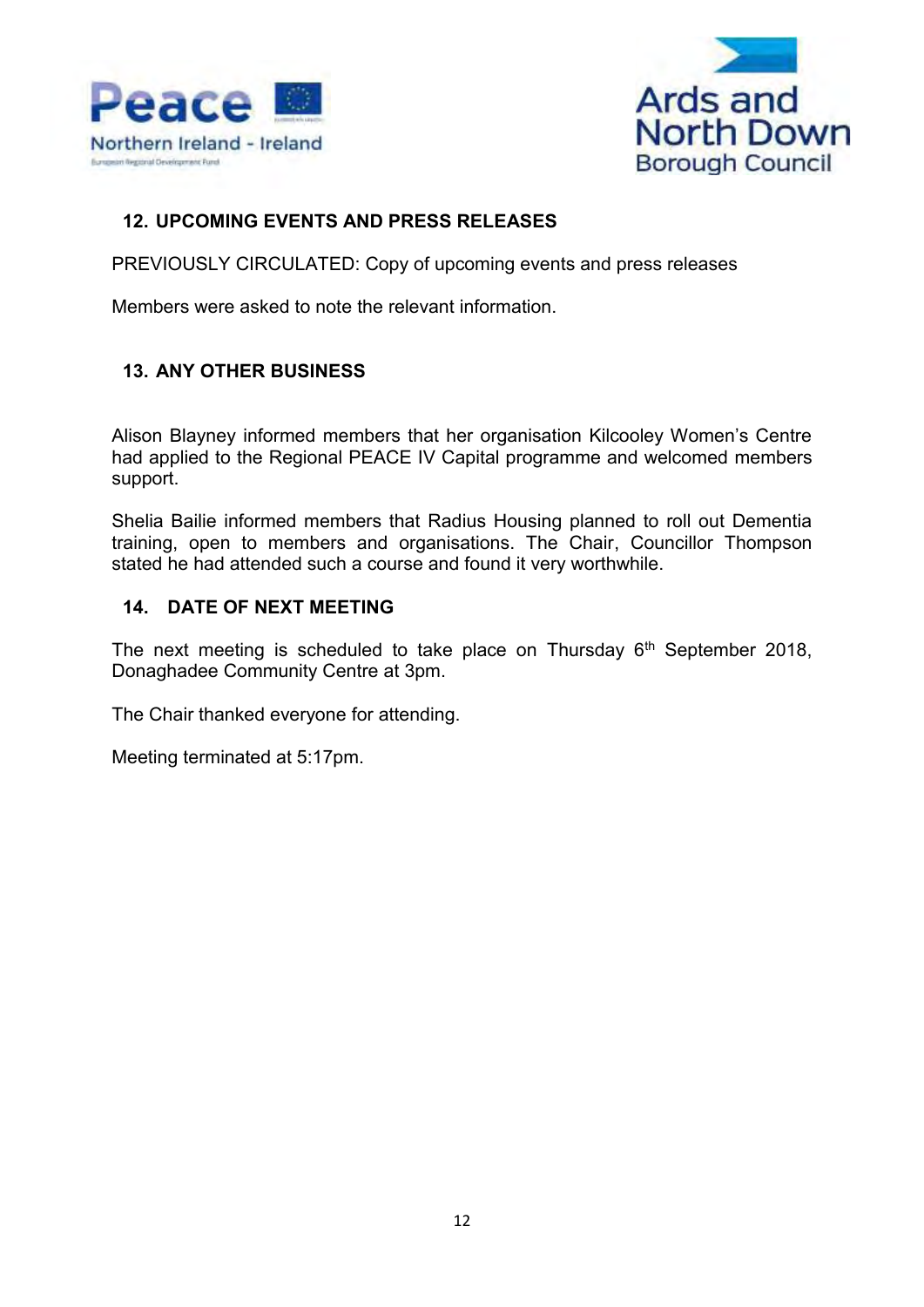## 12. UPCOMING EVENTS AND PRESS RELEASES

PREVIOUSLY CIRCULATED: Copy of upcoming events and press releases

Members were asked to note the relevant information.

## 13. ANY OTHER BUSINESS

Alison Blayney informed members that her organisation Kilcooley Women's Centre had applied to the Regional PEACE IV Capital programme and welcomed members support.

Shelia Bailie informed members that Radius Housing planned to roll out Dementia training, open to members and organisations. The Chair, Councillor Thompson stated he had attended such a course and found it very worthwhile.

## 14. DATE OF NEXT MEETING

The next meeting is scheduled to take place on Thursday 6th September 2018, Donaghadee Community Centre at 3pm.

The Chair thanked everyone for attending.

Meeting terminated at 5:17pm.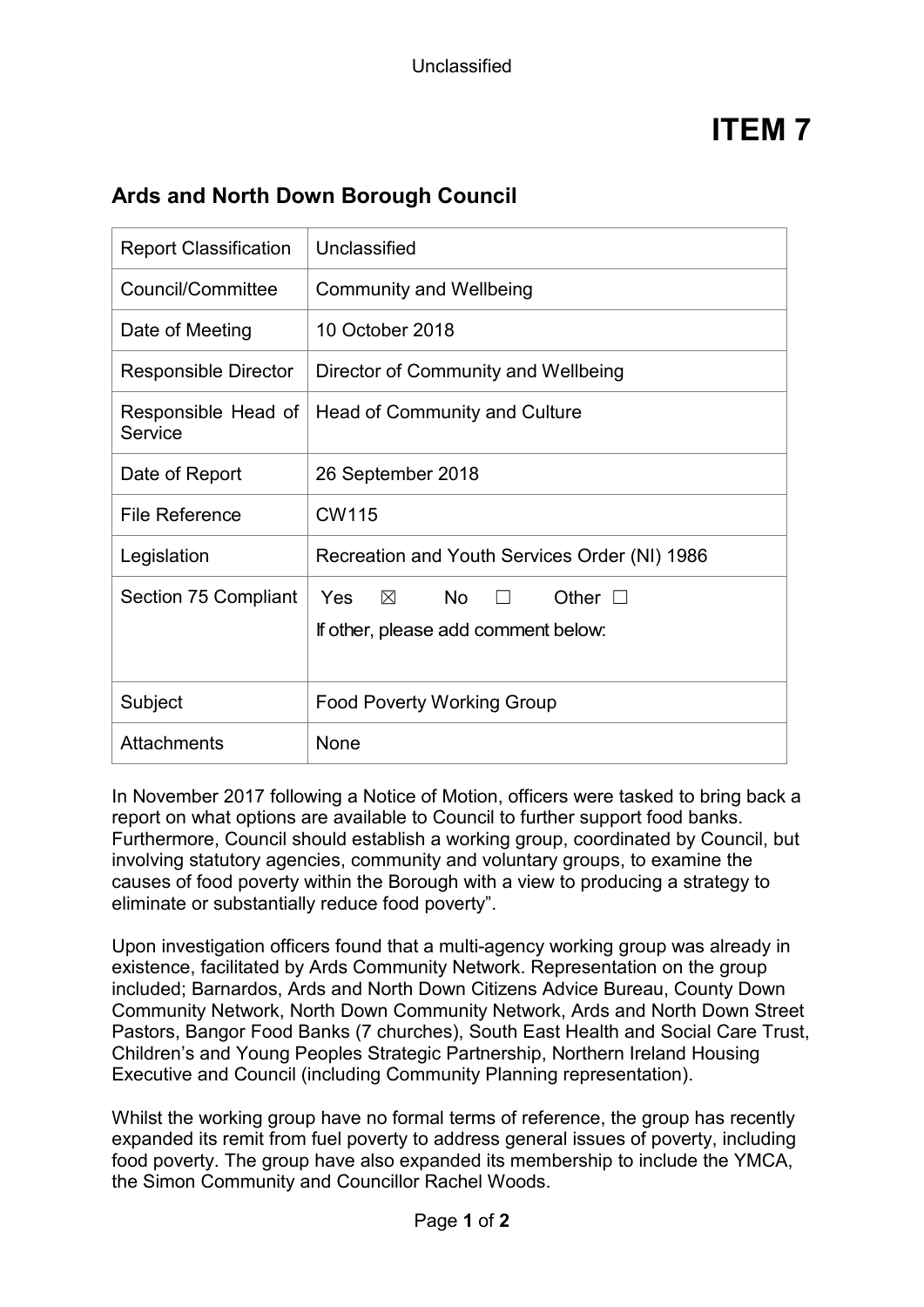Unclassified

# ITEM 7

## Ards and North Down Borough Council

| Report Classification | Unclassified |
|---|---|
| Council/Committee | Community and Wellbeing |
| Date of Meeting | 10 October 2018 |
| Responsible Director | Director of Community and Wellbeing |
| Responsible Head of Service | Head of Community and Culture |
| Date of Report | 26 September 2018 |
| File Reference | CW115 |
| Legislation | Recreation and Youth Services Order (NI) 1986 |
| Section 75 Compliant | Yes ☒ No ☐ Other ☐<br>If other, please add comment below: |
| Subject | Food Poverty Working Group |
| Attachments | None |

In November 2017 following a Notice of Motion, officers were tasked to bring back a report on what options are available to Council to further support food banks. Furthermore, Council should establish a working group, coordinated by Council, but involving statutory agencies, community and voluntary groups, to examine the causes of food poverty within the Borough with a view to producing a strategy to eliminate or substantially reduce food poverty".

Upon investigation officers found that a multi-agency working group was already in existence, facilitated by Ards Community Network. Representation on the group included; Barnardos, Ards and North Down Citizens Advice Bureau, County Down Community Network, North Down Community Network, Ards and North Down Street Pastors, Bangor Food Banks (7 churches), South East Health and Social Care Trust, Children's and Young Peoples Strategic Partnership, Northern Ireland Housing Executive and Council (including Community Planning representation).

Whilst the working group have no formal terms of reference, the group has recently expanded its remit from fuel poverty to address general issues of poverty, including food poverty. The group have also expanded its membership to include the YMCA, the Simon Community and Councillor Rachel Woods.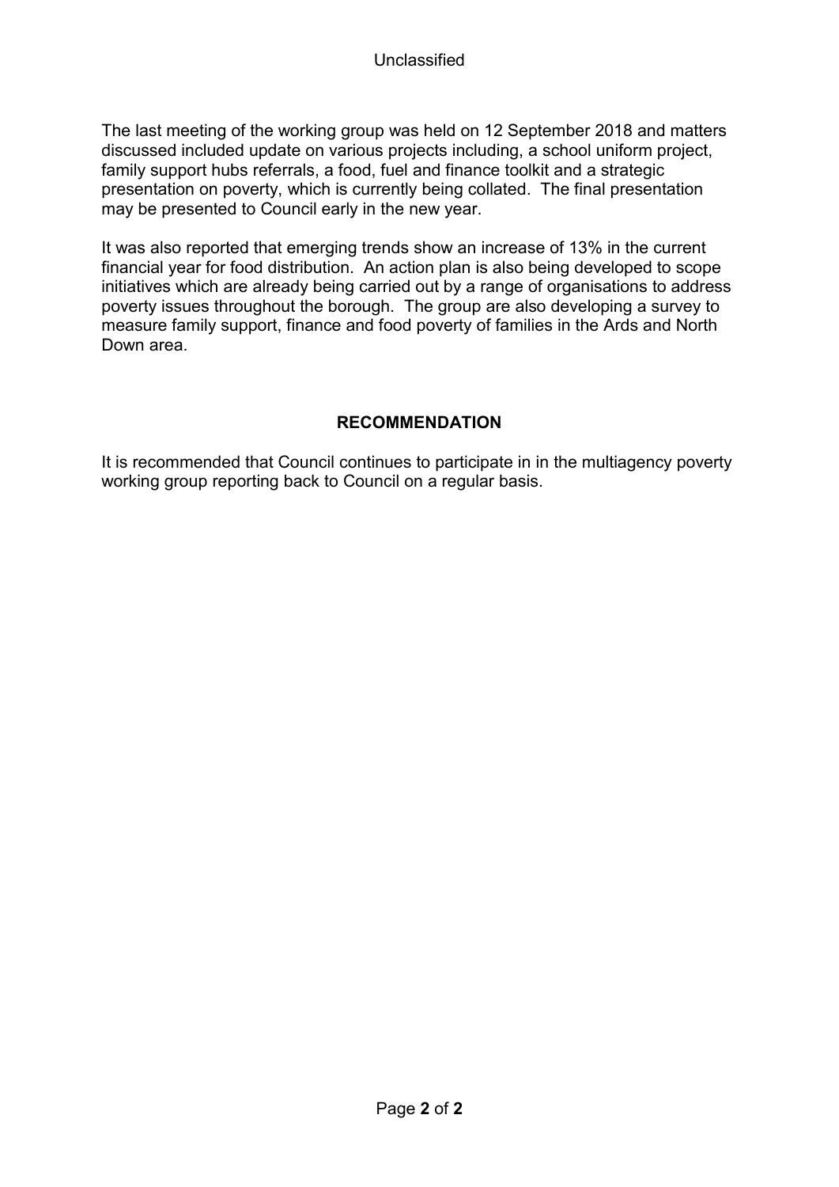The last meeting of the working group was held on 12 September 2018 and matters discussed included update on various projects including, a school uniform project, family support hubs referrals, a food, fuel and finance toolkit and a strategic presentation on poverty, which is currently being collated. The final presentation may be presented to Council early in the new year.

It was also reported that emerging trends show an increase of 13% in the current financial year for food distribution. An action plan is also being developed to scope initiatives which are already being carried out by a range of organisations to address poverty issues throughout the borough. The group are also developing a survey to measure family support, finance and food poverty of families in the Ards and North Down area.

## RECOMMENDATION

It is recommended that Council continues to participate in in the multiagency poverty working group reporting back to Council on a regular basis.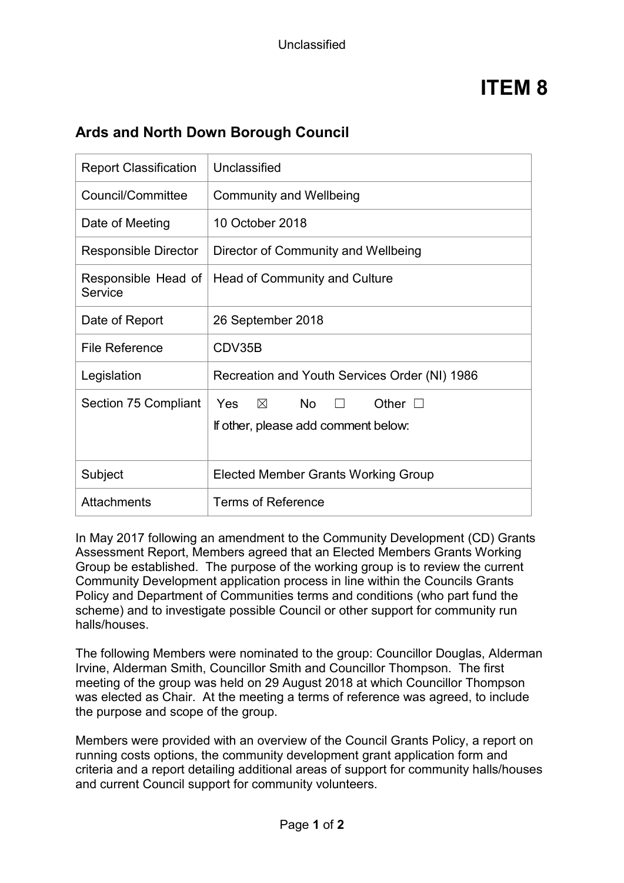Unclassified

# ITEM 8

## Ards and North Down Borough Council

| Report Classification | Unclassified |
|---|---|
| Council/Committee | Community and Wellbeing |
| Date of Meeting | 10 October 2018 |
| Responsible Director | Director of Community and Wellbeing |
| Responsible Head of Service | Head of Community and Culture |
| Date of Report | 26 September 2018 |
| File Reference | CDV35B |
| Legislation | Recreation and Youth Services Order (NI) 1986 |
| Section 75 Compliant | Yes ☒ No ☐ Other ☐<br>If other, please add comment below: |
| Subject | Elected Member Grants Working Group |
| Attachments | Terms of Reference |

In May 2017 following an amendment to the Community Development (CD) Grants Assessment Report, Members agreed that an Elected Members Grants Working Group be established. The purpose of the working group is to review the current Community Development application process in line within the Councils Grants Policy and Department of Communities terms and conditions (who part fund the scheme) and to investigate possible Council or other support for community run halls/houses.

The following Members were nominated to the group: Councillor Douglas, Alderman Irvine, Alderman Smith, Councillor Smith and Councillor Thompson. The first meeting of the group was held on 29 August 2018 at which Councillor Thompson was elected as Chair. At the meeting a terms of reference was agreed, to include the purpose and scope of the group.

Members were provided with an overview of the Council Grants Policy, a report on running costs options, the community development grant application form and criteria and a report detailing additional areas of support for community halls/houses and current Council support for community volunteers.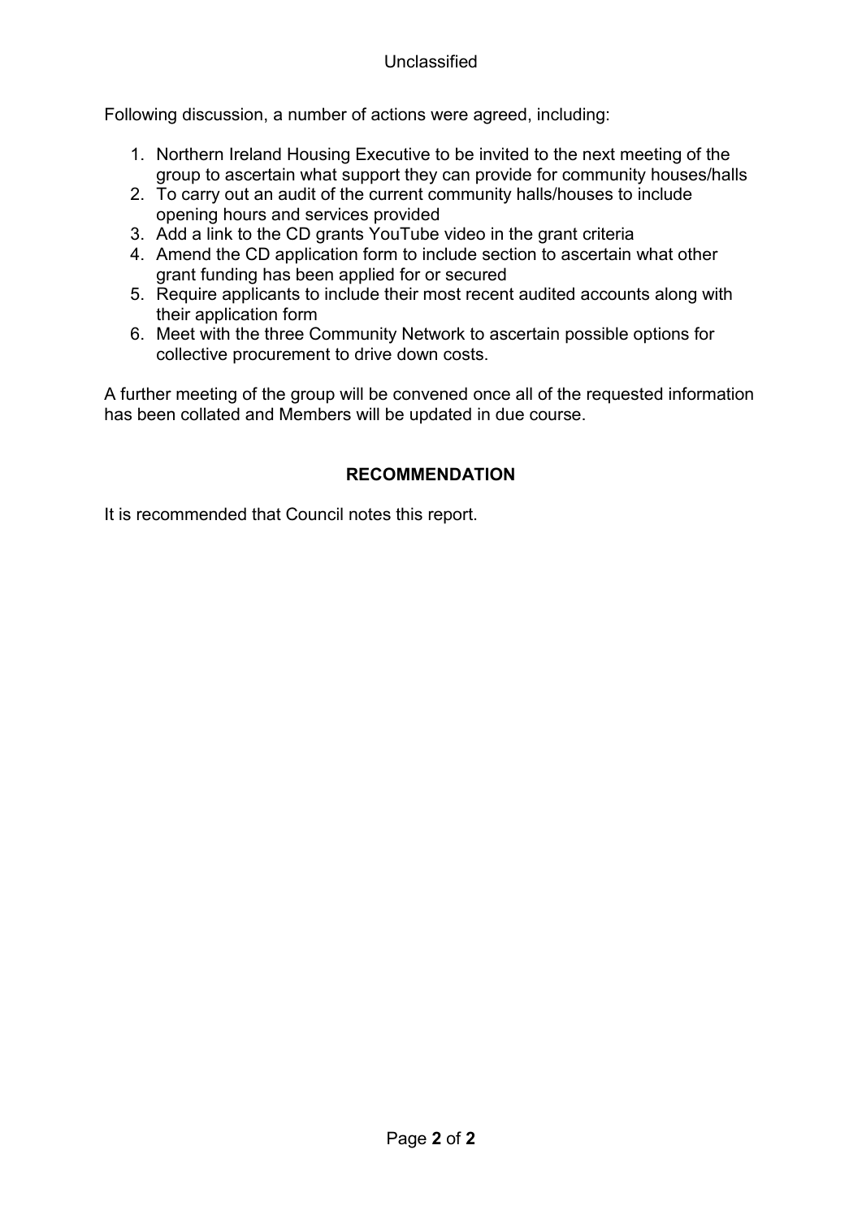Following discussion, a number of actions were agreed, including:

1. Northern Ireland Housing Executive to be invited to the next meeting of the group to ascertain what support they can provide for community houses/halls
2. To carry out an audit of the current community halls/houses to include opening hours and services provided
3. Add a link to the CD grants YouTube video in the grant criteria
4. Amend the CD application form to include section to ascertain what other grant funding has been applied for or secured
5. Require applicants to include their most recent audited accounts along with their application form
6. Meet with the three Community Network to ascertain possible options for collective procurement to drive down costs.

A further meeting of the group will be convened once all of the requested information has been collated and Members will be updated in due course.

**RECOMMENDATION**

It is recommended that Council notes this report.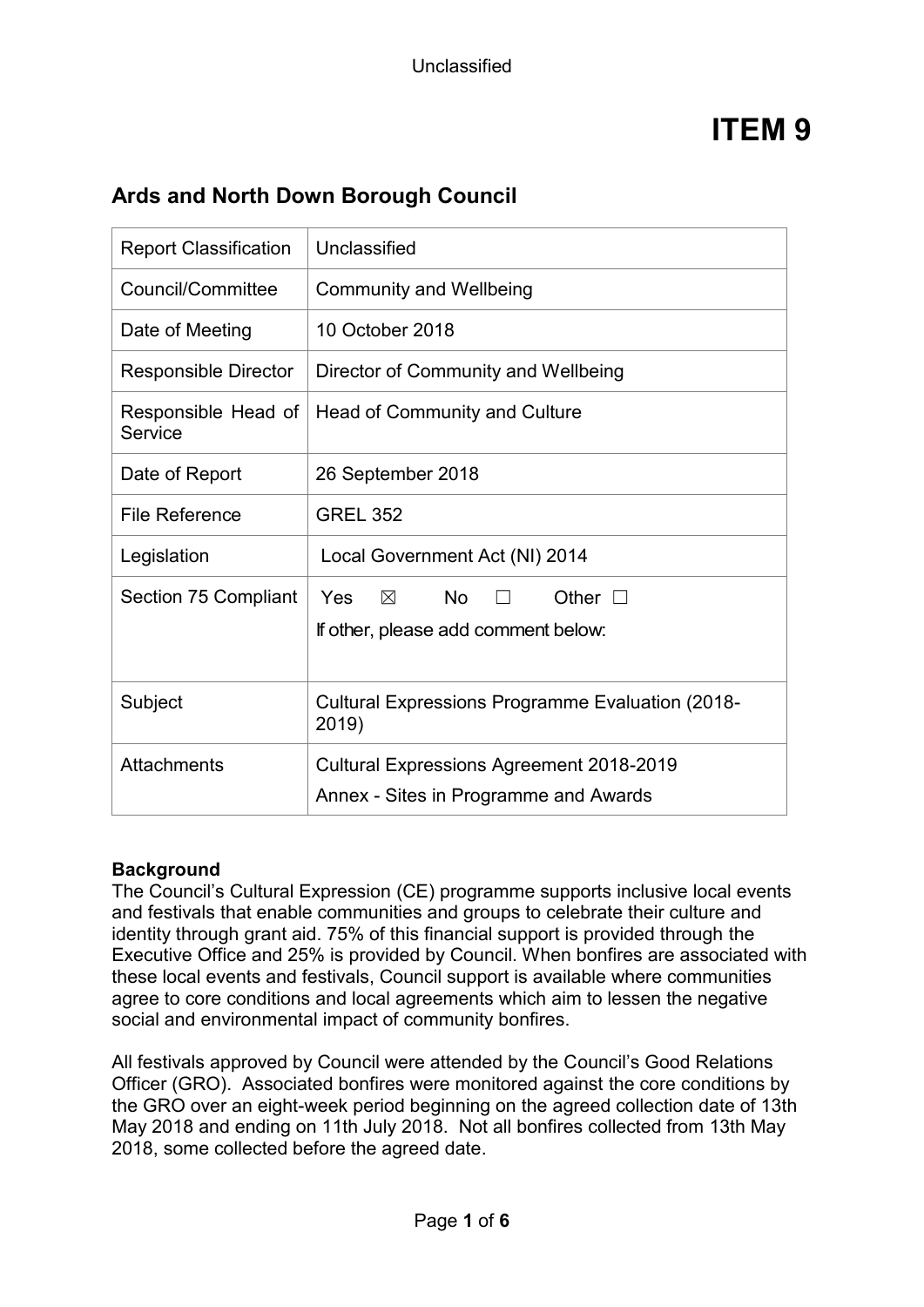# ITEM 9

## Ards and North Down Borough Council

| Report Classification | Unclassified |
|---|---|
| Council/Committee | Community and Wellbeing |
| Date of Meeting | 10 October 2018 |
| Responsible Director | Director of Community and Wellbeing |
| Responsible Head of Service | Head of Community and Culture |
| Date of Report | 26 September 2018 |
| File Reference | GREL 352 |
| Legislation | Local Government Act (NI) 2014 |
| Section 75 Compliant | Yes ☒ No ☐ Other ☐<br>If other, please add comment below: |
| Subject | Cultural Expressions Programme Evaluation (2018-2019) |
| Attachments | Cultural Expressions Agreement 2018-2019<br>Annex - Sites in Programme and Awards |

**Background**

The Council's Cultural Expression (CE) programme supports inclusive local events and festivals that enable communities and groups to celebrate their culture and identity through grant aid. 75% of this financial support is provided through the Executive Office and 25% is provided by Council. When bonfires are associated with these local events and festivals, Council support is available where communities agree to core conditions and local agreements which aim to lessen the negative social and environmental impact of community bonfires.

All festivals approved by Council were attended by the Council's Good Relations Officer (GRO). Associated bonfires were monitored against the core conditions by the GRO over an eight-week period beginning on the agreed collection date of 13th May 2018 and ending on 11th July 2018. Not all bonfires collected from 13th May 2018, some collected before the agreed date.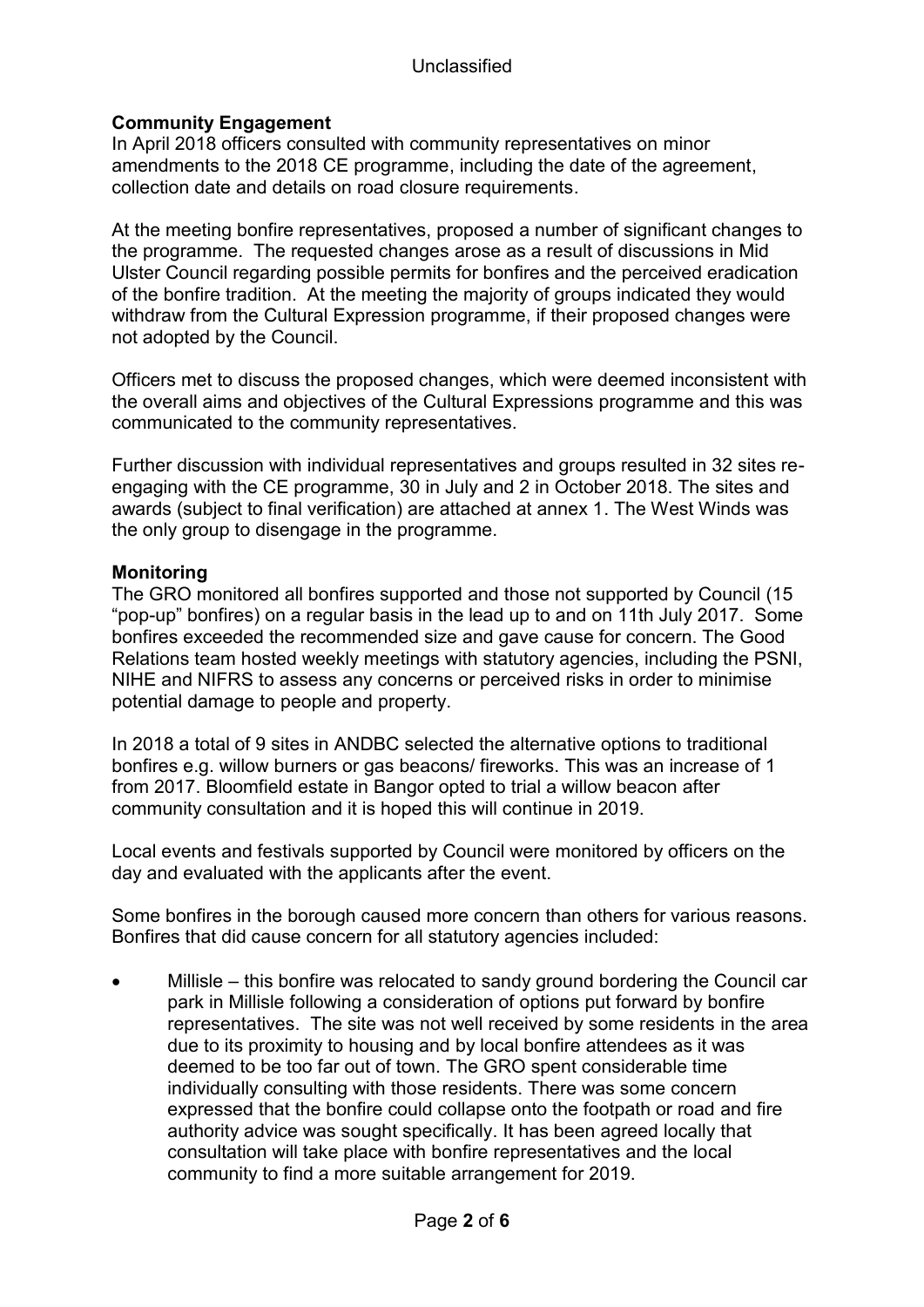**Community Engagement**

In April 2018 officers consulted with community representatives on minor amendments to the 2018 CE programme, including the date of the agreement, collection date and details on road closure requirements.

At the meeting bonfire representatives, proposed a number of significant changes to the programme. The requested changes arose as a result of discussions in Mid Ulster Council regarding possible permits for bonfires and the perceived eradication of the bonfire tradition. At the meeting the majority of groups indicated they would withdraw from the Cultural Expression programme, if their proposed changes were not adopted by the Council.

Officers met to discuss the proposed changes, which were deemed inconsistent with the overall aims and objectives of the Cultural Expressions programme and this was communicated to the community representatives.

Further discussion with individual representatives and groups resulted in 32 sites re-engaging with the CE programme, 30 in July and 2 in October 2018. The sites and awards (subject to final verification) are attached at annex 1. The West Winds was the only group to disengage in the programme.

**Monitoring**

The GRO monitored all bonfires supported and those not supported by Council (15 "pop-up" bonfires) on a regular basis in the lead up to and on 11th July 2017. Some bonfires exceeded the recommended size and gave cause for concern. The Good Relations team hosted weekly meetings with statutory agencies, including the PSNI, NIHE and NIFRS to assess any concerns or perceived risks in order to minimise potential damage to people and property.

In 2018 a total of 9 sites in ANDBC selected the alternative options to traditional bonfires e.g. willow burners or gas beacons/ fireworks. This was an increase of 1 from 2017. Bloomfield estate in Bangor opted to trial a willow beacon after community consultation and it is hoped this will continue in 2019.

Local events and festivals supported by Council were monitored by officers on the day and evaluated with the applicants after the event.

Some bonfires in the borough caused more concern than others for various reasons. Bonfires that did cause concern for all statutory agencies included:

- Millisle – this bonfire was relocated to sandy ground bordering the Council car park in Millisle following a consideration of options put forward by bonfire representatives. The site was not well received by some residents in the area due to its proximity to housing and by local bonfire attendees as it was deemed to be too far out of town. The GRO spent considerable time individually consulting with those residents. There was some concern expressed that the bonfire could collapse onto the footpath or road and fire authority advice was sought specifically. It has been agreed locally that consultation will take place with bonfire representatives and the local community to find a more suitable arrangement for 2019.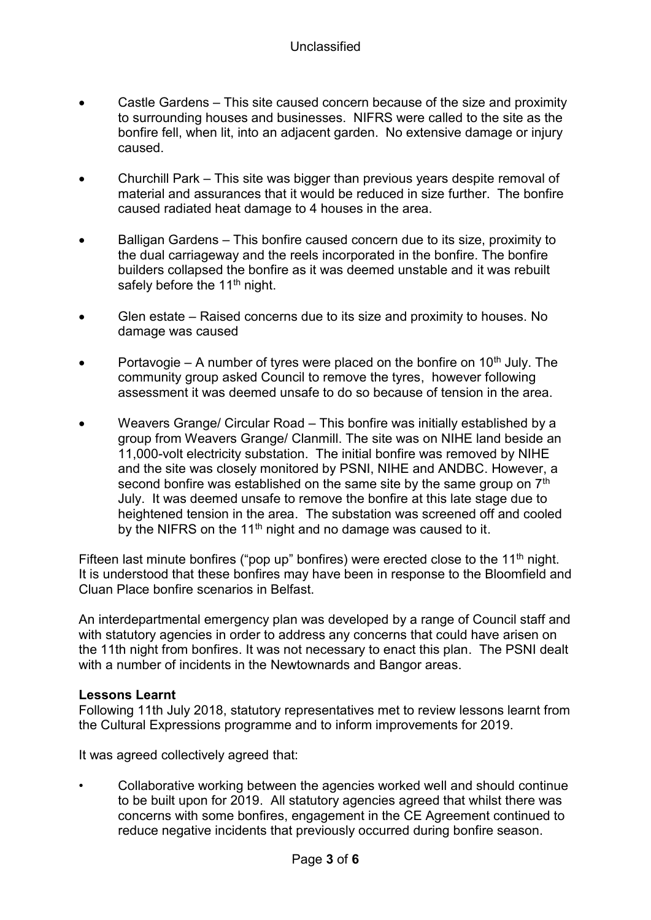- Castle Gardens – This site caused concern because of the size and proximity to surrounding houses and businesses. NIFRS were called to the site as the bonfire fell, when lit, into an adjacent garden. No extensive damage or injury caused.

- Churchill Park – This site was bigger than previous years despite removal of material and assurances that it would be reduced in size further. The bonfire caused radiated heat damage to 4 houses in the area.

- Balligan Gardens – This bonfire caused concern due to its size, proximity to the dual carriageway and the reels incorporated in the bonfire. The bonfire builders collapsed the bonfire as it was deemed unstable and it was rebuilt safely before the 11th night.

- Glen estate – Raised concerns due to its size and proximity to houses. No damage was caused

- Portavogie – A number of tyres were placed on the bonfire on 10th July. The community group asked Council to remove the tyres, however following assessment it was deemed unsafe to do so because of tension in the area.

- Weavers Grange/ Circular Road – This bonfire was initially established by a group from Weavers Grange/ Clanmill. The site was on NIHE land beside an 11,000-volt electricity substation. The initial bonfire was removed by NIHE and the site was closely monitored by PSNI, NIHE and ANDBC. However, a second bonfire was established on the same site by the same group on 7th July. It was deemed unsafe to remove the bonfire at this late stage due to heightened tension in the area. The substation was screened off and cooled by the NIFRS on the 11th night and no damage was caused to it.

Fifteen last minute bonfires ("pop up" bonfires) were erected close to the 11th night. It is understood that these bonfires may have been in response to the Bloomfield and Cluan Place bonfire scenarios in Belfast.

An interdepartmental emergency plan was developed by a range of Council staff and with statutory agencies in order to address any concerns that could have arisen on the 11th night from bonfires. It was not necessary to enact this plan. The PSNI dealt with a number of incidents in the Newtownards and Bangor areas.

**Lessons Learnt**

Following 11th July 2018, statutory representatives met to review lessons learnt from the Cultural Expressions programme and to inform improvements for 2019.

It was agreed collectively agreed that:

- Collaborative working between the agencies worked well and should continue to be built upon for 2019. All statutory agencies agreed that whilst there was concerns with some bonfires, engagement in the CE Agreement continued to reduce negative incidents that previously occurred during bonfire season.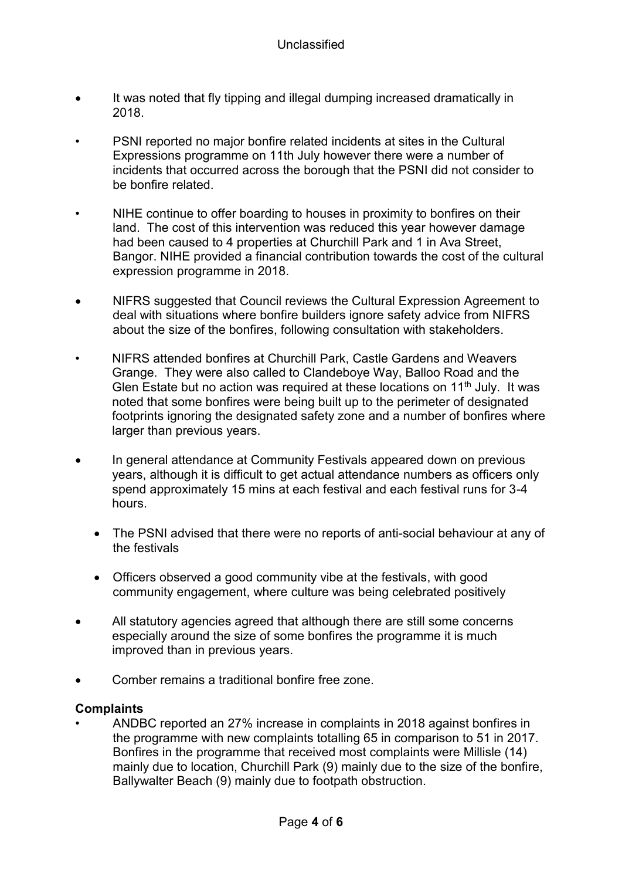- It was noted that fly tipping and illegal dumping increased dramatically in 2018.

- PSNI reported no major bonfire related incidents at sites in the Cultural Expressions programme on 11th July however there were a number of incidents that occurred across the borough that the PSNI did not consider to be bonfire related.

- NIHE continue to offer boarding to houses in proximity to bonfires on their land. The cost of this intervention was reduced this year however damage had been caused to 4 properties at Churchill Park and 1 in Ava Street, Bangor. NIHE provided a financial contribution towards the cost of the cultural expression programme in 2018.

- NIFRS suggested that Council reviews the Cultural Expression Agreement to deal with situations where bonfire builders ignore safety advice from NIFRS about the size of the bonfires, following consultation with stakeholders.

- NIFRS attended bonfires at Churchill Park, Castle Gardens and Weavers Grange. They were also called to Clandeboye Way, Balloo Road and the Glen Estate but no action was required at these locations on 11th July. It was noted that some bonfires were being built up to the perimeter of designated footprints ignoring the designated safety zone and a number of bonfires where larger than previous years.

- In general attendance at Community Festivals appeared down on previous years, although it is difficult to get actual attendance numbers as officers only spend approximately 15 mins at each festival and each festival runs for 3-4 hours.

  - The PSNI advised that there were no reports of anti-social behaviour at any of the festivals

  - Officers observed a good community vibe at the festivals, with good community engagement, where culture was being celebrated positively

- All statutory agencies agreed that although there are still some concerns especially around the size of some bonfires the programme it is much improved than in previous years.

- Comber remains a traditional bonfire free zone.

**Complaints**

- ANDBC reported an 27% increase in complaints in 2018 against bonfires in the programme with new complaints totalling 65 in comparison to 51 in 2017. Bonfires in the programme that received most complaints were Millisle (14) mainly due to location, Churchill Park (9) mainly due to the size of the bonfire, Ballywalter Beach (9) mainly due to footpath obstruction.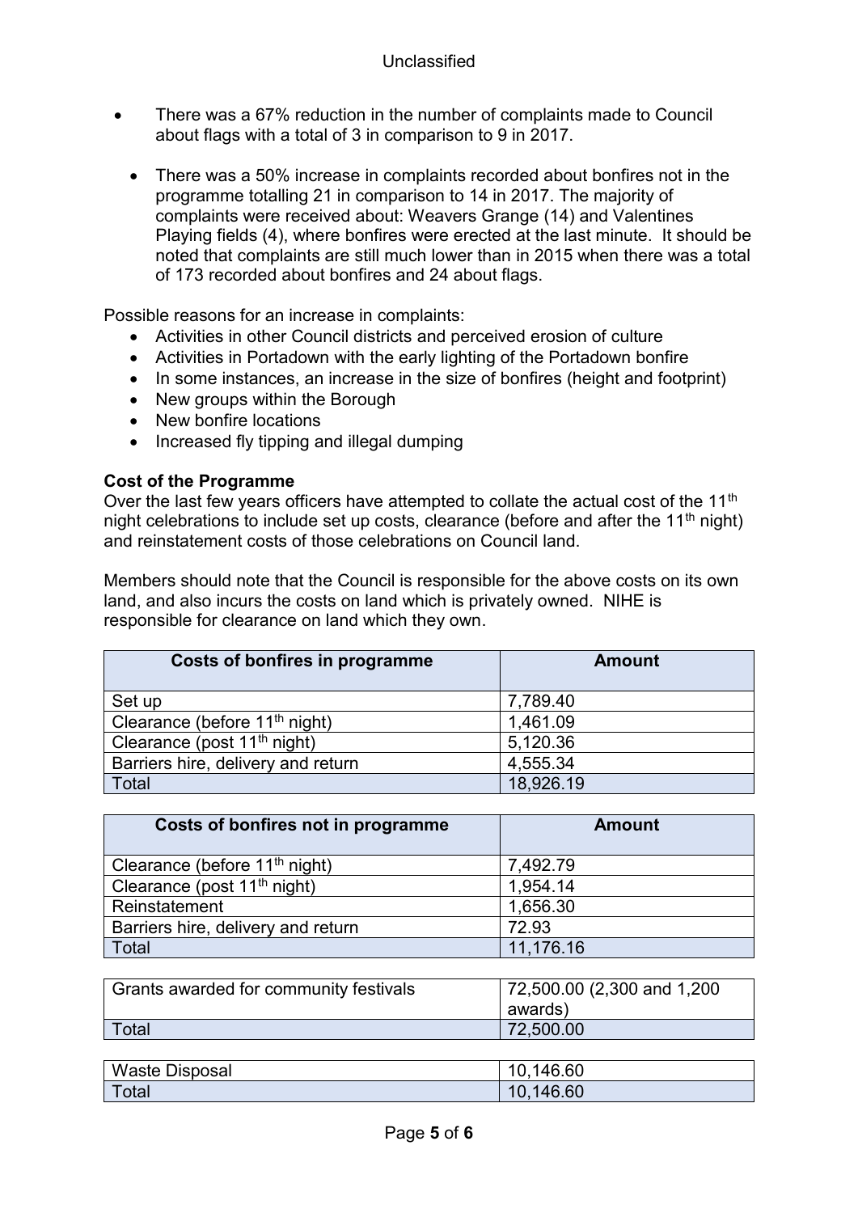- There was a 67% reduction in the number of complaints made to Council about flags with a total of 3 in comparison to 9 in 2017.
- There was a 50% increase in complaints recorded about bonfires not in the programme totalling 21 in comparison to 14 in 2017. The majority of complaints were received about: Weavers Grange (14) and Valentines Playing fields (4), where bonfires were erected at the last minute. It should be noted that complaints are still much lower than in 2015 when there was a total of 173 recorded about bonfires and 24 about flags.

Possible reasons for an increase in complaints:

- Activities in other Council districts and perceived erosion of culture
- Activities in Portadown with the early lighting of the Portadown bonfire
- In some instances, an increase in the size of bonfires (height and footprint)
- New groups within the Borough
- New bonfire locations
- Increased fly tipping and illegal dumping

**Cost of the Programme**

Over the last few years officers have attempted to collate the actual cost of the 11th night celebrations to include set up costs, clearance (before and after the 11th night) and reinstatement costs of those celebrations on Council land.

Members should note that the Council is responsible for the above costs on its own land, and also incurs the costs on land which is privately owned. NIHE is responsible for clearance on land which they own.

| Costs of bonfires in programme | Amount |
|---|---|
| Set up | 7,789.40 |
| Clearance (before 11th night) | 1,461.09 |
| Clearance (post 11th night) | 5,120.36 |
| Barriers hire, delivery and return | 4,555.34 |
| Total | 18,926.19 |

| Costs of bonfires not in programme | Amount |
|---|---|
| Clearance (before 11th night) | 7,492.79 |
| Clearance (post 11th night) | 1,954.14 |
| Reinstatement | 1,656.30 |
| Barriers hire, delivery and return | 72.93 |
| Total | 11,176.16 |

| Grants awarded for community festivals | 72,500.00 (2,300 and 1,200 awards) |
|---|---|
| Total | 72,500.00 |

| Waste Disposal | 10,146.60 |
|---|---|
| Total | 10,146.60 |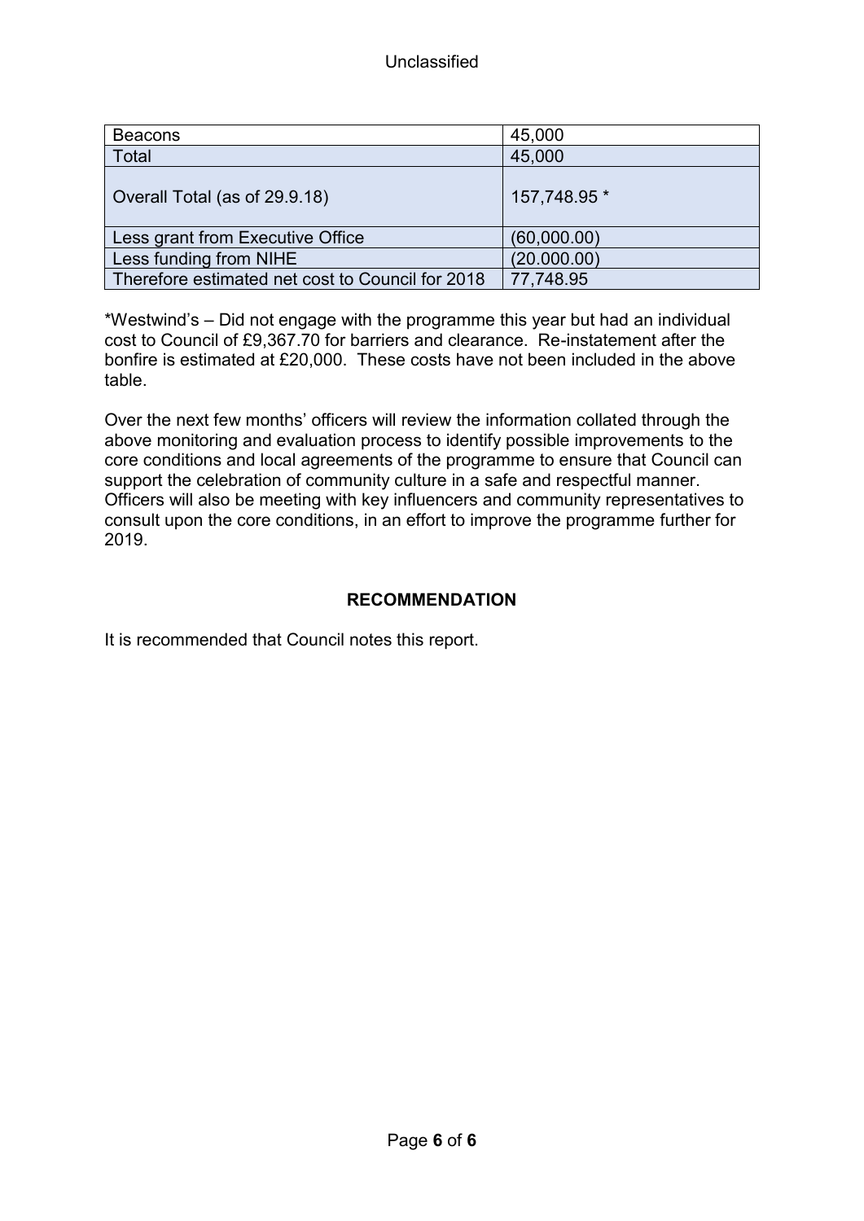| Beacons | 45,000 |
|---|---|
| Total | 45,000 |
| Overall Total (as of 29.9.18) | 157,748.95 * |
| Less grant from Executive Office | (60,000.00) |
| Less funding from NIHE | (20.000.00) |
| Therefore estimated net cost to Council for 2018 | 77,748.95 |

*Westwind's – Did not engage with the programme this year but had an individual cost to Council of £9,367.70 for barriers and clearance. Re-instatement after the bonfire is estimated at £20,000. These costs have not been included in the above table.

Over the next few months' officers will review the information collated through the above monitoring and evaluation process to identify possible improvements to the core conditions and local agreements of the programme to ensure that Council can support the celebration of community culture in a safe and respectful manner. Officers will also be meeting with key influencers and community representatives to consult upon the core conditions, in an effort to improve the programme further for 2019.

**RECOMMENDATION**

It is recommended that Council notes this report.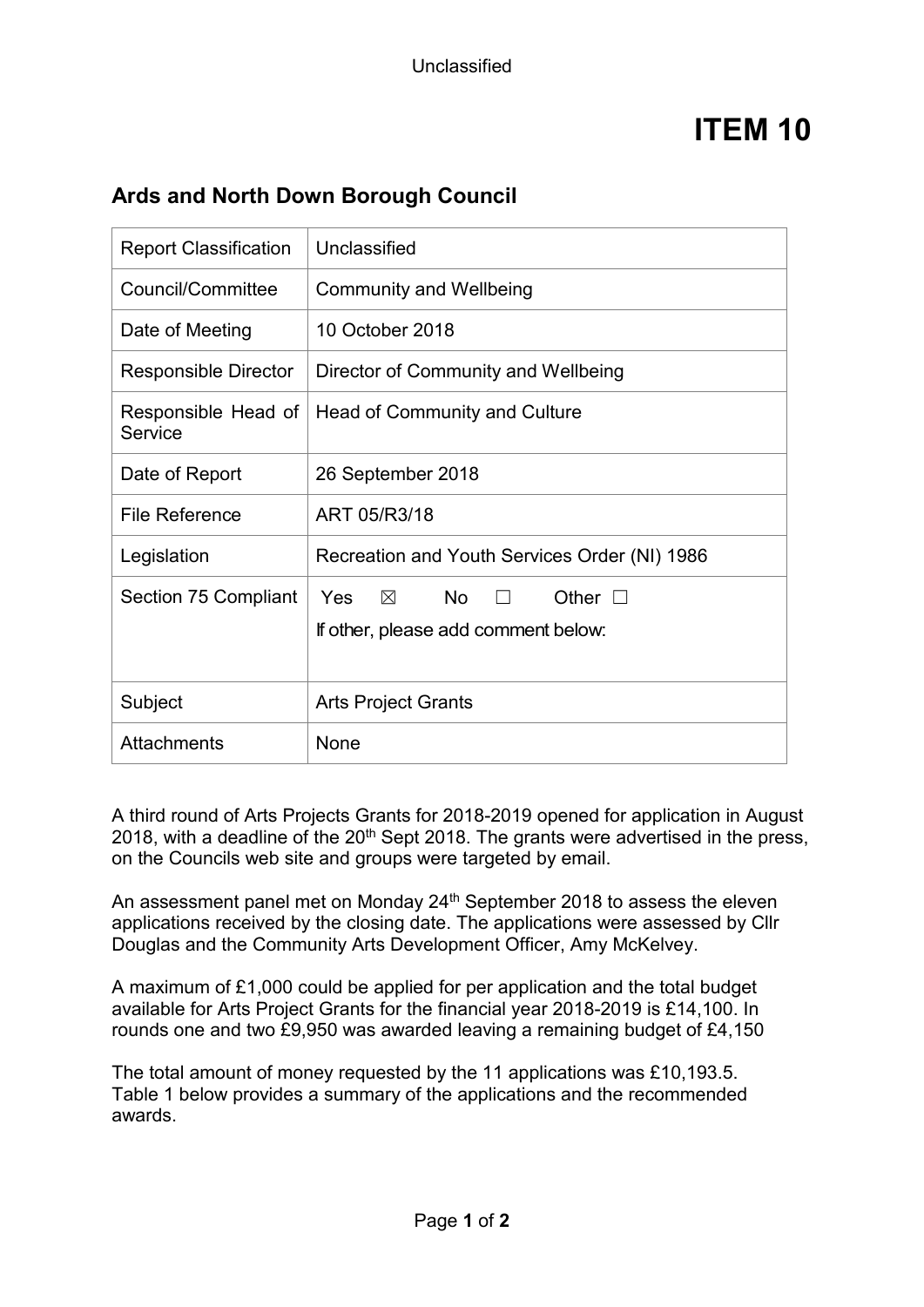# ITEM 10

## Ards and North Down Borough Council

| Report Classification | Unclassified |
|---|---|
| Council/Committee | Community and Wellbeing |
| Date of Meeting | 10 October 2018 |
| Responsible Director | Director of Community and Wellbeing |
| Responsible Head of Service | Head of Community and Culture |
| Date of Report | 26 September 2018 |
| File Reference | ART 05/R3/18 |
| Legislation | Recreation and Youth Services Order (NI) 1986 |
| Section 75 Compliant | Yes ☒ No ☐ Other ☐<br>If other, please add comment below: |
| Subject | Arts Project Grants |
| Attachments | None |

A third round of Arts Projects Grants for 2018-2019 opened for application in August 2018, with a deadline of the 20th Sept 2018. The grants were advertised in the press, on the Councils web site and groups were targeted by email.

An assessment panel met on Monday 24th September 2018 to assess the eleven applications received by the closing date. The applications were assessed by Cllr Douglas and the Community Arts Development Officer, Amy McKelvey.

A maximum of £1,000 could be applied for per application and the total budget available for Arts Project Grants for the financial year 2018-2019 is £14,100. In rounds one and two £9,950 was awarded leaving a remaining budget of £4,150

The total amount of money requested by the 11 applications was £10,193.5. Table 1 below provides a summary of the applications and the recommended awards.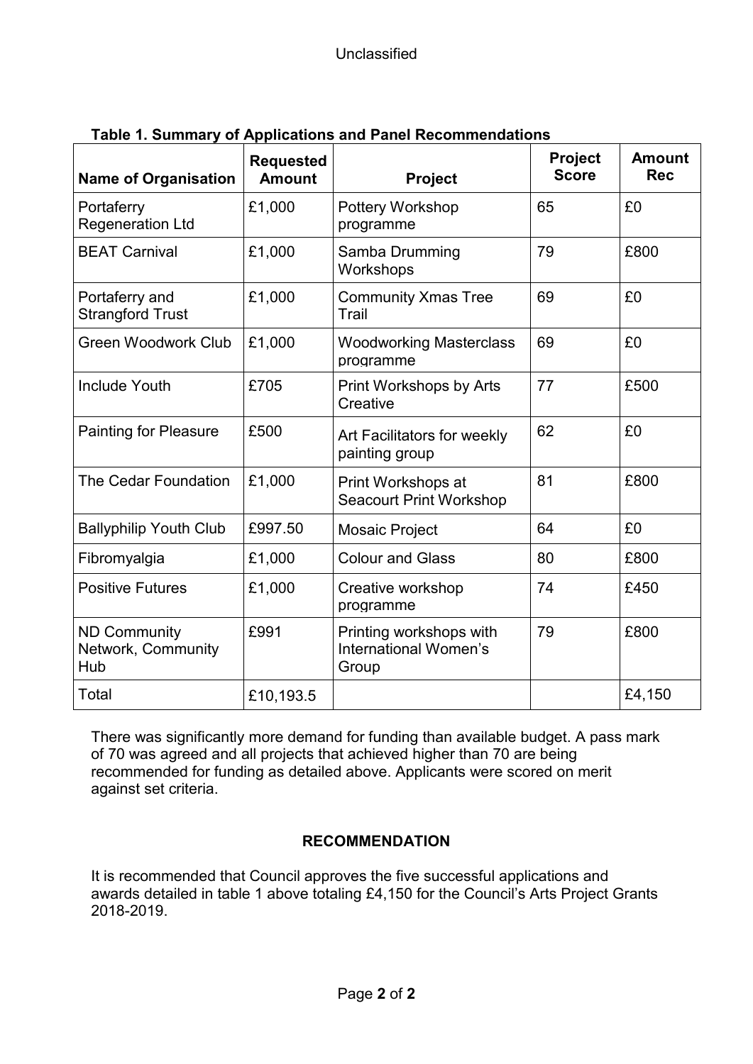Unclassified

**Table 1. Summary of Applications and Panel Recommendations**

| Name of Organisation | Requested Amount | Project | Project Score | Amount Rec |
|---|---|---|---|---|
| Portaferry Regeneration Ltd | £1,000 | Pottery Workshop programme | 65 | £0 |
| BEAT Carnival | £1,000 | Samba Drumming Workshops | 79 | £800 |
| Portaferry and Strangford Trust | £1,000 | Community Xmas Tree Trail | 69 | £0 |
| Green Woodwork Club | £1,000 | Woodworking Masterclass programme | 69 | £0 |
| Include Youth | £705 | Print Workshops by Arts Creative | 77 | £500 |
| Painting for Pleasure | £500 | Art Facilitators for weekly painting group | 62 | £0 |
| The Cedar Foundation | £1,000 | Print Workshops at Seacourt Print Workshop | 81 | £800 |
| Ballyphilip Youth Club | £997.50 | Mosaic Project | 64 | £0 |
| Fibromyalgia | £1,000 | Colour and Glass | 80 | £800 |
| Positive Futures | £1,000 | Creative workshop programme | 74 | £450 |
| ND Community Network, Community Hub | £991 | Printing workshops with International Women's Group | 79 | £800 |
| Total | £10,193.5 | | | £4,150 |

There was significantly more demand for funding than available budget. A pass mark of 70 was agreed and all projects that achieved higher than 70 are being recommended for funding as detailed above. Applicants were scored on merit against set criteria.

**RECOMMENDATION**

It is recommended that Council approves the five successful applications and awards detailed in table 1 above totaling £4,150 for the Council's Arts Project Grants 2018-2019.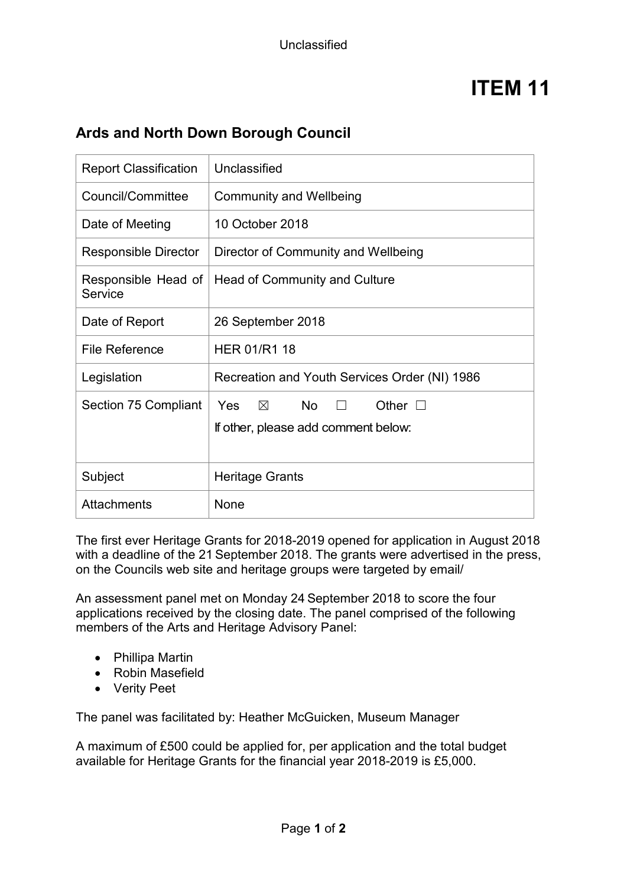Unclassified

# ITEM 11

## Ards and North Down Borough Council

| Report Classification | Unclassified |
|---|---|
| Council/Committee | Community and Wellbeing |
| Date of Meeting | 10 October 2018 |
| Responsible Director | Director of Community and Wellbeing |
| Responsible Head of Service | Head of Community and Culture |
| Date of Report | 26 September 2018 |
| File Reference | HER 01/R1 18 |
| Legislation | Recreation and Youth Services Order (NI) 1986 |
| Section 75 Compliant | Yes ☒ No ☐ Other ☐<br>If other, please add comment below: |
| Subject | Heritage Grants |
| Attachments | None |

The first ever Heritage Grants for 2018-2019 opened for application in August 2018 with a deadline of the 21 September 2018. The grants were advertised in the press, on the Councils web site and heritage groups were targeted by email/

An assessment panel met on Monday 24 September 2018 to score the four applications received by the closing date. The panel comprised of the following members of the Arts and Heritage Advisory Panel:

- Phillipa Martin
- Robin Masefield
- Verity Peet

The panel was facilitated by: Heather McGuicken, Museum Manager

A maximum of £500 could be applied for, per application and the total budget available for Heritage Grants for the financial year 2018-2019 is £5,000.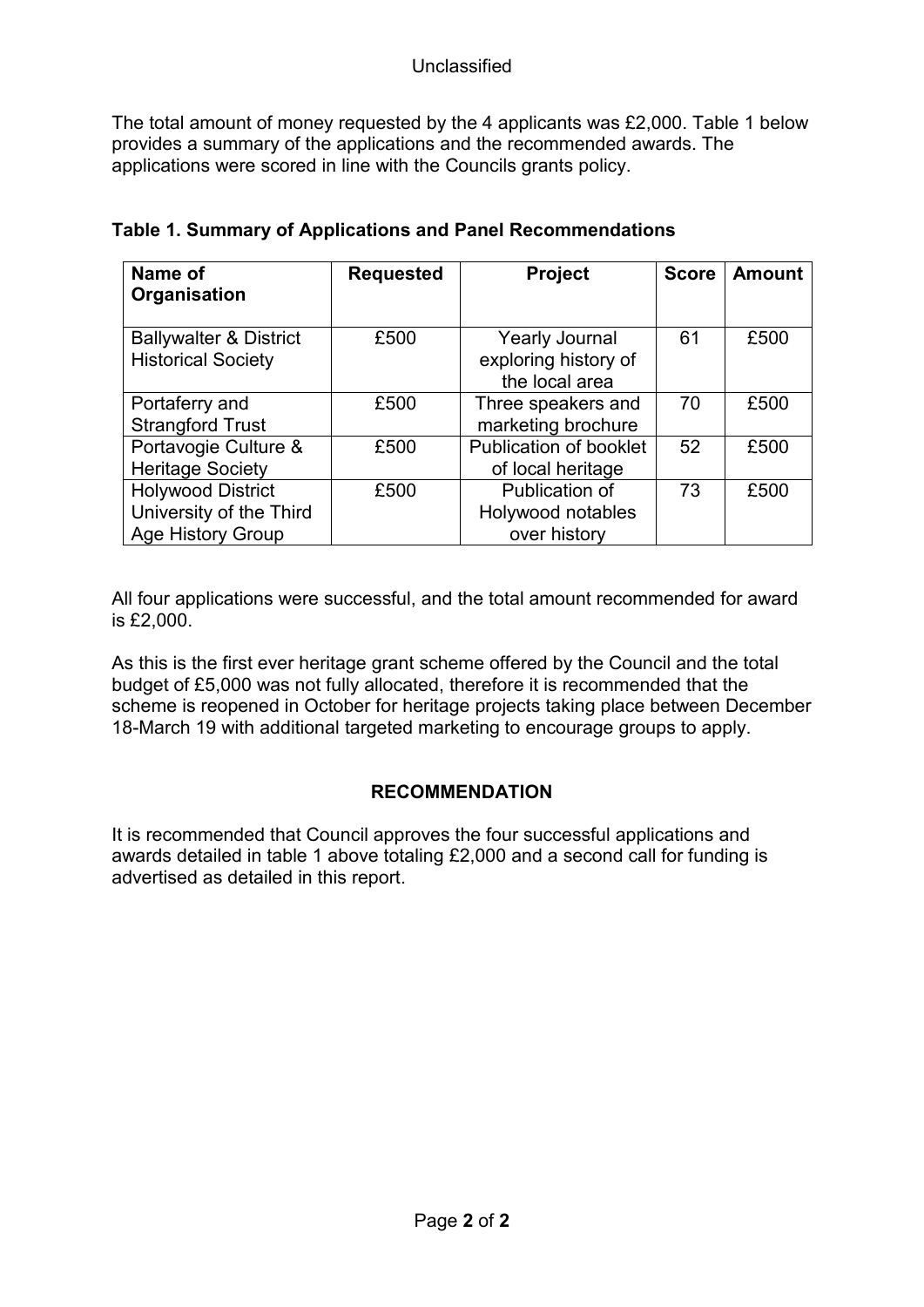The total amount of money requested by the 4 applicants was £2,000. Table 1 below provides a summary of the applications and the recommended awards. The applications were scored in line with the Councils grants policy.

**Table 1. Summary of Applications and Panel Recommendations**

| Name of Organisation | Requested | Project | Score | Amount |
|---|---|---|---|---|
| Ballywalter & District Historical Society | £500 | Yearly Journal exploring history of the local area | 61 | £500 |
| Portaferry and Strangford Trust | £500 | Three speakers and marketing brochure | 70 | £500 |
| Portavogie Culture & Heritage Society | £500 | Publication of booklet of local heritage | 52 | £500 |
| Holywood District University of the Third Age History Group | £500 | Publication of Holywood notables over history | 73 | £500 |

All four applications were successful, and the total amount recommended for award is £2,000.

As this is the first ever heritage grant scheme offered by the Council and the total budget of £5,000 was not fully allocated, therefore it is recommended that the scheme is reopened in October for heritage projects taking place between December 18-March 19 with additional targeted marketing to encourage groups to apply.

## RECOMMENDATION

It is recommended that Council approves the four successful applications and awards detailed in table 1 above totaling £2,000 and a second call for funding is advertised as detailed in this report.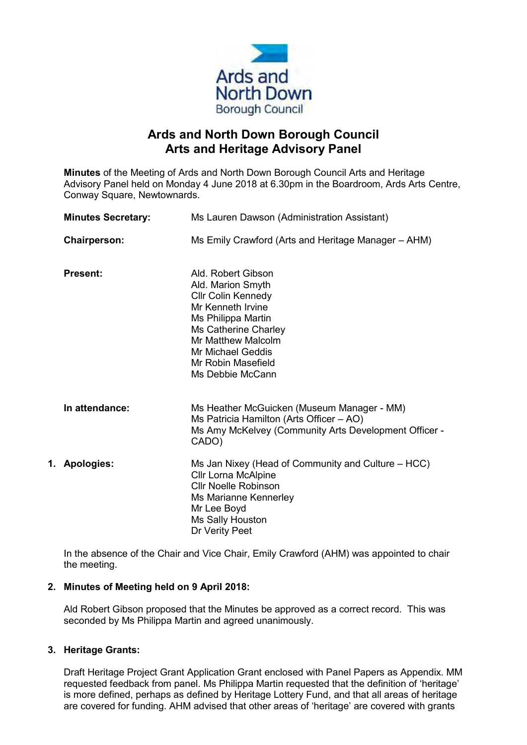# Ards and North Down Borough Council
# Arts and Heritage Advisory Panel

**Minutes** of the Meeting of Ards and North Down Borough Council Arts and Heritage Advisory Panel held on Monday 4 June 2018 at 6.30pm in the Boardroom, Ards Arts Centre, Conway Square, Newtownards.

**Minutes Secretary:** Ms Lauren Dawson (Administration Assistant)

**Chairperson:** Ms Emily Crawford (Arts and Heritage Manager – AHM)

**Present:**
Ald. Robert Gibson
Ald. Marion Smyth
Cllr Colin Kennedy
Mr Kenneth Irvine
Ms Philippa Martin
Ms Catherine Charley
Mr Matthew Malcolm
Mr Michael Geddis
Mr Robin Masefield
Ms Debbie McCann

**In attendance:**
Ms Heather McGuicken (Museum Manager - MM)
Ms Patricia Hamilton (Arts Officer – AO)
Ms Amy McKelvey (Community Arts Development Officer - CADO)

**1. Apologies:**
Ms Jan Nixey (Head of Community and Culture – HCC)
Cllr Lorna McAlpine
Cllr Noelle Robinson
Ms Marianne Kennerley
Mr Lee Boyd
Ms Sally Houston
Dr Verity Peet

In the absence of the Chair and Vice Chair, Emily Crawford (AHM) was appointed to chair the meeting.

**2. Minutes of Meeting held on 9 April 2018:**

Ald Robert Gibson proposed that the Minutes be approved as a correct record. This was seconded by Ms Philippa Martin and agreed unanimously.

**3. Heritage Grants:**

Draft Heritage Project Grant Application Grant enclosed with Panel Papers as Appendix. MM requested feedback from panel. Ms Philippa Martin requested that the definition of 'heritage' is more defined, perhaps as defined by Heritage Lottery Fund, and that all areas of heritage are covered for funding. AHM advised that other areas of 'heritage' are covered with grants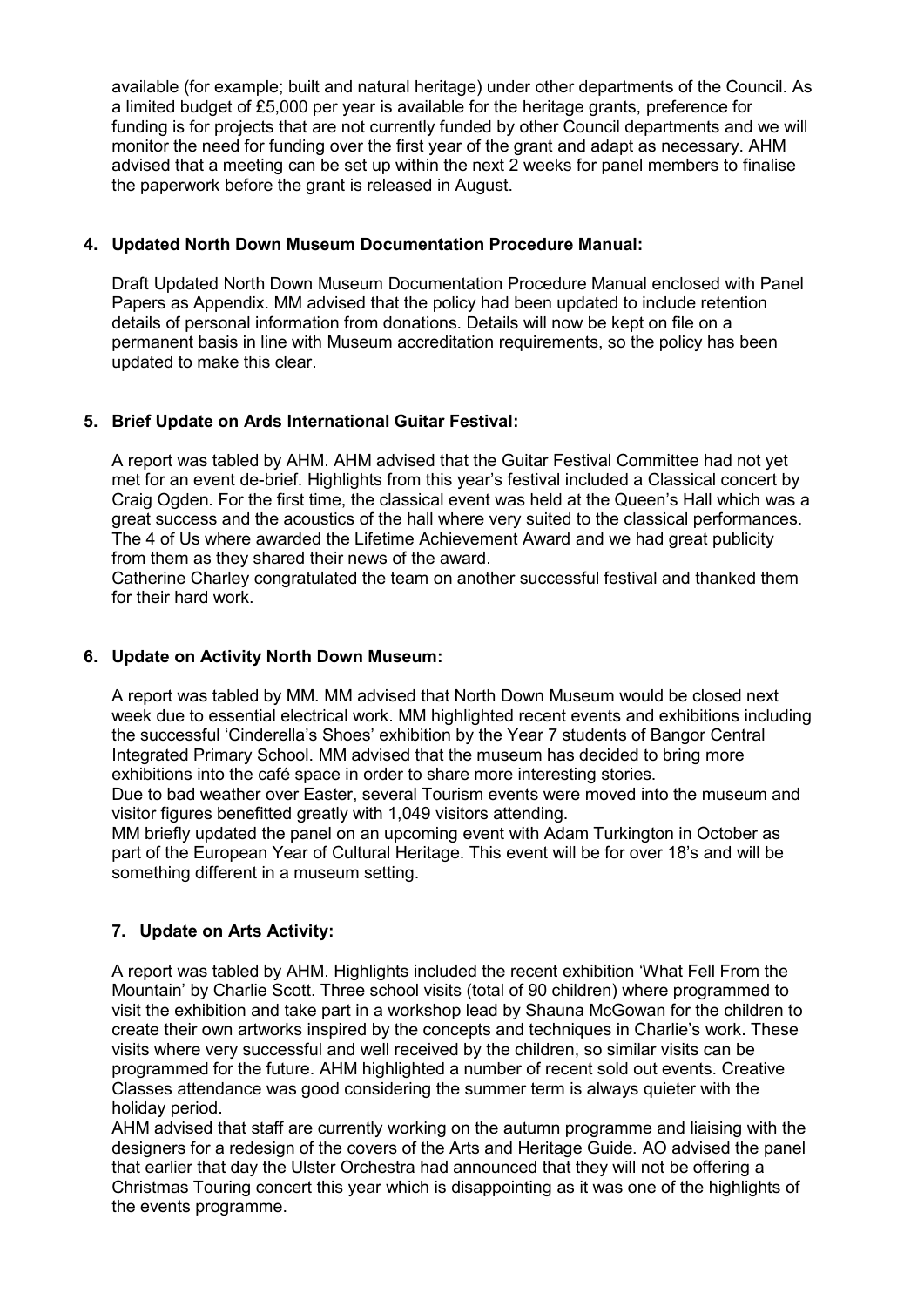available (for example; built and natural heritage) under other departments of the Council. As a limited budget of £5,000 per year is available for the heritage grants, preference for funding is for projects that are not currently funded by other Council departments and we will monitor the need for funding over the first year of the grant and adapt as necessary. AHM advised that a meeting can be set up within the next 2 weeks for panel members to finalise the paperwork before the grant is released in August.

**4. Updated North Down Museum Documentation Procedure Manual:**

Draft Updated North Down Museum Documentation Procedure Manual enclosed with Panel Papers as Appendix. MM advised that the policy had been updated to include retention details of personal information from donations. Details will now be kept on file on a permanent basis in line with Museum accreditation requirements, so the policy has been updated to make this clear.

**5. Brief Update on Ards International Guitar Festival:**

A report was tabled by AHM. AHM advised that the Guitar Festival Committee had not yet met for an event de-brief. Highlights from this year's festival included a Classical concert by Craig Ogden. For the first time, the classical event was held at the Queen's Hall which was a great success and the acoustics of the hall where very suited to the classical performances. The 4 of Us where awarded the Lifetime Achievement Award and we had great publicity from them as they shared their news of the award.
Catherine Charley congratulated the team on another successful festival and thanked them for their hard work.

**6. Update on Activity North Down Museum:**

A report was tabled by MM. MM advised that North Down Museum would be closed next week due to essential electrical work. MM highlighted recent events and exhibitions including the successful 'Cinderella's Shoes' exhibition by the Year 7 students of Bangor Central Integrated Primary School. MM advised that the museum has decided to bring more exhibitions into the café space in order to share more interesting stories.
Due to bad weather over Easter, several Tourism events were moved into the museum and visitor figures benefitted greatly with 1,049 visitors attending.
MM briefly updated the panel on an upcoming event with Adam Turkington in October as part of the European Year of Cultural Heritage. This event will be for over 18's and will be something different in a museum setting.

**7. Update on Arts Activity:**

A report was tabled by AHM. Highlights included the recent exhibition 'What Fell From the Mountain' by Charlie Scott. Three school visits (total of 90 children) where programmed to visit the exhibition and take part in a workshop lead by Shauna McGowan for the children to create their own artworks inspired by the concepts and techniques in Charlie's work. These visits where very successful and well received by the children, so similar visits can be programmed for the future. AHM highlighted a number of recent sold out events. Creative Classes attendance was good considering the summer term is always quieter with the holiday period.
AHM advised that staff are currently working on the autumn programme and liaising with the designers for a redesign of the covers of the Arts and Heritage Guide. AO advised the panel that earlier that day the Ulster Orchestra had announced that they will not be offering a Christmas Touring concert this year which is disappointing as it was one of the highlights of the events programme.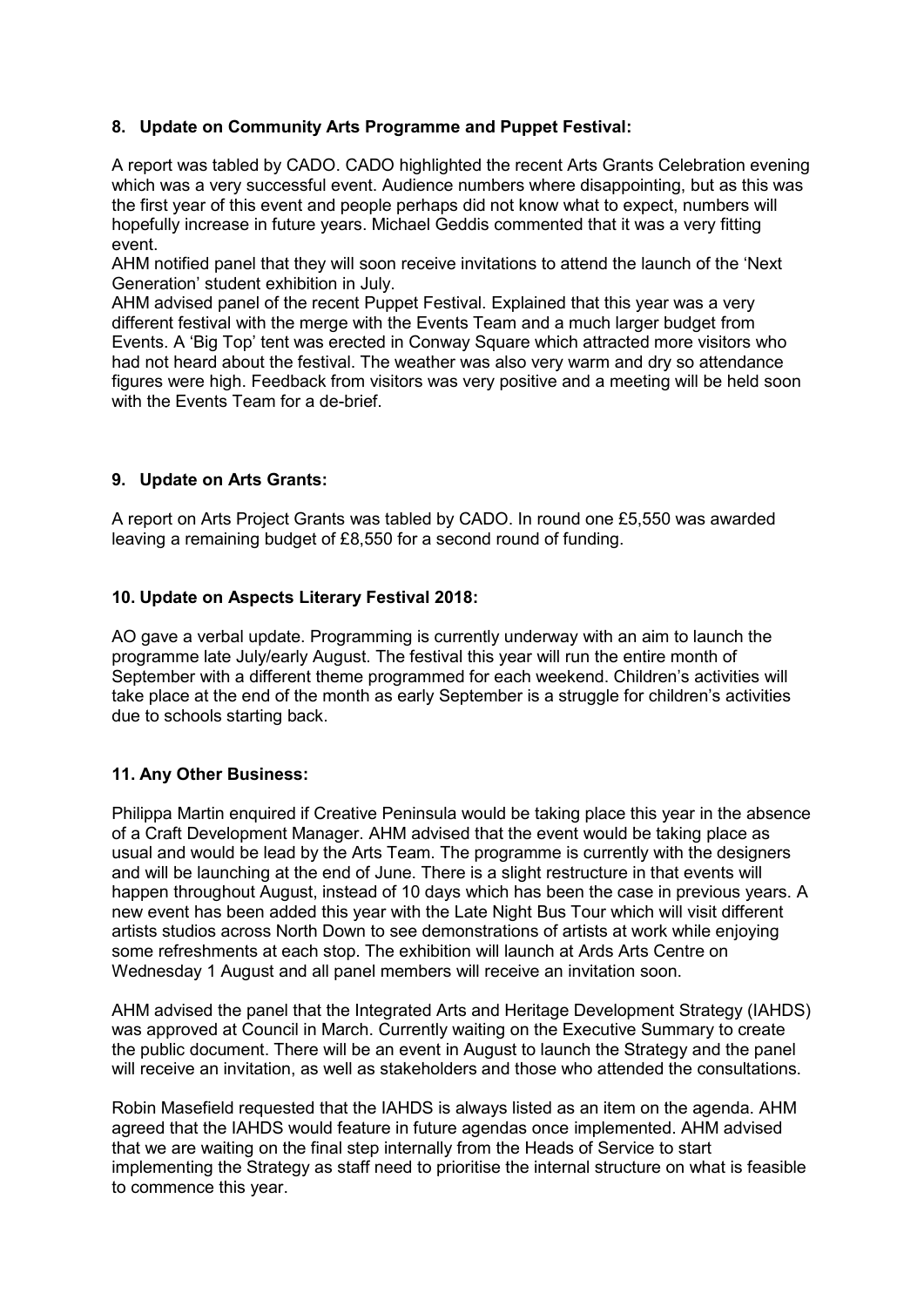**8. Update on Community Arts Programme and Puppet Festival:**

A report was tabled by CADO. CADO highlighted the recent Arts Grants Celebration evening which was a very successful event. Audience numbers where disappointing, but as this was the first year of this event and people perhaps did not know what to expect, numbers will hopefully increase in future years. Michael Geddis commented that it was a very fitting event.

AHM notified panel that they will soon receive invitations to attend the launch of the 'Next Generation' student exhibition in July.

AHM advised panel of the recent Puppet Festival. Explained that this year was a very different festival with the merge with the Events Team and a much larger budget from Events. A 'Big Top' tent was erected in Conway Square which attracted more visitors who had not heard about the festival. The weather was also very warm and dry so attendance figures were high. Feedback from visitors was very positive and a meeting will be held soon with the Events Team for a de-brief.

**9. Update on Arts Grants:**

A report on Arts Project Grants was tabled by CADO. In round one £5,550 was awarded leaving a remaining budget of £8,550 for a second round of funding.

**10. Update on Aspects Literary Festival 2018:**

AO gave a verbal update. Programming is currently underway with an aim to launch the programme late July/early August. The festival this year will run the entire month of September with a different theme programmed for each weekend. Children's activities will take place at the end of the month as early September is a struggle for children's activities due to schools starting back.

**11. Any Other Business:**

Philippa Martin enquired if Creative Peninsula would be taking place this year in the absence of a Craft Development Manager. AHM advised that the event would be taking place as usual and would be lead by the Arts Team. The programme is currently with the designers and will be launching at the end of June. There is a slight restructure in that events will happen throughout August, instead of 10 days which has been the case in previous years. A new event has been added this year with the Late Night Bus Tour which will visit different artists studios across North Down to see demonstrations of artists at work while enjoying some refreshments at each stop. The exhibition will launch at Ards Arts Centre on Wednesday 1 August and all panel members will receive an invitation soon.

AHM advised the panel that the Integrated Arts and Heritage Development Strategy (IAHDS) was approved at Council in March. Currently waiting on the Executive Summary to create the public document. There will be an event in August to launch the Strategy and the panel will receive an invitation, as well as stakeholders and those who attended the consultations.

Robin Masefield requested that the IAHDS is always listed as an item on the agenda. AHM agreed that the IAHDS would feature in future agendas once implemented. AHM advised that we are waiting on the final step internally from the Heads of Service to start implementing the Strategy as staff need to prioritise the internal structure on what is feasible to commence this year.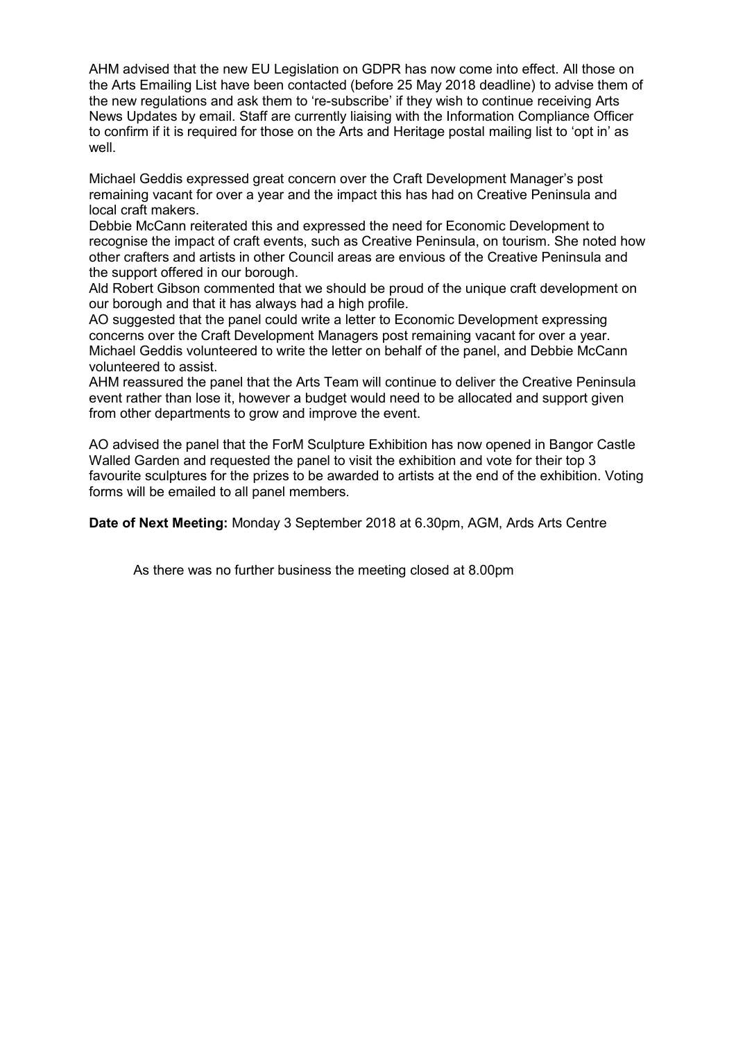AHM advised that the new EU Legislation on GDPR has now come into effect. All those on the Arts Emailing List have been contacted (before 25 May 2018 deadline) to advise them of the new regulations and ask them to 're-subscribe' if they wish to continue receiving Arts News Updates by email. Staff are currently liaising with the Information Compliance Officer to confirm if it is required for those on the Arts and Heritage postal mailing list to 'opt in' as well.

Michael Geddis expressed great concern over the Craft Development Manager's post remaining vacant for over a year and the impact this has had on Creative Peninsula and local craft makers.
Debbie McCann reiterated this and expressed the need for Economic Development to recognise the impact of craft events, such as Creative Peninsula, on tourism. She noted how other crafters and artists in other Council areas are envious of the Creative Peninsula and the support offered in our borough.
Ald Robert Gibson commented that we should be proud of the unique craft development on our borough and that it has always had a high profile.
AO suggested that the panel could write a letter to Economic Development expressing concerns over the Craft Development Managers post remaining vacant for over a year. Michael Geddis volunteered to write the letter on behalf of the panel, and Debbie McCann volunteered to assist.
AHM reassured the panel that the Arts Team will continue to deliver the Creative Peninsula event rather than lose it, however a budget would need to be allocated and support given from other departments to grow and improve the event.

AO advised the panel that the ForM Sculpture Exhibition has now opened in Bangor Castle Walled Garden and requested the panel to visit the exhibition and vote for their top 3 favourite sculptures for the prizes to be awarded to artists at the end of the exhibition. Voting forms will be emailed to all panel members.

**Date of Next Meeting:** Monday 3 September 2018 at 6.30pm, AGM, Ards Arts Centre

As there was no further business the meeting closed at 8.00pm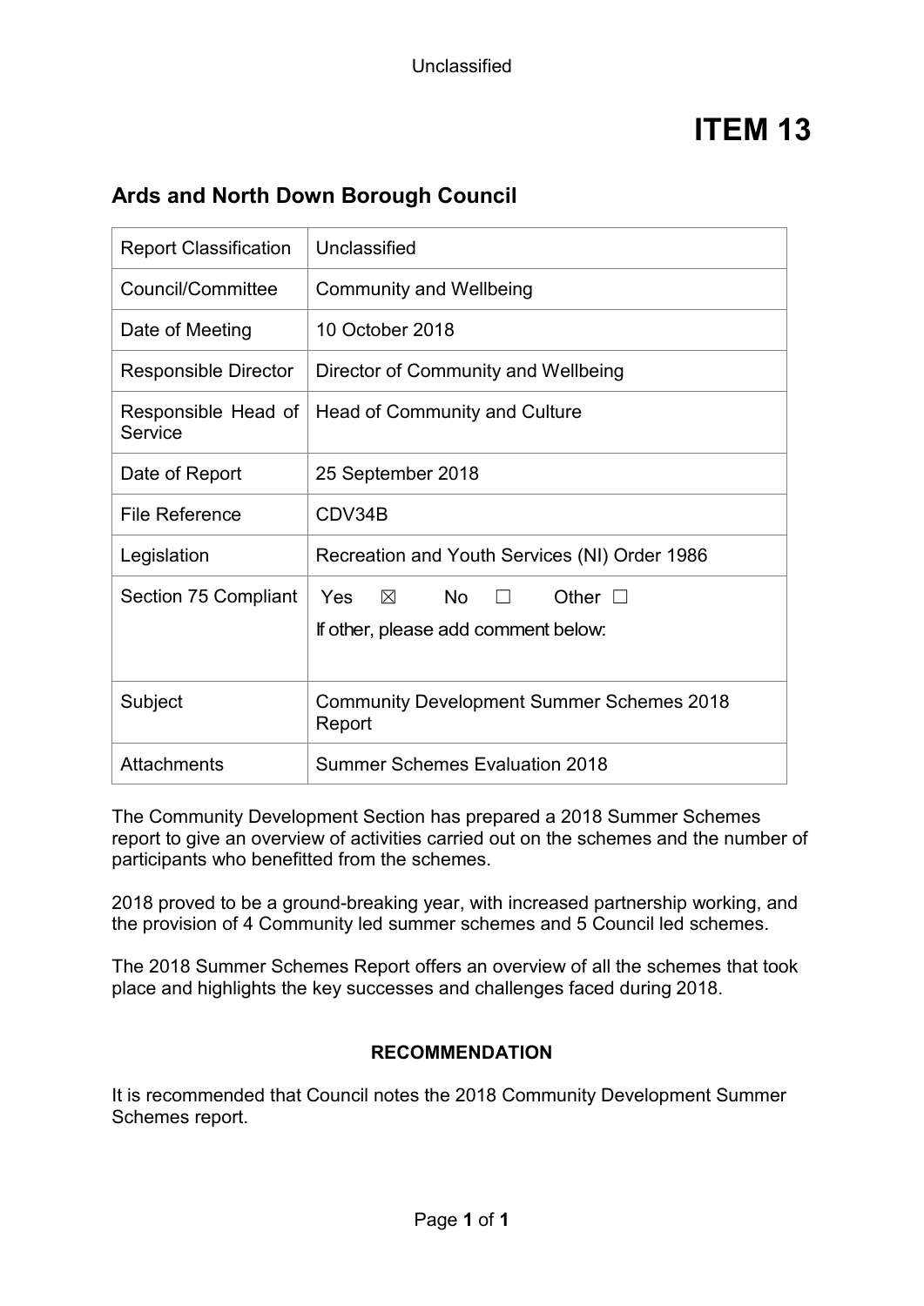# ITEM 13

## Ards and North Down Borough Council

| Report Classification | Unclassified |
|---|---|
| Council/Committee | Community and Wellbeing |
| Date of Meeting | 10 October 2018 |
| Responsible Director | Director of Community and Wellbeing |
| Responsible Head of Service | Head of Community and Culture |
| Date of Report | 25 September 2018 |
| File Reference | CDV34B |
| Legislation | Recreation and Youth Services (NI) Order 1986 |
| Section 75 Compliant | Yes ☒ No ☐ Other ☐<br>If other, please add comment below: |
| Subject | Community Development Summer Schemes 2018 Report |
| Attachments | Summer Schemes Evaluation 2018 |

The Community Development Section has prepared a 2018 Summer Schemes report to give an overview of activities carried out on the schemes and the number of participants who benefitted from the schemes.

2018 proved to be a ground-breaking year, with increased partnership working, and the provision of 4 Community led summer schemes and 5 Council led schemes.

The 2018 Summer Schemes Report offers an overview of all the schemes that took place and highlights the key successes and challenges faced during 2018.

**RECOMMENDATION**

It is recommended that Council notes the 2018 Community Development Summer Schemes report.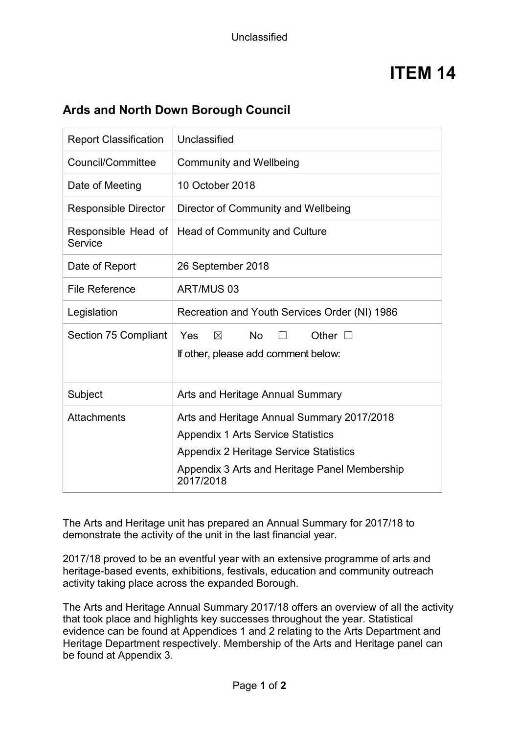Unclassified

# ITEM 14

## Ards and North Down Borough Council

| Report Classification | Unclassified |
|---|---|
| Council/Committee | Community and Wellbeing |
| Date of Meeting | 10 October 2018 |
| Responsible Director | Director of Community and Wellbeing |
| Responsible Head of Service | Head of Community and Culture |
| Date of Report | 26 September 2018 |
| File Reference | ART/MUS 03 |
| Legislation | Recreation and Youth Services Order (NI) 1986 |
| Section 75 Compliant | Yes ☒ No ☐ Other ☐<br>If other, please add comment below: |
| Subject | Arts and Heritage Annual Summary |
| Attachments | Arts and Heritage Annual Summary 2017/2018<br>Appendix 1 Arts Service Statistics<br>Appendix 2 Heritage Service Statistics<br>Appendix 3 Arts and Heritage Panel Membership 2017/2018 |

The Arts and Heritage unit has prepared an Annual Summary for 2017/18 to demonstrate the activity of the unit in the last financial year.

2017/18 proved to be an eventful year with an extensive programme of arts and heritage-based events, exhibitions, festivals, education and community outreach activity taking place across the expanded Borough.

The Arts and Heritage Annual Summary 2017/18 offers an overview of all the activity that took place and highlights key successes throughout the year. Statistical evidence can be found at Appendices 1 and 2 relating to the Arts Department and Heritage Department respectively. Membership of the Arts and Heritage panel can be found at Appendix 3.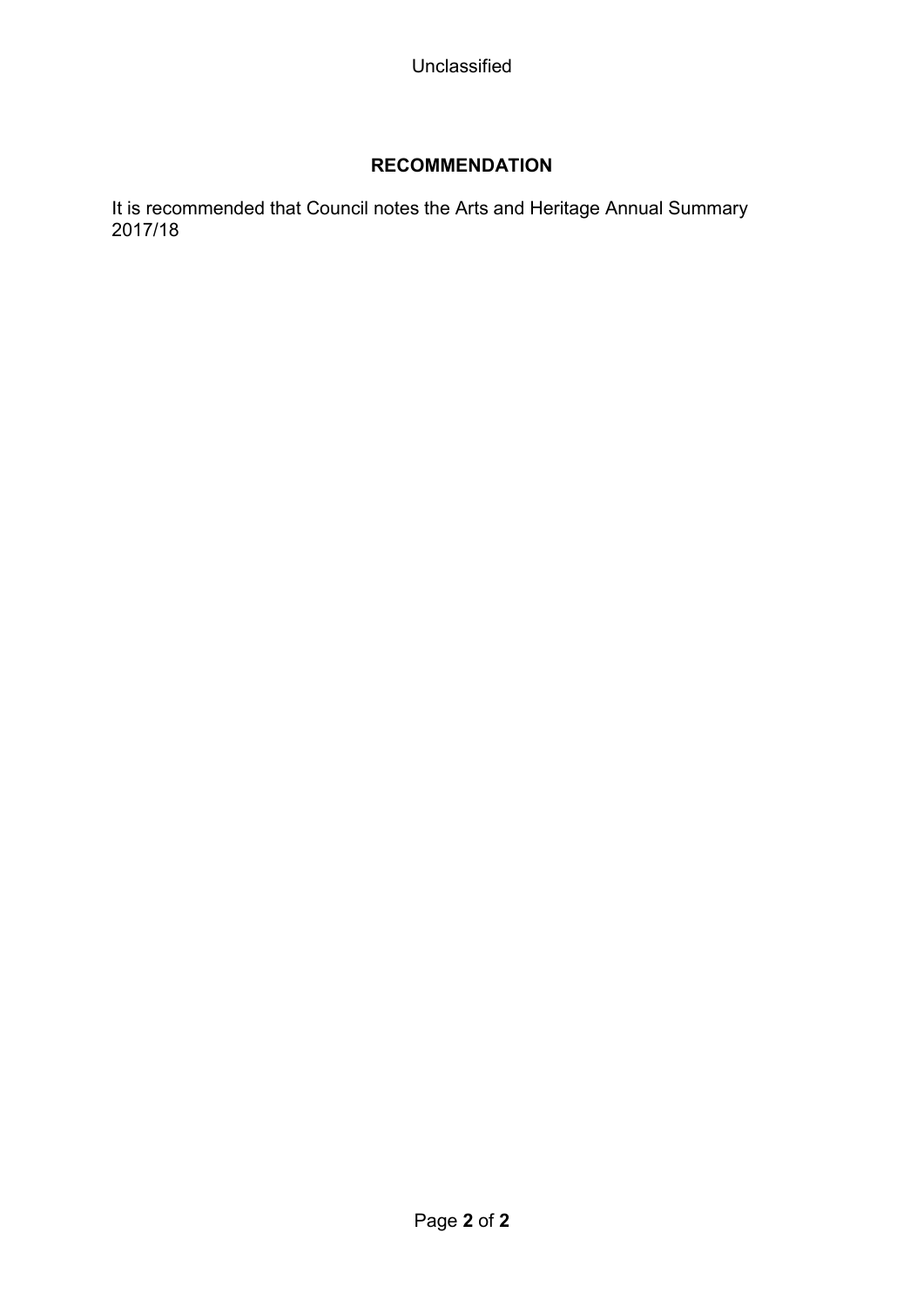## RECOMMENDATION

It is recommended that Council notes the Arts and Heritage Annual Summary 2017/18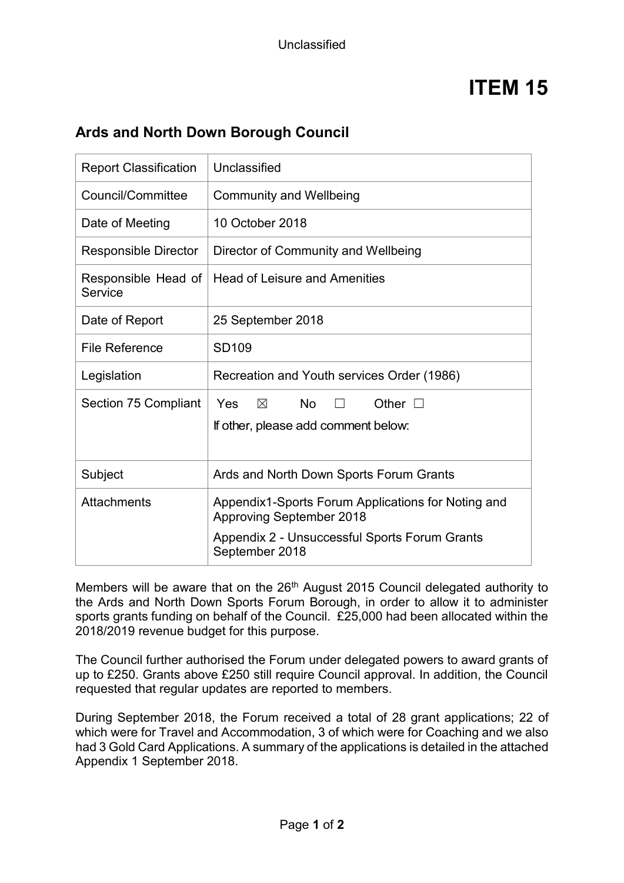Unclassified

# ITEM 15

## Ards and North Down Borough Council

| | |
|---|---|
| Report Classification | Unclassified |
| Council/Committee | Community and Wellbeing |
| Date of Meeting | 10 October 2018 |
| Responsible Director | Director of Community and Wellbeing |
| Responsible Head of Service | Head of Leisure and Amenities |
| Date of Report | 25 September 2018 |
| File Reference | SD109 |
| Legislation | Recreation and Youth services Order (1986) |
| Section 75 Compliant | Yes ☒ No ☐ Other ☐<br>If other, please add comment below: |
| Subject | Ards and North Down Sports Forum Grants |
| Attachments | Appendix1-Sports Forum Applications for Noting and Approving September 2018<br>Appendix 2 - Unsuccessful Sports Forum Grants September 2018 |

Members will be aware that on the 26th August 2015 Council delegated authority to the Ards and North Down Sports Forum Borough, in order to allow it to administer sports grants funding on behalf of the Council. £25,000 had been allocated within the 2018/2019 revenue budget for this purpose.

The Council further authorised the Forum under delegated powers to award grants of up to £250. Grants above £250 still require Council approval. In addition, the Council requested that regular updates are reported to members.

During September 2018, the Forum received a total of 28 grant applications; 22 of which were for Travel and Accommodation, 3 of which were for Coaching and we also had 3 Gold Card Applications. A summary of the applications is detailed in the attached Appendix 1 September 2018.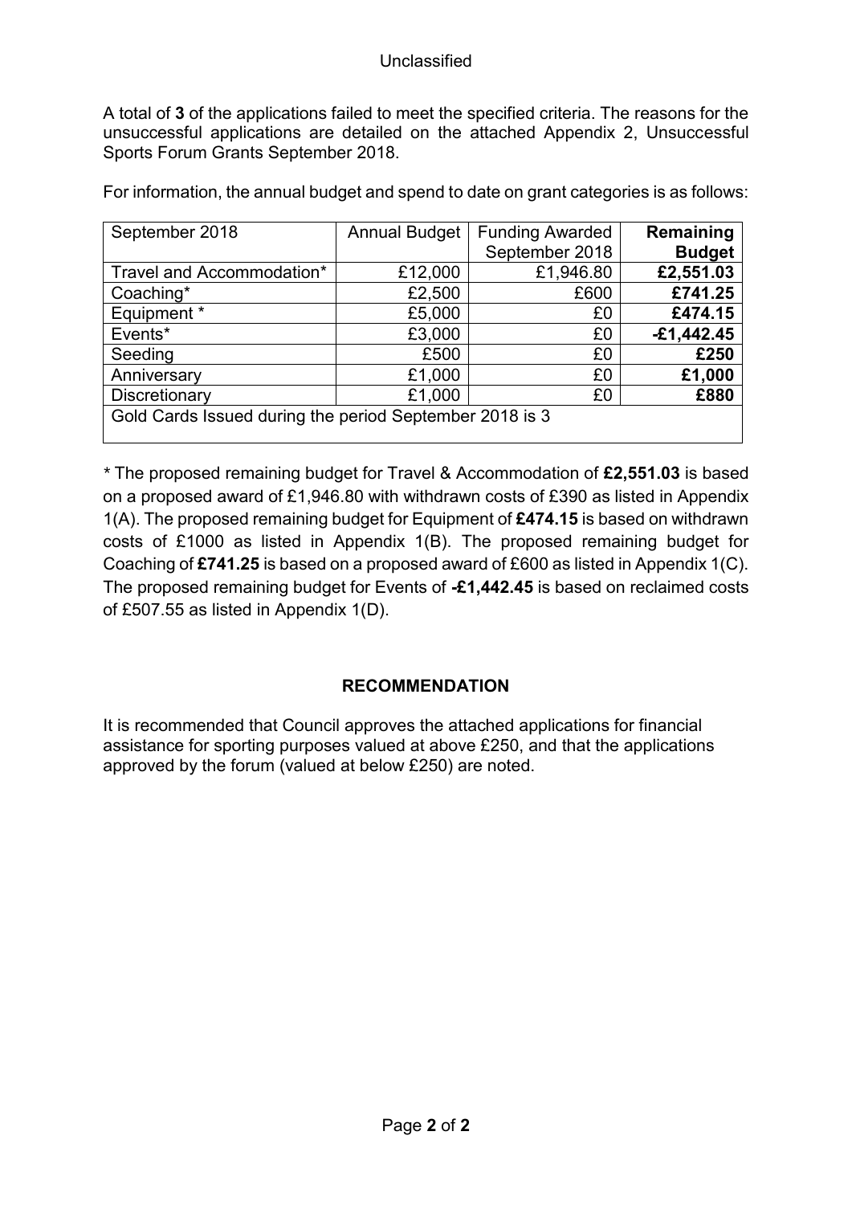A total of **3** of the applications failed to meet the specified criteria. The reasons for the unsuccessful applications are detailed on the attached Appendix 2, Unsuccessful Sports Forum Grants September 2018.

For information, the annual budget and spend to date on grant categories is as follows:

| September 2018 | Annual Budget | Funding Awarded September 2018 | **Remaining Budget** |
|---|---|---|---|
| Travel and Accommodation* | £12,000 | £1,946.80 | **£2,551.03** |
| Coaching* | £2,500 | £600 | **£741.25** |
| Equipment * | £5,000 | £0 | **£474.15** |
| Events* | £3,000 | £0 | **-£1,442.45** |
| Seeding | £500 | £0 | **£250** |
| Anniversary | £1,000 | £0 | **£1,000** |
| Discretionary | £1,000 | £0 | **£880** |
| Gold Cards Issued during the period September 2018 is 3 | | | |

* The proposed remaining budget for Travel & Accommodation of **£2,551.03** is based on a proposed award of £1,946.80 with withdrawn costs of £390 as listed in Appendix 1(A). The proposed remaining budget for Equipment of **£474.15** is based on withdrawn costs of £1000 as listed in Appendix 1(B). The proposed remaining budget for Coaching of **£741.25** is based on a proposed award of £600 as listed in Appendix 1(C). The proposed remaining budget for Events of **-£1,442.45** is based on reclaimed costs of £507.55 as listed in Appendix 1(D).

## RECOMMENDATION

It is recommended that Council approves the attached applications for financial assistance for sporting purposes valued at above £250, and that the applications approved by the forum (valued at below £250) are noted.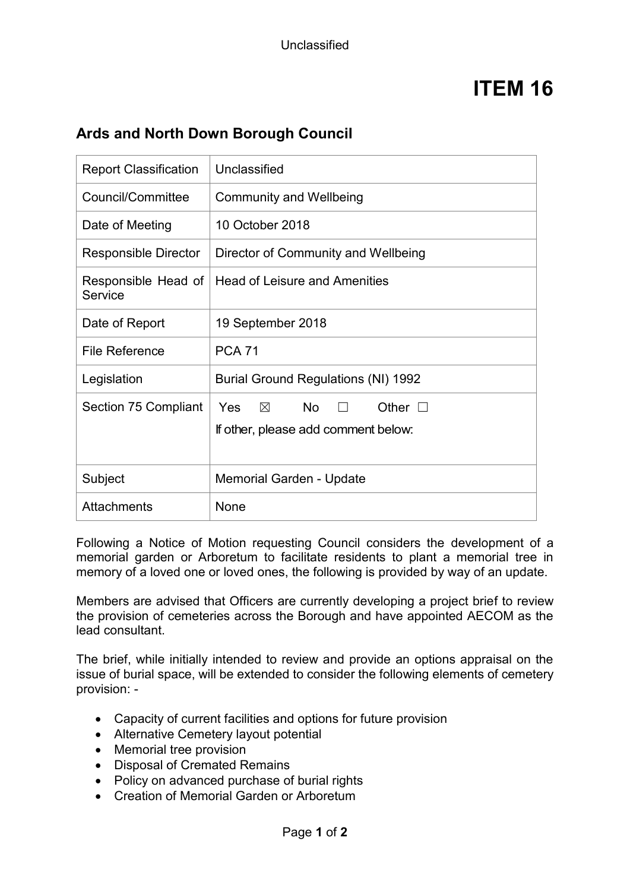# ITEM 16

## Ards and North Down Borough Council

| | |
|---|---|
| Report Classification | Unclassified |
| Council/Committee | Community and Wellbeing |
| Date of Meeting | 10 October 2018 |
| Responsible Director | Director of Community and Wellbeing |
| Responsible Head of Service | Head of Leisure and Amenities |
| Date of Report | 19 September 2018 |
| File Reference | PCA 71 |
| Legislation | Burial Ground Regulations (NI) 1992 |
| Section 75 Compliant | Yes ☒ No ☐ Other ☐<br>If other, please add comment below: |
| Subject | Memorial Garden - Update |
| Attachments | None |

Following a Notice of Motion requesting Council considers the development of a memorial garden or Arboretum to facilitate residents to plant a memorial tree in memory of a loved one or loved ones, the following is provided by way of an update.

Members are advised that Officers are currently developing a project brief to review the provision of cemeteries across the Borough and have appointed AECOM as the lead consultant.

The brief, while initially intended to review and provide an options appraisal on the issue of burial space, will be extended to consider the following elements of cemetery provision: -

- Capacity of current facilities and options for future provision
- Alternative Cemetery layout potential
- Memorial tree provision
- Disposal of Cremated Remains
- Policy on advanced purchase of burial rights
- Creation of Memorial Garden or Arboretum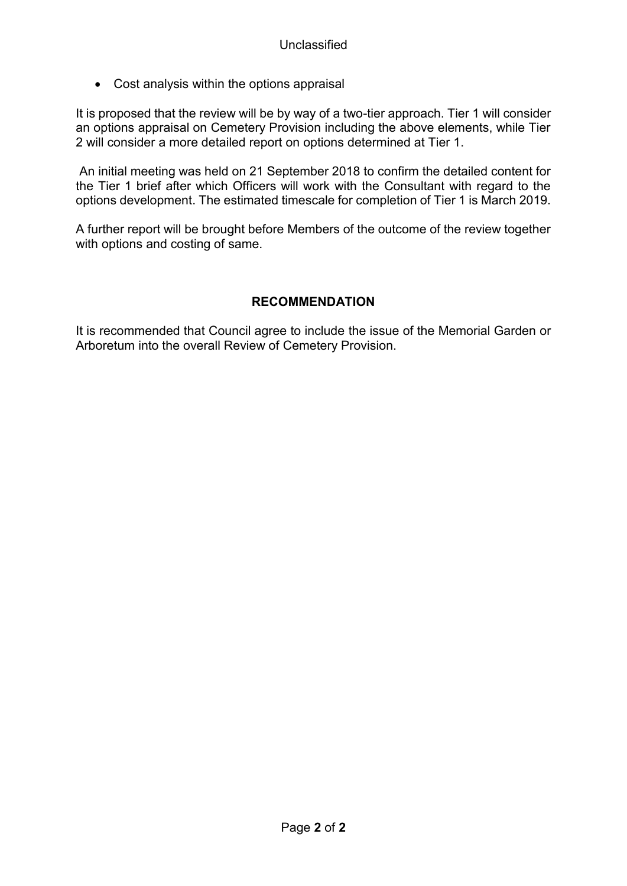- Cost analysis within the options appraisal

It is proposed that the review will be by way of a two-tier approach. Tier 1 will consider an options appraisal on Cemetery Provision including the above elements, while Tier 2 will consider a more detailed report on options determined at Tier 1.

An initial meeting was held on 21 September 2018 to confirm the detailed content for the Tier 1 brief after which Officers will work with the Consultant with regard to the options development. The estimated timescale for completion of Tier 1 is March 2019.

A further report will be brought before Members of the outcome of the review together with options and costing of same.

## RECOMMENDATION

It is recommended that Council agree to include the issue of the Memorial Garden or Arboretum into the overall Review of Cemetery Provision.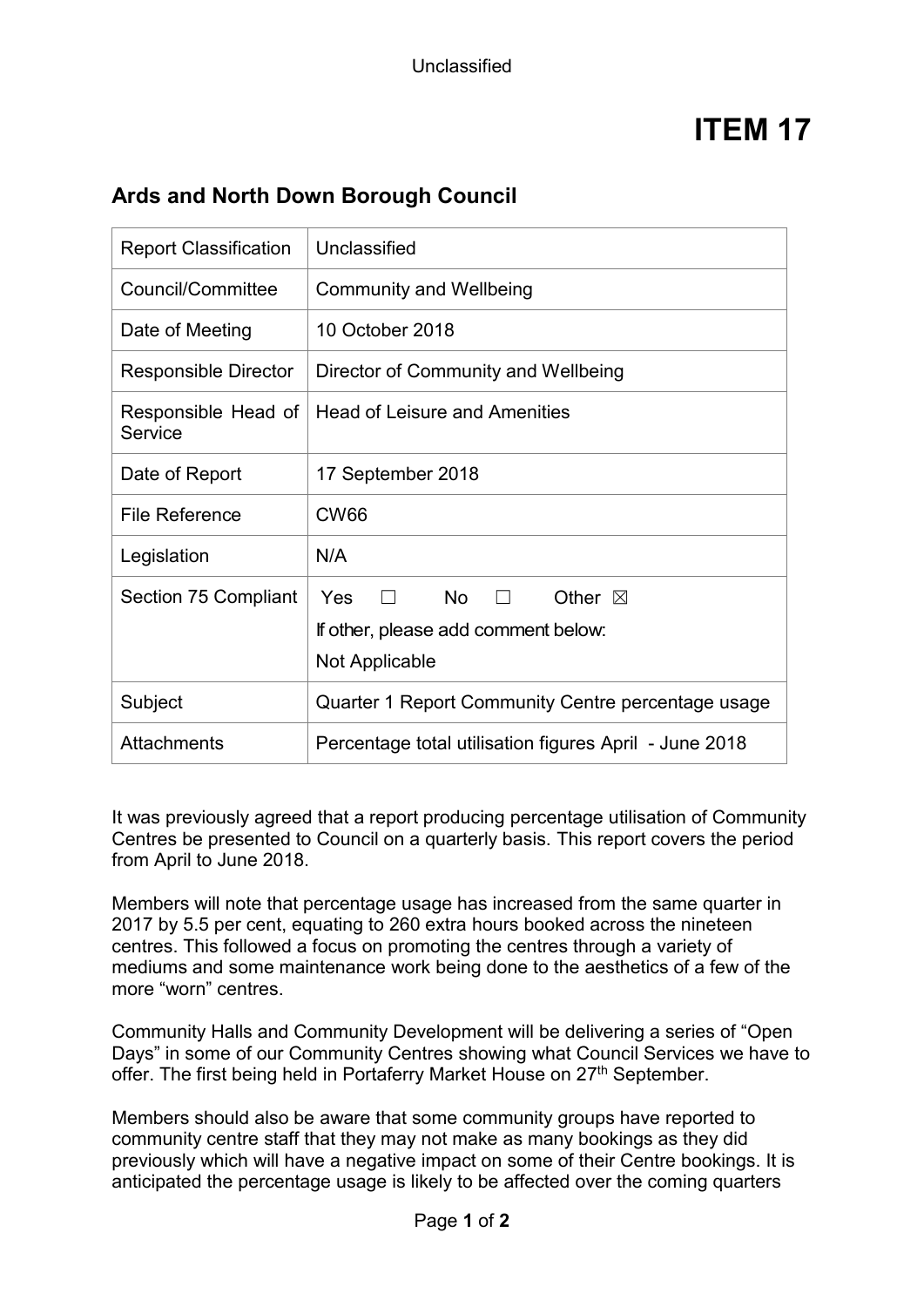Unclassified

# ITEM 17

## Ards and North Down Borough Council

| Report Classification | Unclassified |
|---|---|
| Council/Committee | Community and Wellbeing |
| Date of Meeting | 10 October 2018 |
| Responsible Director | Director of Community and Wellbeing |
| Responsible Head of Service | Head of Leisure and Amenities |
| Date of Report | 17 September 2018 |
| File Reference | CW66 |
| Legislation | N/A |
| Section 75 Compliant | Yes ☐ No ☐ Other ☒<br>If other, please add comment below:<br>Not Applicable |
| Subject | Quarter 1 Report Community Centre percentage usage |
| Attachments | Percentage total utilisation figures April - June 2018 |

It was previously agreed that a report producing percentage utilisation of Community Centres be presented to Council on a quarterly basis. This report covers the period from April to June 2018.

Members will note that percentage usage has increased from the same quarter in 2017 by 5.5 per cent, equating to 260 extra hours booked across the nineteen centres. This followed a focus on promoting the centres through a variety of mediums and some maintenance work being done to the aesthetics of a few of the more "worn" centres.

Community Halls and Community Development will be delivering a series of "Open Days" in some of our Community Centres showing what Council Services we have to offer. The first being held in Portaferry Market House on 27th September.

Members should also be aware that some community groups have reported to community centre staff that they may not make as many bookings as they did previously which will have a negative impact on some of their Centre bookings. It is anticipated the percentage usage is likely to be affected over the coming quarters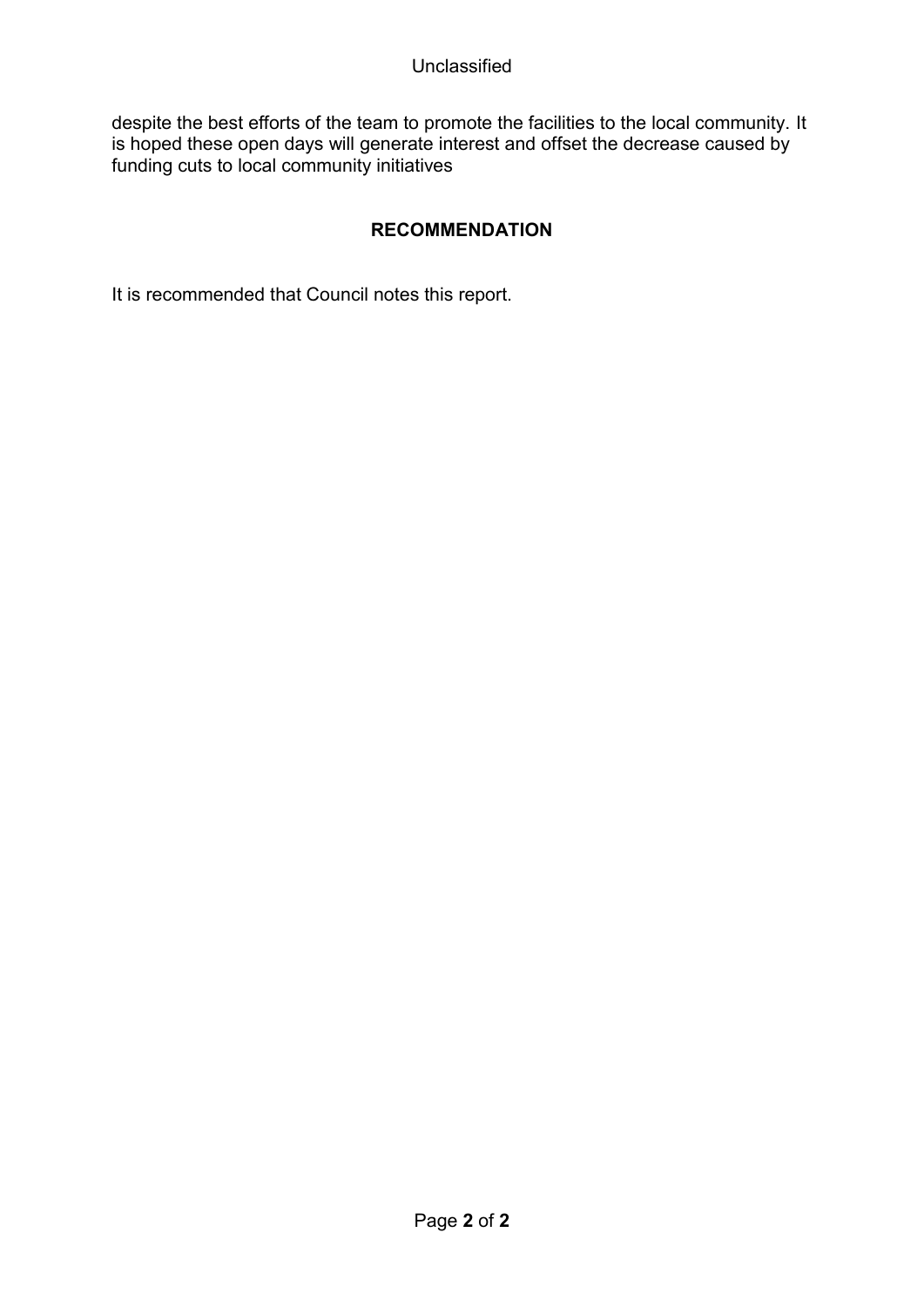despite the best efforts of the team to promote the facilities to the local community. It is hoped these open days will generate interest and offset the decrease caused by funding cuts to local community initiatives

## RECOMMENDATION

It is recommended that Council notes this report.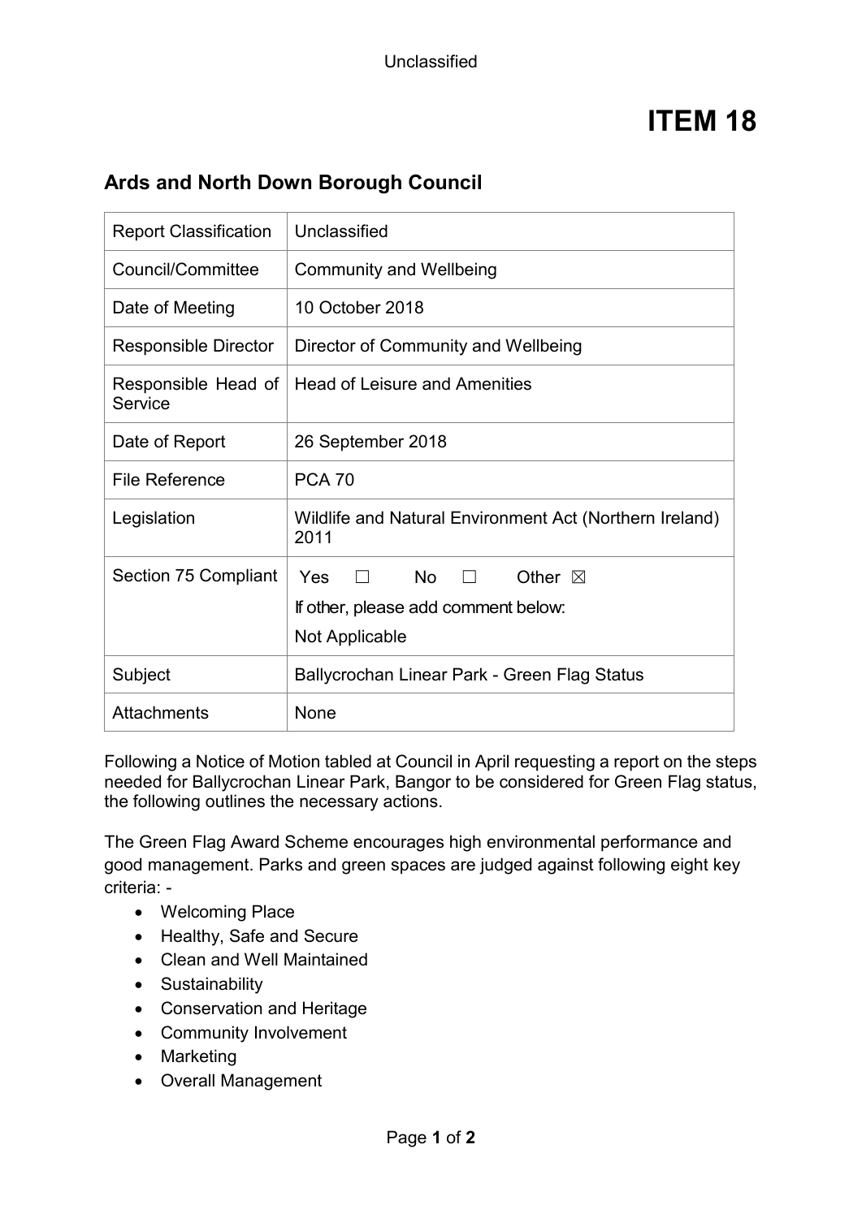Unclassified

# ITEM 18

## Ards and North Down Borough Council

| Report Classification | Unclassified |
|---|---|
| Council/Committee | Community and Wellbeing |
| Date of Meeting | 10 October 2018 |
| Responsible Director | Director of Community and Wellbeing |
| Responsible Head of Service | Head of Leisure and Amenities |
| Date of Report | 26 September 2018 |
| File Reference | PCA 70 |
| Legislation | Wildlife and Natural Environment Act (Northern Ireland) 2011 |
| Section 75 Compliant | Yes ☐ No ☐ Other ☒<br>If other, please add comment below:<br>Not Applicable |
| Subject | Ballycrochan Linear Park - Green Flag Status |
| Attachments | None |

Following a Notice of Motion tabled at Council in April requesting a report on the steps needed for Ballycrochan Linear Park, Bangor to be considered for Green Flag status, the following outlines the necessary actions.

The Green Flag Award Scheme encourages high environmental performance and good management. Parks and green spaces are judged against following eight key criteria: -

- Welcoming Place
- Healthy, Safe and Secure
- Clean and Well Maintained
- Sustainability
- Conservation and Heritage
- Community Involvement
- Marketing
- Overall Management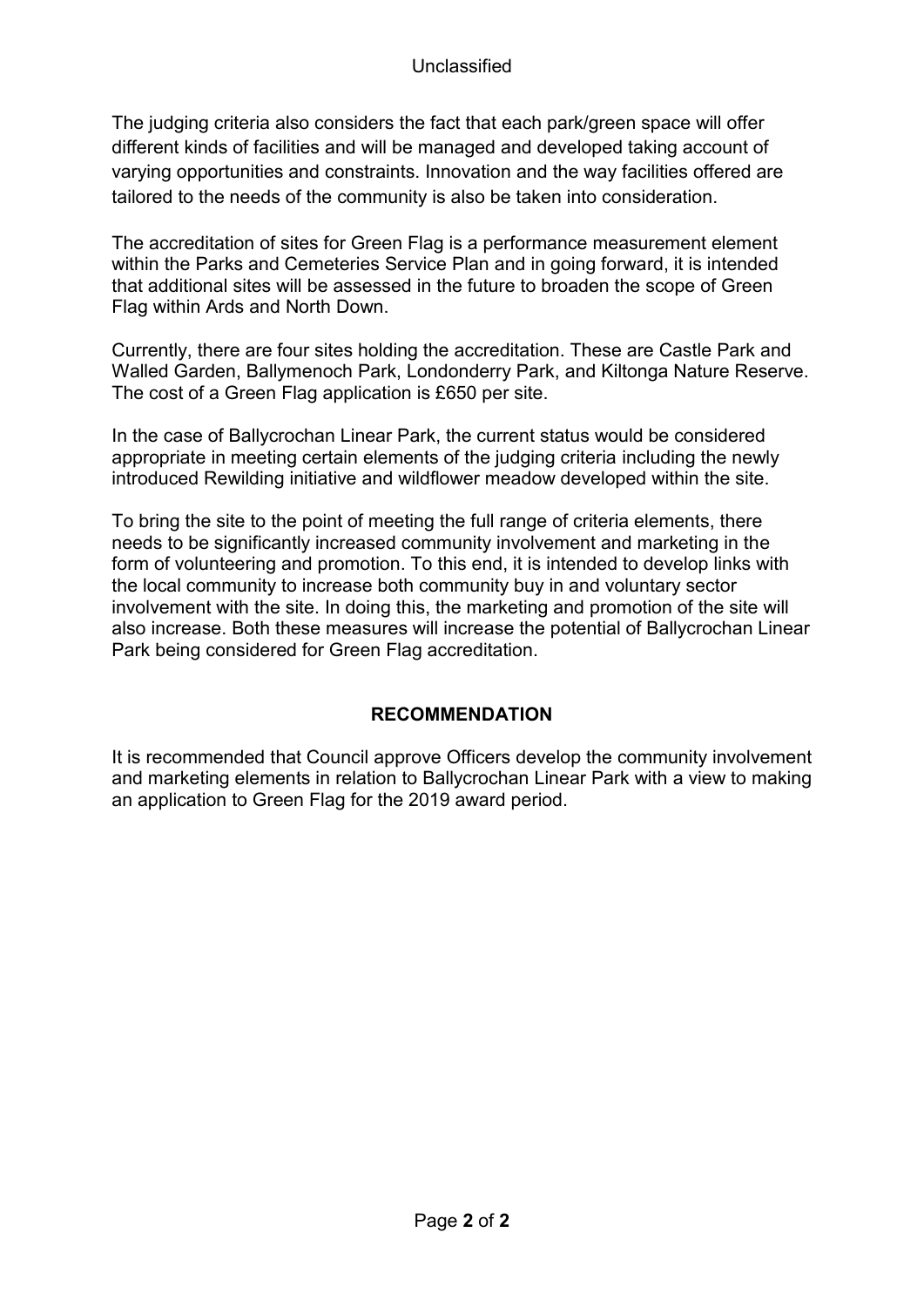The judging criteria also considers the fact that each park/green space will offer different kinds of facilities and will be managed and developed taking account of varying opportunities and constraints. Innovation and the way facilities offered are tailored to the needs of the community is also be taken into consideration.

The accreditation of sites for Green Flag is a performance measurement element within the Parks and Cemeteries Service Plan and in going forward, it is intended that additional sites will be assessed in the future to broaden the scope of Green Flag within Ards and North Down.

Currently, there are four sites holding the accreditation. These are Castle Park and Walled Garden, Ballymenoch Park, Londonderry Park, and Kiltonga Nature Reserve. The cost of a Green Flag application is £650 per site.

In the case of Ballycrochan Linear Park, the current status would be considered appropriate in meeting certain elements of the judging criteria including the newly introduced Rewilding initiative and wildflower meadow developed within the site.

To bring the site to the point of meeting the full range of criteria elements, there needs to be significantly increased community involvement and marketing in the form of volunteering and promotion. To this end, it is intended to develop links with the local community to increase both community buy in and voluntary sector involvement with the site. In doing this, the marketing and promotion of the site will also increase. Both these measures will increase the potential of Ballycrochan Linear Park being considered for Green Flag accreditation.

## RECOMMENDATION

It is recommended that Council approve Officers develop the community involvement and marketing elements in relation to Ballycrochan Linear Park with a view to making an application to Green Flag for the 2019 award period.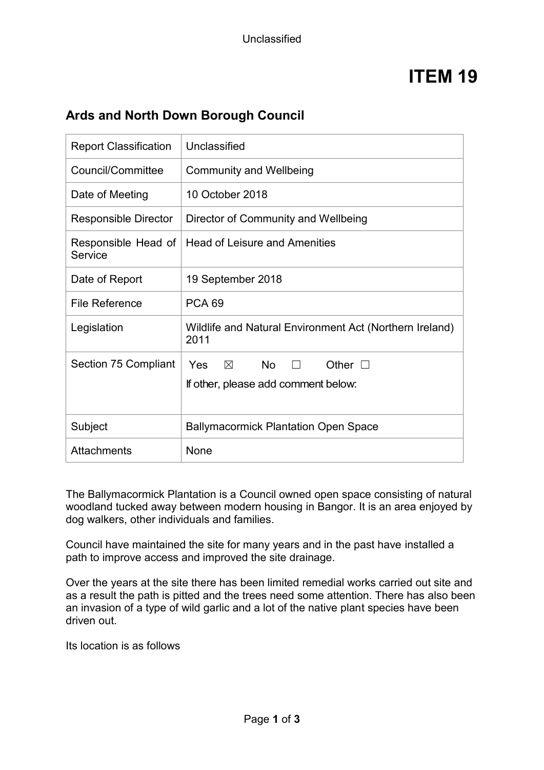Unclassified

# ITEM 19

## Ards and North Down Borough Council

| Report Classification | Unclassified |
|---|---|
| Council/Committee | Community and Wellbeing |
| Date of Meeting | 10 October 2018 |
| Responsible Director | Director of Community and Wellbeing |
| Responsible Head of Service | Head of Leisure and Amenities |
| Date of Report | 19 September 2018 |
| File Reference | PCA 69 |
| Legislation | Wildlife and Natural Environment Act (Northern Ireland) 2011 |
| Section 75 Compliant | Yes ☒ No ☐ Other ☐<br>If other, please add comment below: |
| Subject | Ballymacormick Plantation Open Space |
| Attachments | None |

The Ballymacormick Plantation is a Council owned open space consisting of natural woodland tucked away between modern housing in Bangor. It is an area enjoyed by dog walkers, other individuals and families.

Council have maintained the site for many years and in the past have installed a path to improve access and improved the site drainage.

Over the years at the site there has been limited remedial works carried out site and as a result the path is pitted and the trees need some attention. There has also been an invasion of a type of wild garlic and a lot of the native plant species have been driven out.

Its location is as follows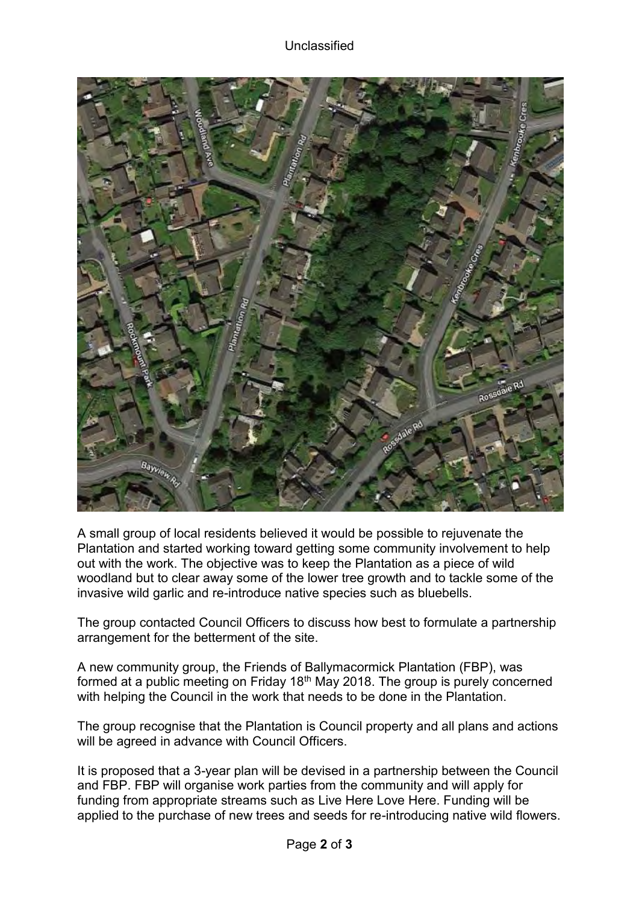A small group of local residents believed it would be possible to rejuvenate the Plantation and started working toward getting some community involvement to help out with the work. The objective was to keep the Plantation as a piece of wild woodland but to clear away some of the lower tree growth and to tackle some of the invasive wild garlic and re-introduce native species such as bluebells.

The group contacted Council Officers to discuss how best to formulate a partnership arrangement for the betterment of the site.

A new community group, the Friends of Ballymacormick Plantation (FBP), was formed at a public meeting on Friday 18th May 2018. The group is purely concerned with helping the Council in the work that needs to be done in the Plantation.

The group recognise that the Plantation is Council property and all plans and actions will be agreed in advance with Council Officers.

It is proposed that a 3-year plan will be devised in a partnership between the Council and FBP. FBP will organise work parties from the community and will apply for funding from appropriate streams such as Live Here Love Here. Funding will be applied to the purchase of new trees and seeds for re-introducing native wild flowers.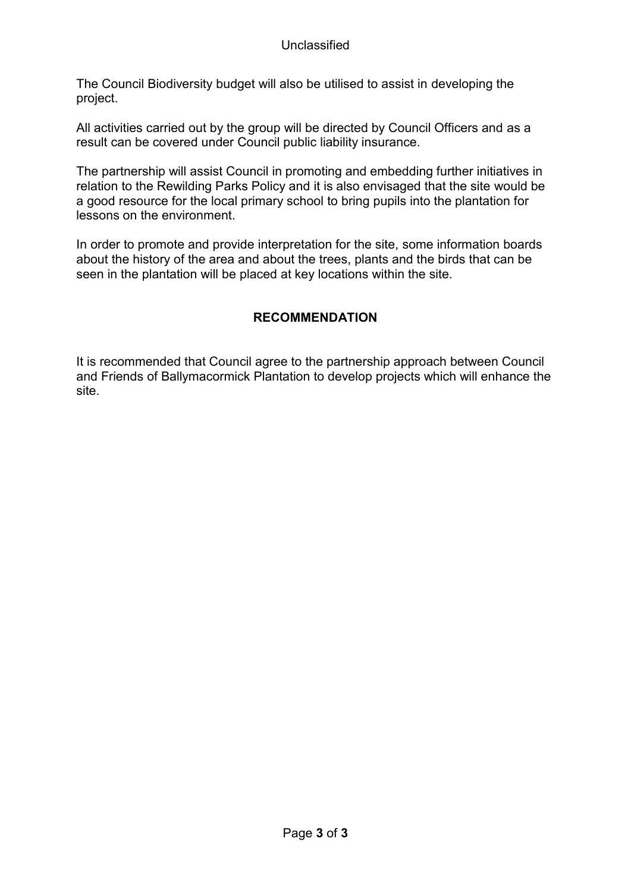The Council Biodiversity budget will also be utilised to assist in developing the project.

All activities carried out by the group will be directed by Council Officers and as a result can be covered under Council public liability insurance.

The partnership will assist Council in promoting and embedding further initiatives in relation to the Rewilding Parks Policy and it is also envisaged that the site would be a good resource for the local primary school to bring pupils into the plantation for lessons on the environment.

In order to promote and provide interpretation for the site, some information boards about the history of the area and about the trees, plants and the birds that can be seen in the plantation will be placed at key locations within the site.

## RECOMMENDATION

It is recommended that Council agree to the partnership approach between Council and Friends of Ballymacormick Plantation to develop projects which will enhance the site.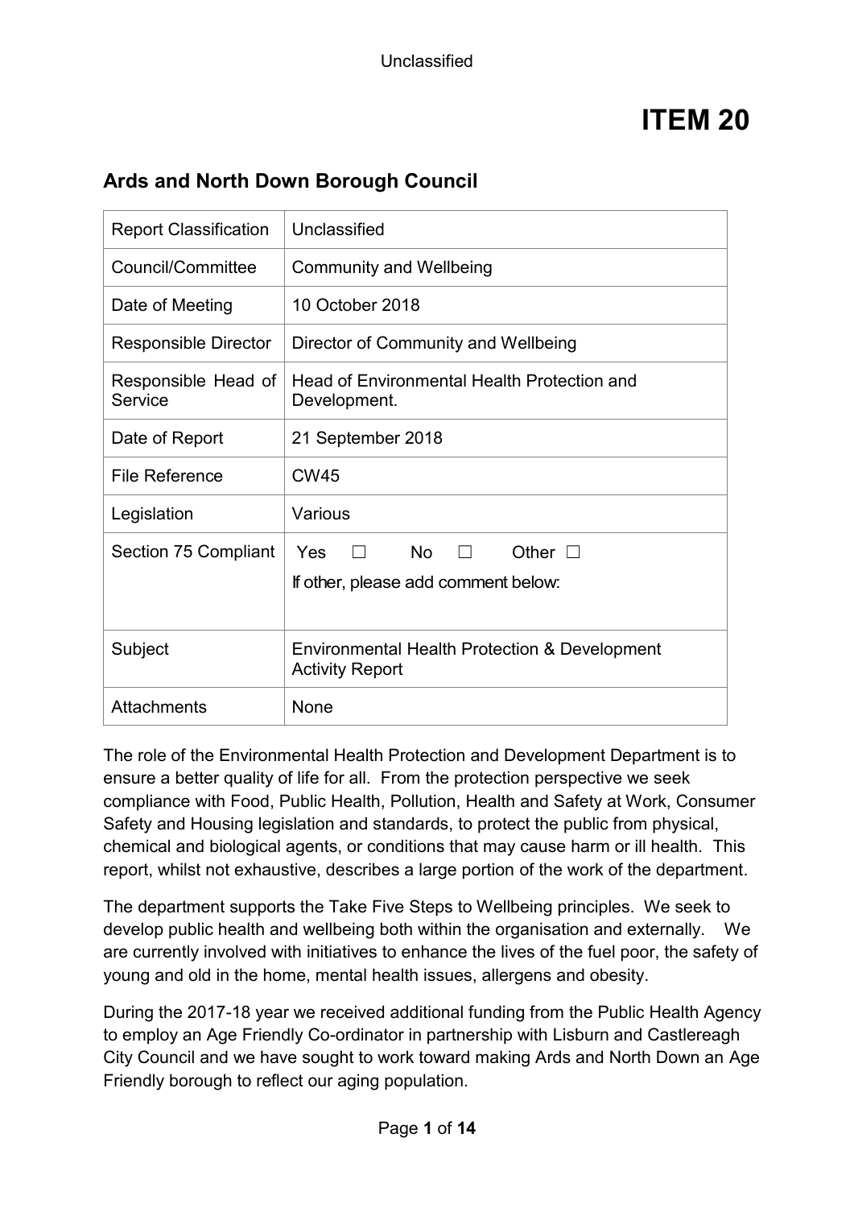Unclassified

# ITEM 20

## Ards and North Down Borough Council

| Report Classification | Unclassified |
|---|---|
| Council/Committee | Community and Wellbeing |
| Date of Meeting | 10 October 2018 |
| Responsible Director | Director of Community and Wellbeing |
| Responsible Head of Service | Head of Environmental Health Protection and Development. |
| Date of Report | 21 September 2018 |
| File Reference | CW45 |
| Legislation | Various |
| Section 75 Compliant | Yes ☐ No ☐ Other ☐<br>If other, please add comment below: |
| Subject | Environmental Health Protection & Development Activity Report |
| Attachments | None |

The role of the Environmental Health Protection and Development Department is to ensure a better quality of life for all. From the protection perspective we seek compliance with Food, Public Health, Pollution, Health and Safety at Work, Consumer Safety and Housing legislation and standards, to protect the public from physical, chemical and biological agents, or conditions that may cause harm or ill health. This report, whilst not exhaustive, describes a large portion of the work of the department.

The department supports the Take Five Steps to Wellbeing principles. We seek to develop public health and wellbeing both within the organisation and externally. We are currently involved with initiatives to enhance the lives of the fuel poor, the safety of young and old in the home, mental health issues, allergens and obesity.

During the 2017-18 year we received additional funding from the Public Health Agency to employ an Age Friendly Co-ordinator in partnership with Lisburn and Castlereagh City Council and we have sought to work toward making Ards and North Down an Age Friendly borough to reflect our aging population.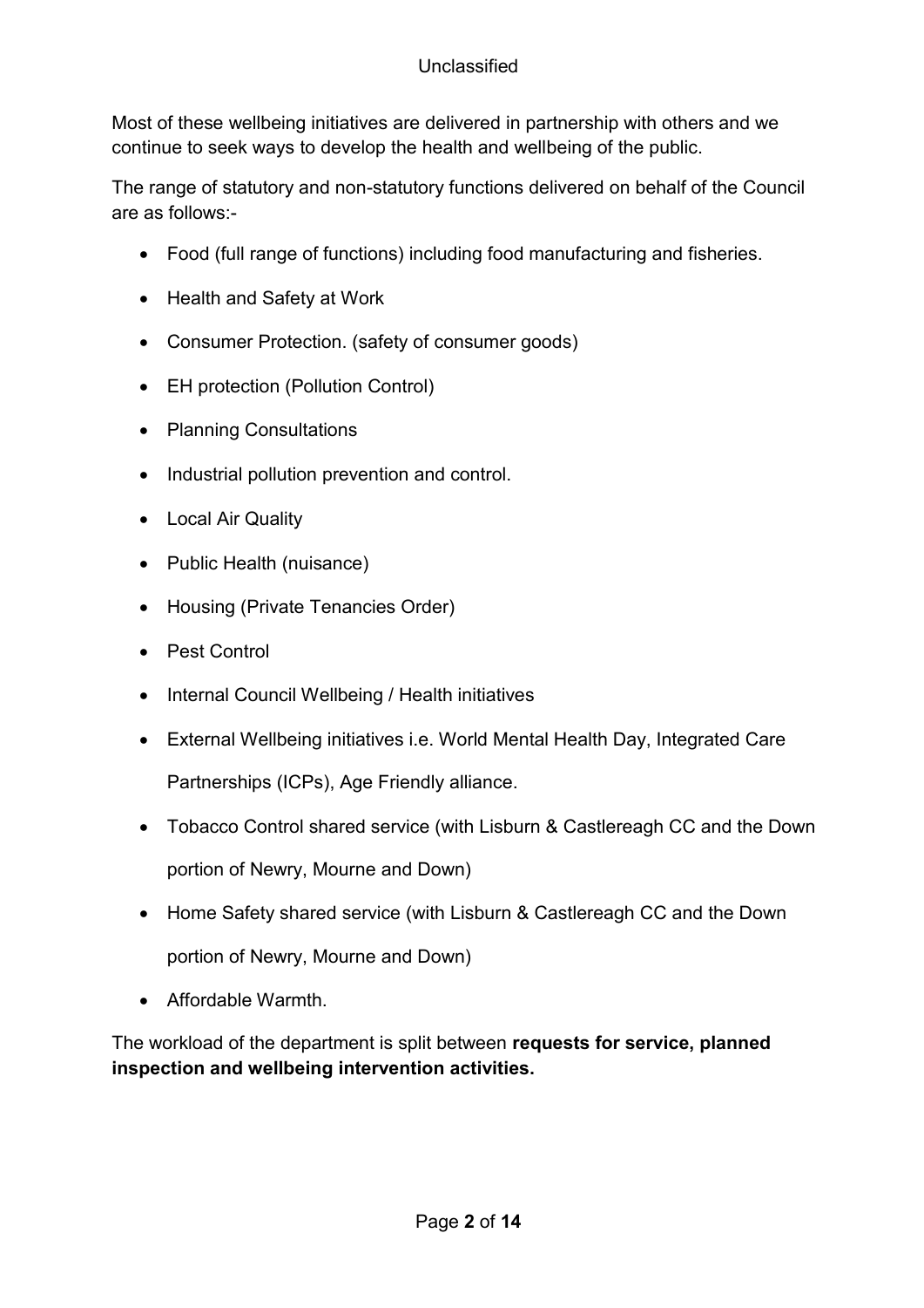Most of these wellbeing initiatives are delivered in partnership with others and we continue to seek ways to develop the health and wellbeing of the public.

The range of statutory and non-statutory functions delivered on behalf of the Council are as follows:-

- Food (full range of functions) including food manufacturing and fisheries.
- Health and Safety at Work
- Consumer Protection. (safety of consumer goods)
- EH protection (Pollution Control)
- Planning Consultations
- Industrial pollution prevention and control.
- Local Air Quality
- Public Health (nuisance)
- Housing (Private Tenancies Order)
- Pest Control
- Internal Council Wellbeing / Health initiatives
- External Wellbeing initiatives i.e. World Mental Health Day, Integrated Care Partnerships (ICPs), Age Friendly alliance.
- Tobacco Control shared service (with Lisburn & Castlereagh CC and the Down portion of Newry, Mourne and Down)
- Home Safety shared service (with Lisburn & Castlereagh CC and the Down portion of Newry, Mourne and Down)
- Affordable Warmth.

The workload of the department is split between **requests for service, planned inspection and wellbeing intervention activities.**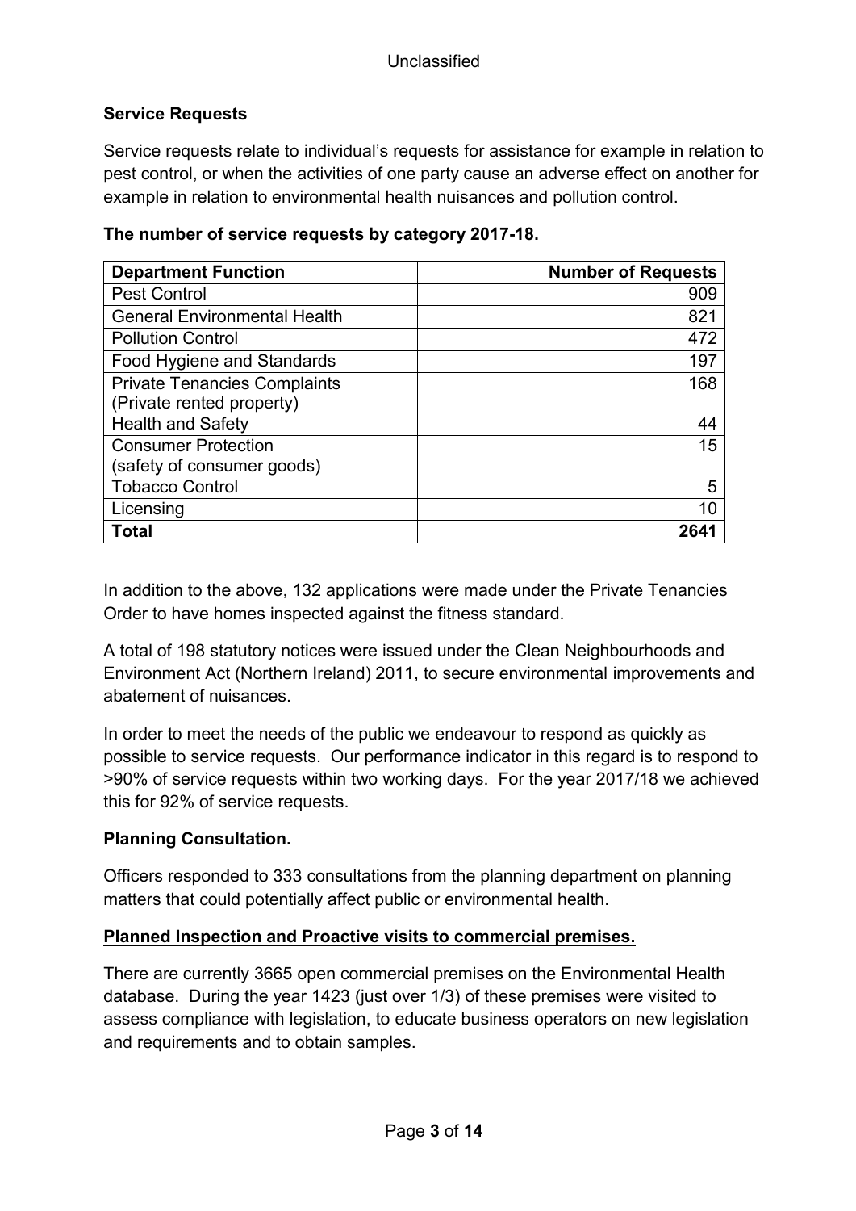**Service Requests**

Service requests relate to individual's requests for assistance for example in relation to pest control, or when the activities of one party cause an adverse effect on another for example in relation to environmental health nuisances and pollution control.

**The number of service requests by category 2017-18.**

| Department Function | Number of Requests |
|---|---:|
| Pest Control | 909 |
| General Environmental Health | 821 |
| Pollution Control | 472 |
| Food Hygiene and Standards | 197 |
| Private Tenancies Complaints (Private rented property) | 168 |
| Health and Safety | 44 |
| Consumer Protection (safety of consumer goods) | 15 |
| Tobacco Control | 5 |
| Licensing | 10 |
| **Total** | **2641** |

In addition to the above, 132 applications were made under the Private Tenancies Order to have homes inspected against the fitness standard.

A total of 198 statutory notices were issued under the Clean Neighbourhoods and Environment Act (Northern Ireland) 2011, to secure environmental improvements and abatement of nuisances.

In order to meet the needs of the public we endeavour to respond as quickly as possible to service requests. Our performance indicator in this regard is to respond to >90% of service requests within two working days. For the year 2017/18 we achieved this for 92% of service requests.

**Planning Consultation.**

Officers responded to 333 consultations from the planning department on planning matters that could potentially affect public or environmental health.

**Planned Inspection and Proactive visits to commercial premises.**

There are currently 3665 open commercial premises on the Environmental Health database. During the year 1423 (just over 1/3) of these premises were visited to assess compliance with legislation, to educate business operators on new legislation and requirements and to obtain samples.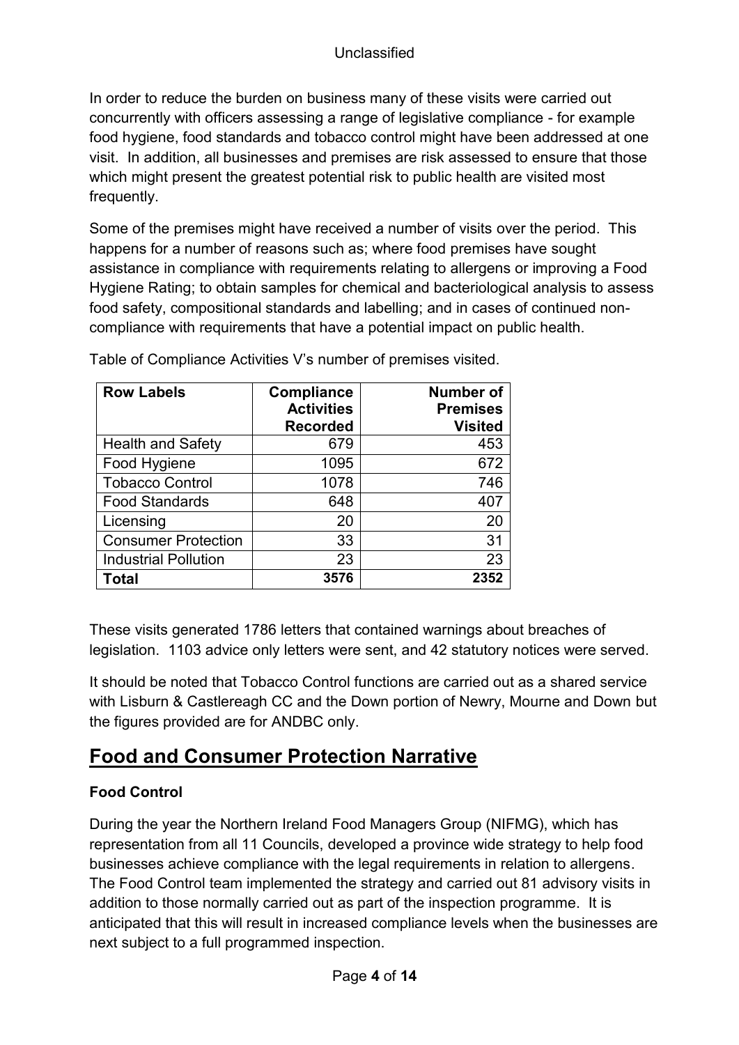In order to reduce the burden on business many of these visits were carried out concurrently with officers assessing a range of legislative compliance - for example food hygiene, food standards and tobacco control might have been addressed at one visit. In addition, all businesses and premises are risk assessed to ensure that those which might present the greatest potential risk to public health are visited most frequently.

Some of the premises might have received a number of visits over the period. This happens for a number of reasons such as; where food premises have sought assistance in compliance with requirements relating to allergens or improving a Food Hygiene Rating; to obtain samples for chemical and bacteriological analysis to assess food safety, compositional standards and labelling; and in cases of continued non-compliance with requirements that have a potential impact on public health.

Table of Compliance Activities V's number of premises visited.

| Row Labels | Compliance Activities Recorded | Number of Premises Visited |
|---|---|---|
| Health and Safety | 679 | 453 |
| Food Hygiene | 1095 | 672 |
| Tobacco Control | 1078 | 746 |
| Food Standards | 648 | 407 |
| Licensing | 20 | 20 |
| Consumer Protection | 33 | 31 |
| Industrial Pollution | 23 | 23 |
| **Total** | **3576** | **2352** |

These visits generated 1786 letters that contained warnings about breaches of legislation. 1103 advice only letters were sent, and 42 statutory notices were served.

It should be noted that Tobacco Control functions are carried out as a shared service with Lisburn & Castlereagh CC and the Down portion of Newry, Mourne and Down but the figures provided are for ANDBC only.

## Food and Consumer Protection Narrative

### Food Control

During the year the Northern Ireland Food Managers Group (NIFMG), which has representation from all 11 Councils, developed a province wide strategy to help food businesses achieve compliance with the legal requirements in relation to allergens. The Food Control team implemented the strategy and carried out 81 advisory visits in addition to those normally carried out as part of the inspection programme. It is anticipated that this will result in increased compliance levels when the businesses are next subject to a full programmed inspection.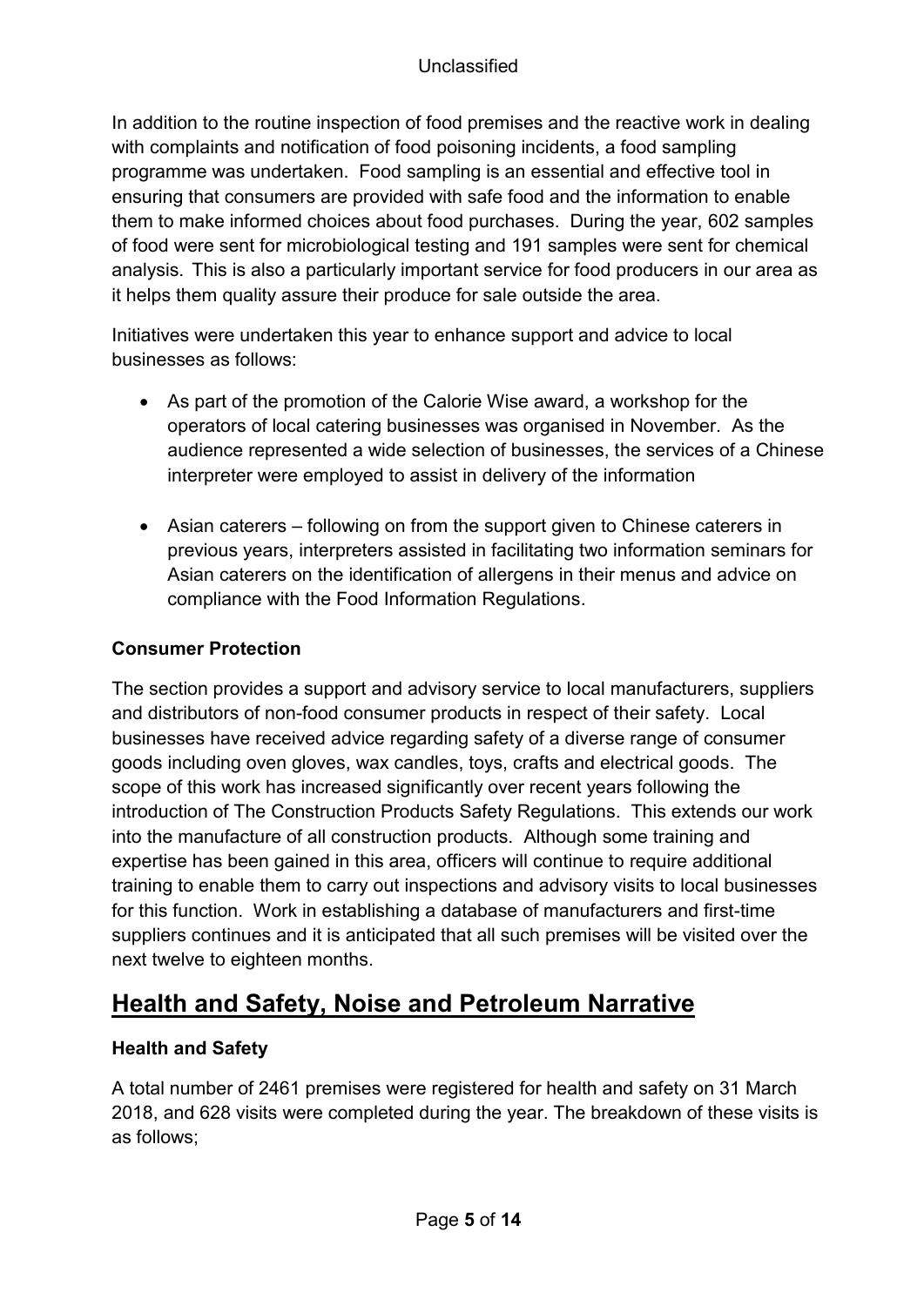In addition to the routine inspection of food premises and the reactive work in dealing with complaints and notification of food poisoning incidents, a food sampling programme was undertaken. Food sampling is an essential and effective tool in ensuring that consumers are provided with safe food and the information to enable them to make informed choices about food purchases. During the year, 602 samples of food were sent for microbiological testing and 191 samples were sent for chemical analysis. This is also a particularly important service for food producers in our area as it helps them quality assure their produce for sale outside the area.

Initiatives were undertaken this year to enhance support and advice to local businesses as follows:

- As part of the promotion of the Calorie Wise award, a workshop for the operators of local catering businesses was organised in November. As the audience represented a wide selection of businesses, the services of a Chinese interpreter were employed to assist in delivery of the information

- Asian caterers – following on from the support given to Chinese caterers in previous years, interpreters assisted in facilitating two information seminars for Asian caterers on the identification of allergens in their menus and advice on compliance with the Food Information Regulations.

**Consumer Protection**

The section provides a support and advisory service to local manufacturers, suppliers and distributors of non-food consumer products in respect of their safety. Local businesses have received advice regarding safety of a diverse range of consumer goods including oven gloves, wax candles, toys, crafts and electrical goods. The scope of this work has increased significantly over recent years following the introduction of The Construction Products Safety Regulations. This extends our work into the manufacture of all construction products. Although some training and expertise has been gained in this area, officers will continue to require additional training to enable them to carry out inspections and advisory visits to local businesses for this function. Work in establishing a database of manufacturers and first-time suppliers continues and it is anticipated that all such premises will be visited over the next twelve to eighteen months.

## Health and Safety, Noise and Petroleum Narrative

**Health and Safety**

A total number of 2461 premises were registered for health and safety on 31 March 2018, and 628 visits were completed during the year. The breakdown of these visits is as follows;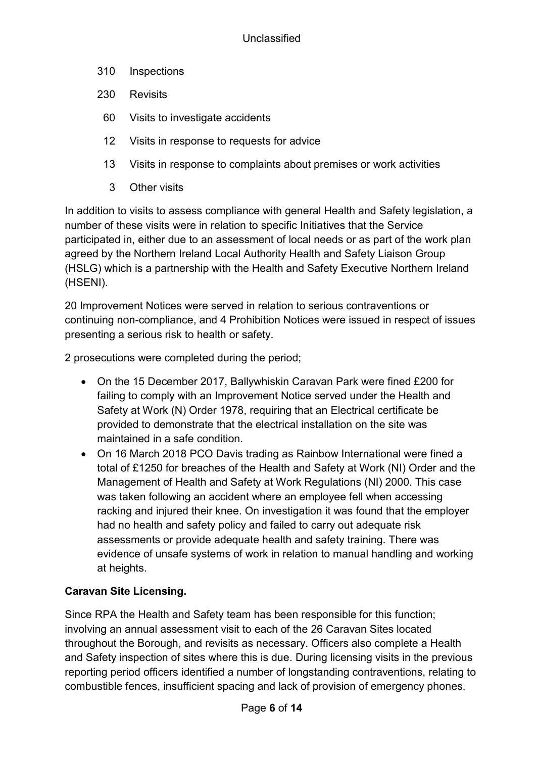310 Inspections

230 Revisits

60 Visits to investigate accidents

12 Visits in response to requests for advice

13 Visits in response to complaints about premises or work activities

3 Other visits

In addition to visits to assess compliance with general Health and Safety legislation, a number of these visits were in relation to specific Initiatives that the Service participated in, either due to an assessment of local needs or as part of the work plan agreed by the Northern Ireland Local Authority Health and Safety Liaison Group (HSLG) which is a partnership with the Health and Safety Executive Northern Ireland (HSENI).

20 Improvement Notices were served in relation to serious contraventions or continuing non-compliance, and 4 Prohibition Notices were issued in respect of issues presenting a serious risk to health or safety.

2 prosecutions were completed during the period;

- On the 15 December 2017, Ballywhiskin Caravan Park were fined £200 for failing to comply with an Improvement Notice served under the Health and Safety at Work (N) Order 1978, requiring that an Electrical certificate be provided to demonstrate that the electrical installation on the site was maintained in a safe condition.
- On 16 March 2018 PCO Davis trading as Rainbow International were fined a total of £1250 for breaches of the Health and Safety at Work (NI) Order and the Management of Health and Safety at Work Regulations (NI) 2000. This case was taken following an accident where an employee fell when accessing racking and injured their knee. On investigation it was found that the employer had no health and safety policy and failed to carry out adequate risk assessments or provide adequate health and safety training. There was evidence of unsafe systems of work in relation to manual handling and working at heights.

**Caravan Site Licensing.**

Since RPA the Health and Safety team has been responsible for this function; involving an annual assessment visit to each of the 26 Caravan Sites located throughout the Borough, and revisits as necessary. Officers also complete a Health and Safety inspection of sites where this is due. During licensing visits in the previous reporting period officers identified a number of longstanding contraventions, relating to combustible fences, insufficient spacing and lack of provision of emergency phones.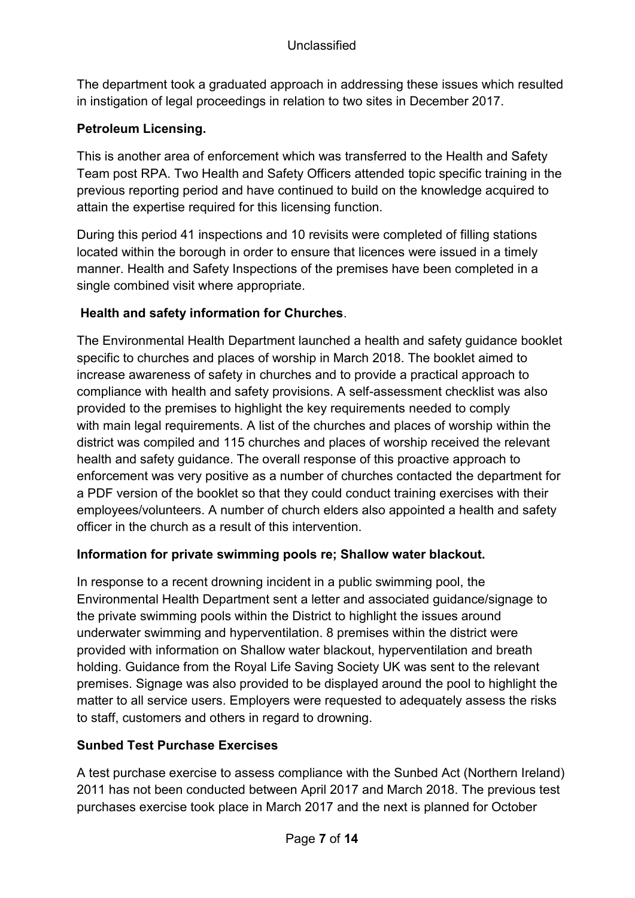The department took a graduated approach in addressing these issues which resulted in instigation of legal proceedings in relation to two sites in December 2017.

**Petroleum Licensing.**

This is another area of enforcement which was transferred to the Health and Safety Team post RPA. Two Health and Safety Officers attended topic specific training in the previous reporting period and have continued to build on the knowledge acquired to attain the expertise required for this licensing function.

During this period 41 inspections and 10 revisits were completed of filling stations located within the borough in order to ensure that licences were issued in a timely manner. Health and Safety Inspections of the premises have been completed in a single combined visit where appropriate.

**Health and safety information for Churches**.

The Environmental Health Department launched a health and safety guidance booklet specific to churches and places of worship in March 2018. The booklet aimed to increase awareness of safety in churches and to provide a practical approach to compliance with health and safety provisions. A self-assessment checklist was also provided to the premises to highlight the key requirements needed to comply with main legal requirements. A list of the churches and places of worship within the district was compiled and 115 churches and places of worship received the relevant health and safety guidance. The overall response of this proactive approach to enforcement was very positive as a number of churches contacted the department for a PDF version of the booklet so that they could conduct training exercises with their employees/volunteers. A number of church elders also appointed a health and safety officer in the church as a result of this intervention.

**Information for private swimming pools re; Shallow water blackout.**

In response to a recent drowning incident in a public swimming pool, the Environmental Health Department sent a letter and associated guidance/signage to the private swimming pools within the District to highlight the issues around underwater swimming and hyperventilation. 8 premises within the district were provided with information on Shallow water blackout, hyperventilation and breath holding. Guidance from the Royal Life Saving Society UK was sent to the relevant premises. Signage was also provided to be displayed around the pool to highlight the matter to all service users. Employers were requested to adequately assess the risks to staff, customers and others in regard to drowning.

**Sunbed Test Purchase Exercises**

A test purchase exercise to assess compliance with the Sunbed Act (Northern Ireland) 2011 has not been conducted between April 2017 and March 2018. The previous test purchases exercise took place in March 2017 and the next is planned for October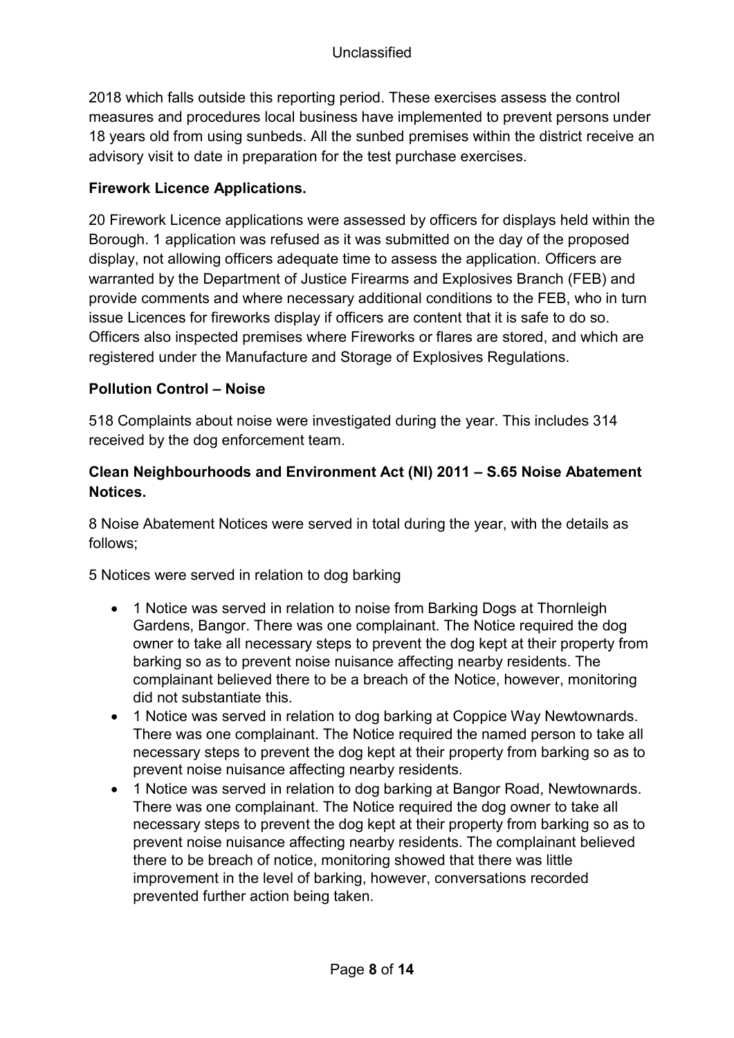2018 which falls outside this reporting period. These exercises assess the control measures and procedures local business have implemented to prevent persons under 18 years old from using sunbeds. All the sunbed premises within the district receive an advisory visit to date in preparation for the test purchase exercises.

**Firework Licence Applications.**

20 Firework Licence applications were assessed by officers for displays held within the Borough. 1 application was refused as it was submitted on the day of the proposed display, not allowing officers adequate time to assess the application. Officers are warranted by the Department of Justice Firearms and Explosives Branch (FEB) and provide comments and where necessary additional conditions to the FEB, who in turn issue Licences for fireworks display if officers are content that it is safe to do so. Officers also inspected premises where Fireworks or flares are stored, and which are registered under the Manufacture and Storage of Explosives Regulations.

**Pollution Control – Noise**

518 Complaints about noise were investigated during the year. This includes 314 received by the dog enforcement team.

**Clean Neighbourhoods and Environment Act (NI) 2011 – S.65 Noise Abatement Notices.**

8 Noise Abatement Notices were served in total during the year, with the details as follows;

5 Notices were served in relation to dog barking

- 1 Notice was served in relation to noise from Barking Dogs at Thornleigh Gardens, Bangor. There was one complainant. The Notice required the dog owner to take all necessary steps to prevent the dog kept at their property from barking so as to prevent noise nuisance affecting nearby residents. The complainant believed there to be a breach of the Notice, however, monitoring did not substantiate this.
- 1 Notice was served in relation to dog barking at Coppice Way Newtownards. There was one complainant. The Notice required the named person to take all necessary steps to prevent the dog kept at their property from barking so as to prevent noise nuisance affecting nearby residents.
- 1 Notice was served in relation to dog barking at Bangor Road, Newtownards. There was one complainant. The Notice required the dog owner to take all necessary steps to prevent the dog kept at their property from barking so as to prevent noise nuisance affecting nearby residents. The complainant believed there to be breach of notice, monitoring showed that there was little improvement in the level of barking, however, conversations recorded prevented further action being taken.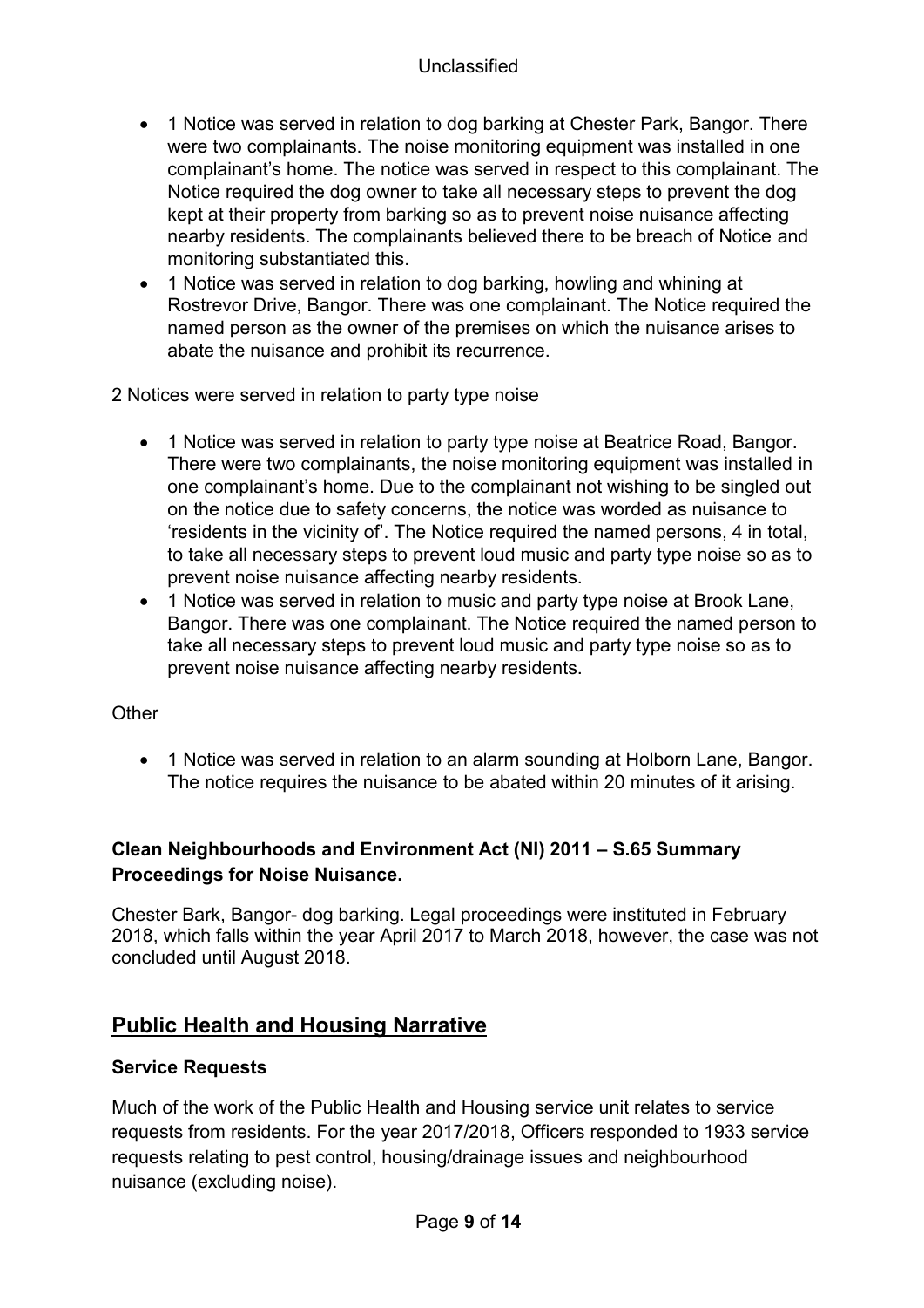- 1 Notice was served in relation to dog barking at Chester Park, Bangor. There were two complainants. The noise monitoring equipment was installed in one complainant's home. The notice was served in respect to this complainant. The Notice required the dog owner to take all necessary steps to prevent the dog kept at their property from barking so as to prevent noise nuisance affecting nearby residents. The complainants believed there to be breach of Notice and monitoring substantiated this.
- 1 Notice was served in relation to dog barking, howling and whining at Rostrevor Drive, Bangor. There was one complainant. The Notice required the named person as the owner of the premises on which the nuisance arises to abate the nuisance and prohibit its recurrence.

2 Notices were served in relation to party type noise

- 1 Notice was served in relation to party type noise at Beatrice Road, Bangor. There were two complainants, the noise monitoring equipment was installed in one complainant's home. Due to the complainant not wishing to be singled out on the notice due to safety concerns, the notice was worded as nuisance to 'residents in the vicinity of'. The Notice required the named persons, 4 in total, to take all necessary steps to prevent loud music and party type noise so as to prevent noise nuisance affecting nearby residents.
- 1 Notice was served in relation to music and party type noise at Brook Lane, Bangor. There was one complainant. The Notice required the named person to take all necessary steps to prevent loud music and party type noise so as to prevent noise nuisance affecting nearby residents.

Other

- 1 Notice was served in relation to an alarm sounding at Holborn Lane, Bangor. The notice requires the nuisance to be abated within 20 minutes of it arising.

**Clean Neighbourhoods and Environment Act (NI) 2011 – S.65 Summary Proceedings for Noise Nuisance.**

Chester Bark, Bangor- dog barking. Legal proceedings were instituted in February 2018, which falls within the year April 2017 to March 2018, however, the case was not concluded until August 2018.

## Public Health and Housing Narrative

**Service Requests**

Much of the work of the Public Health and Housing service unit relates to service requests from residents. For the year 2017/2018, Officers responded to 1933 service requests relating to pest control, housing/drainage issues and neighbourhood nuisance (excluding noise).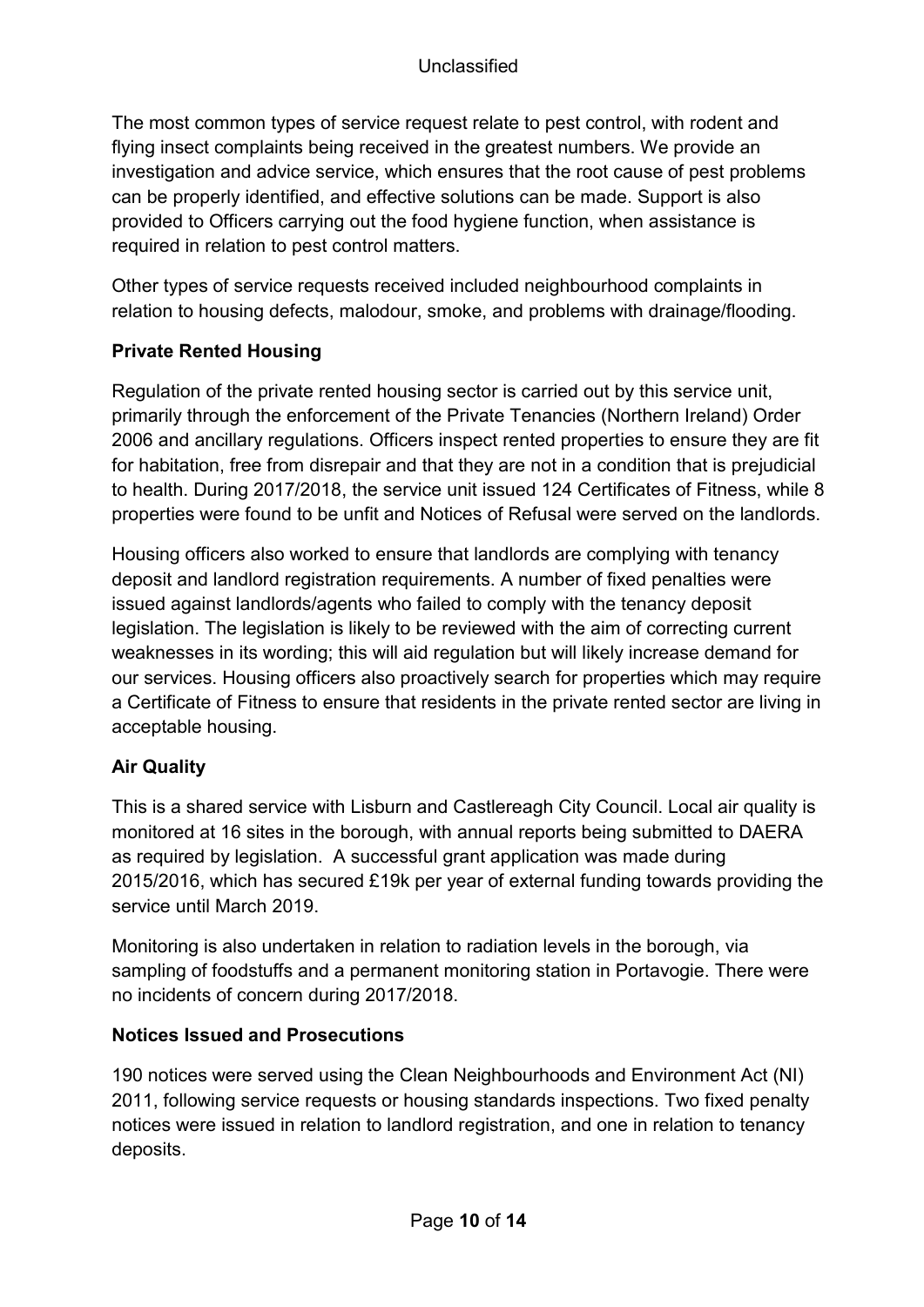The most common types of service request relate to pest control, with rodent and flying insect complaints being received in the greatest numbers. We provide an investigation and advice service, which ensures that the root cause of pest problems can be properly identified, and effective solutions can be made. Support is also provided to Officers carrying out the food hygiene function, when assistance is required in relation to pest control matters.

Other types of service requests received included neighbourhood complaints in relation to housing defects, malodour, smoke, and problems with drainage/flooding.

**Private Rented Housing**

Regulation of the private rented housing sector is carried out by this service unit, primarily through the enforcement of the Private Tenancies (Northern Ireland) Order 2006 and ancillary regulations. Officers inspect rented properties to ensure they are fit for habitation, free from disrepair and that they are not in a condition that is prejudicial to health. During 2017/2018, the service unit issued 124 Certificates of Fitness, while 8 properties were found to be unfit and Notices of Refusal were served on the landlords.

Housing officers also worked to ensure that landlords are complying with tenancy deposit and landlord registration requirements. A number of fixed penalties were issued against landlords/agents who failed to comply with the tenancy deposit legislation. The legislation is likely to be reviewed with the aim of correcting current weaknesses in its wording; this will aid regulation but will likely increase demand for our services. Housing officers also proactively search for properties which may require a Certificate of Fitness to ensure that residents in the private rented sector are living in acceptable housing.

**Air Quality**

This is a shared service with Lisburn and Castlereagh City Council. Local air quality is monitored at 16 sites in the borough, with annual reports being submitted to DAERA as required by legislation. A successful grant application was made during 2015/2016, which has secured £19k per year of external funding towards providing the service until March 2019.

Monitoring is also undertaken in relation to radiation levels in the borough, via sampling of foodstuffs and a permanent monitoring station in Portavogie. There were no incidents of concern during 2017/2018.

**Notices Issued and Prosecutions**

190 notices were served using the Clean Neighbourhoods and Environment Act (NI) 2011, following service requests or housing standards inspections. Two fixed penalty notices were issued in relation to landlord registration, and one in relation to tenancy deposits.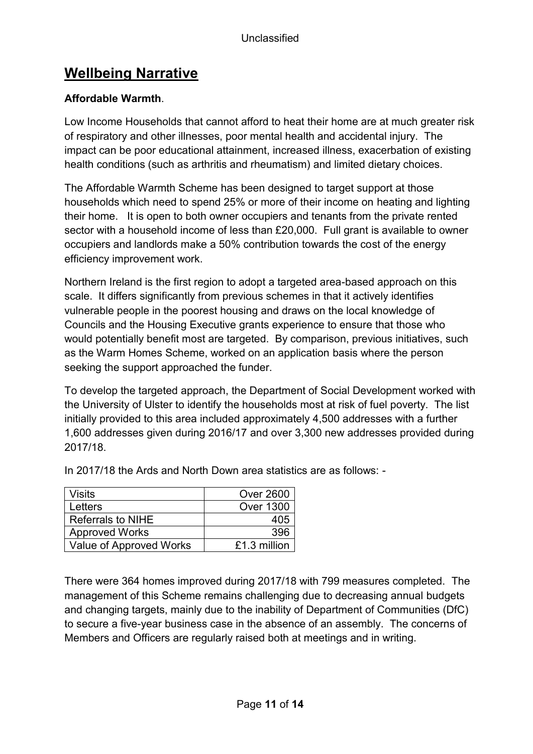## Wellbeing Narrative

**Affordable Warmth**.

Low Income Households that cannot afford to heat their home are at much greater risk of respiratory and other illnesses, poor mental health and accidental injury. The impact can be poor educational attainment, increased illness, exacerbation of existing health conditions (such as arthritis and rheumatism) and limited dietary choices.

The Affordable Warmth Scheme has been designed to target support at those households which need to spend 25% or more of their income on heating and lighting their home. It is open to both owner occupiers and tenants from the private rented sector with a household income of less than £20,000. Full grant is available to owner occupiers and landlords make a 50% contribution towards the cost of the energy efficiency improvement work.

Northern Ireland is the first region to adopt a targeted area-based approach on this scale. It differs significantly from previous schemes in that it actively identifies vulnerable people in the poorest housing and draws on the local knowledge of Councils and the Housing Executive grants experience to ensure that those who would potentially benefit most are targeted. By comparison, previous initiatives, such as the Warm Homes Scheme, worked on an application basis where the person seeking the support approached the funder.

To develop the targeted approach, the Department of Social Development worked with the University of Ulster to identify the households most at risk of fuel poverty. The list initially provided to this area included approximately 4,500 addresses with a further 1,600 addresses given during 2016/17 and over 3,300 new addresses provided during 2017/18.

In 2017/18 the Ards and North Down area statistics are as follows: -

| | |
|---|---:|
| Visits | Over 2600 |
| Letters | Over 1300 |
| Referrals to NIHE | 405 |
| Approved Works | 396 |
| Value of Approved Works | £1.3 million |

There were 364 homes improved during 2017/18 with 799 measures completed. The management of this Scheme remains challenging due to decreasing annual budgets and changing targets, mainly due to the inability of Department of Communities (DfC) to secure a five-year business case in the absence of an assembly. The concerns of Members and Officers are regularly raised both at meetings and in writing.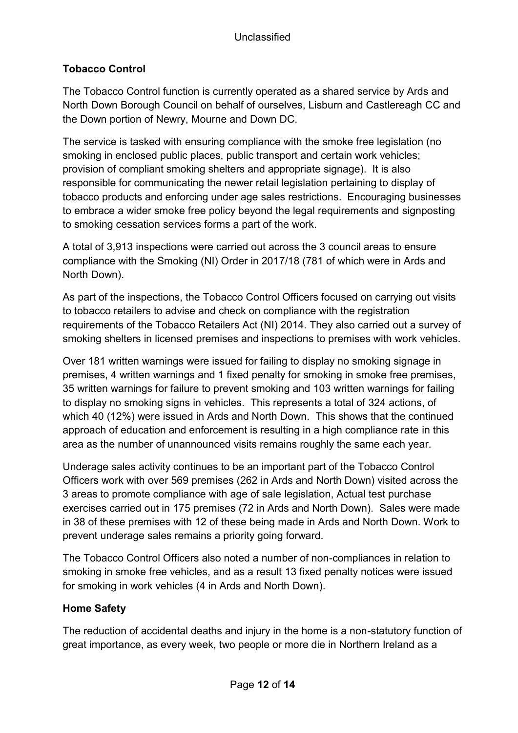## Tobacco Control

The Tobacco Control function is currently operated as a shared service by Ards and North Down Borough Council on behalf of ourselves, Lisburn and Castlereagh CC and the Down portion of Newry, Mourne and Down DC.

The service is tasked with ensuring compliance with the smoke free legislation (no smoking in enclosed public places, public transport and certain work vehicles; provision of compliant smoking shelters and appropriate signage). It is also responsible for communicating the newer retail legislation pertaining to display of tobacco products and enforcing under age sales restrictions. Encouraging businesses to embrace a wider smoke free policy beyond the legal requirements and signposting to smoking cessation services forms a part of the work.

A total of 3,913 inspections were carried out across the 3 council areas to ensure compliance with the Smoking (NI) Order in 2017/18 (781 of which were in Ards and North Down).

As part of the inspections, the Tobacco Control Officers focused on carrying out visits to tobacco retailers to advise and check on compliance with the registration requirements of the Tobacco Retailers Act (NI) 2014. They also carried out a survey of smoking shelters in licensed premises and inspections to premises with work vehicles.

Over 181 written warnings were issued for failing to display no smoking signage in premises, 4 written warnings and 1 fixed penalty for smoking in smoke free premises, 35 written warnings for failure to prevent smoking and 103 written warnings for failing to display no smoking signs in vehicles. This represents a total of 324 actions, of which 40 (12%) were issued in Ards and North Down. This shows that the continued approach of education and enforcement is resulting in a high compliance rate in this area as the number of unannounced visits remains roughly the same each year.

Underage sales activity continues to be an important part of the Tobacco Control Officers work with over 569 premises (262 in Ards and North Down) visited across the 3 areas to promote compliance with age of sale legislation, Actual test purchase exercises carried out in 175 premises (72 in Ards and North Down). Sales were made in 38 of these premises with 12 of these being made in Ards and North Down. Work to prevent underage sales remains a priority going forward.

The Tobacco Control Officers also noted a number of non-compliances in relation to smoking in smoke free vehicles, and as a result 13 fixed penalty notices were issued for smoking in work vehicles (4 in Ards and North Down).

## Home Safety

The reduction of accidental deaths and injury in the home is a non-statutory function of great importance, as every week, two people or more die in Northern Ireland as a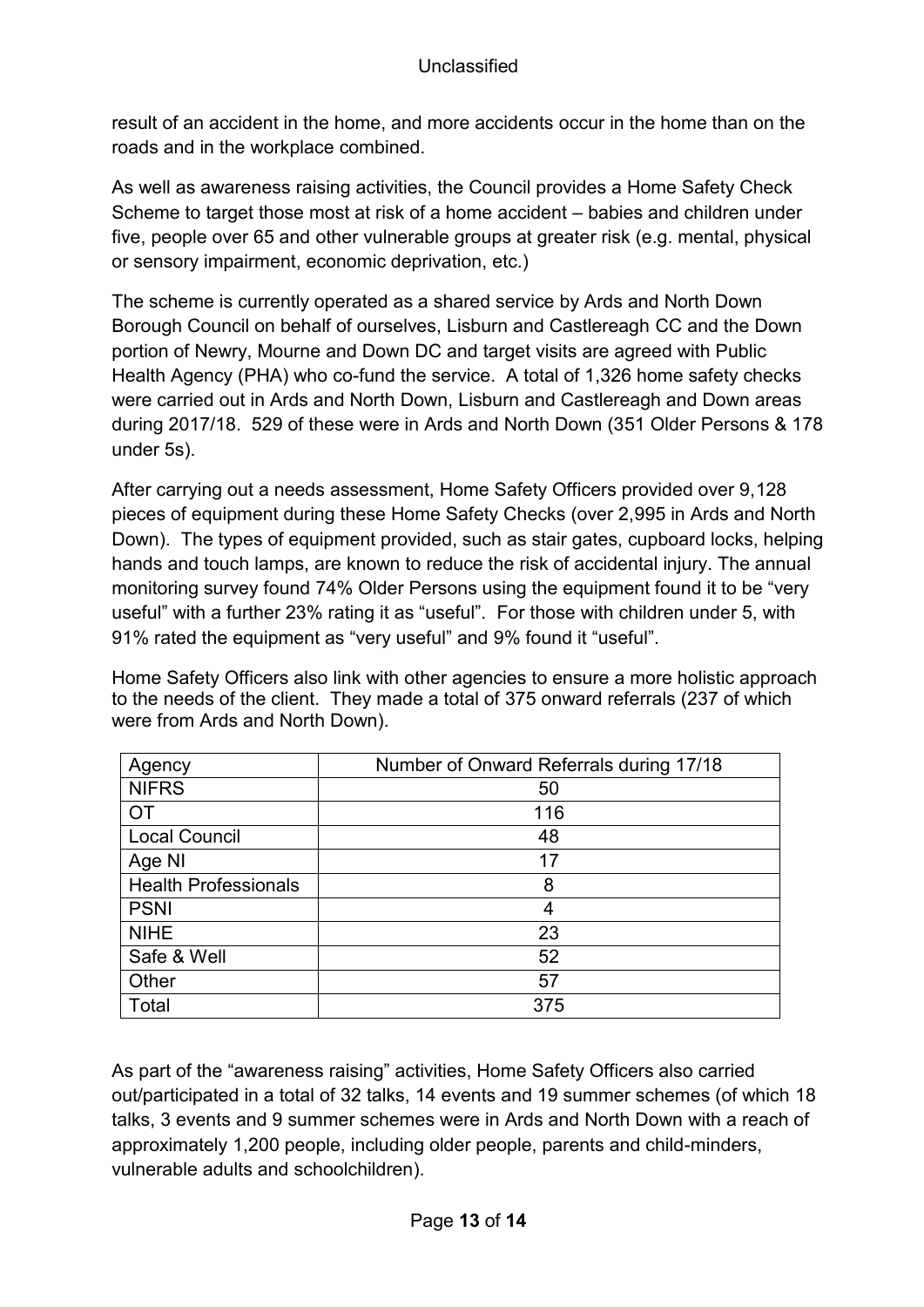result of an accident in the home, and more accidents occur in the home than on the roads and in the workplace combined.

As well as awareness raising activities, the Council provides a Home Safety Check Scheme to target those most at risk of a home accident – babies and children under five, people over 65 and other vulnerable groups at greater risk (e.g. mental, physical or sensory impairment, economic deprivation, etc.)

The scheme is currently operated as a shared service by Ards and North Down Borough Council on behalf of ourselves, Lisburn and Castlereagh CC and the Down portion of Newry, Mourne and Down DC and target visits are agreed with Public Health Agency (PHA) who co-fund the service. A total of 1,326 home safety checks were carried out in Ards and North Down, Lisburn and Castlereagh and Down areas during 2017/18. 529 of these were in Ards and North Down (351 Older Persons & 178 under 5s).

After carrying out a needs assessment, Home Safety Officers provided over 9,128 pieces of equipment during these Home Safety Checks (over 2,995 in Ards and North Down). The types of equipment provided, such as stair gates, cupboard locks, helping hands and touch lamps, are known to reduce the risk of accidental injury. The annual monitoring survey found 74% Older Persons using the equipment found it to be "very useful" with a further 23% rating it as "useful". For those with children under 5, with 91% rated the equipment as "very useful" and 9% found it "useful".

Home Safety Officers also link with other agencies to ensure a more holistic approach to the needs of the client. They made a total of 375 onward referrals (237 of which were from Ards and North Down).

| Agency | Number of Onward Referrals during 17/18 |
|---|---|
| NIFRS | 50 |
| OT | 116 |
| Local Council | 48 |
| Age NI | 17 |
| Health Professionals | 8 |
| PSNI | 4 |
| NIHE | 23 |
| Safe & Well | 52 |
| Other | 57 |
| Total | 375 |

As part of the "awareness raising" activities, Home Safety Officers also carried out/participated in a total of 32 talks, 14 events and 19 summer schemes (of which 18 talks, 3 events and 9 summer schemes were in Ards and North Down with a reach of approximately 1,200 people, including older people, parents and child-minders, vulnerable adults and schoolchildren).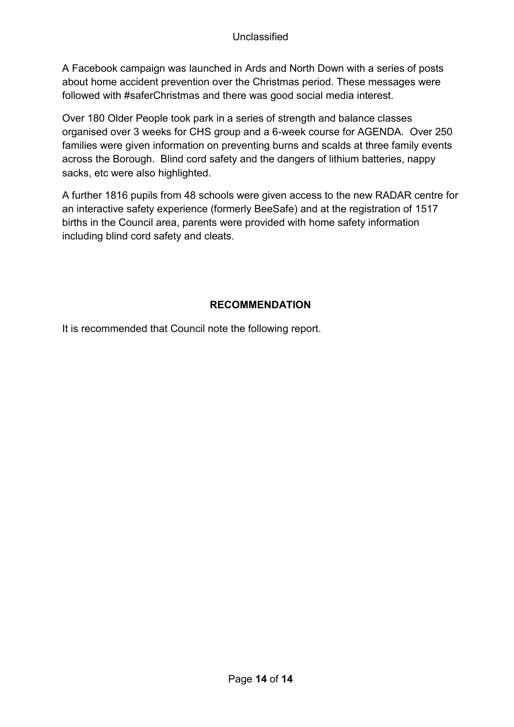A Facebook campaign was launched in Ards and North Down with a series of posts about home accident prevention over the Christmas period. These messages were followed with #saferChristmas and there was good social media interest.

Over 180 Older People took park in a series of strength and balance classes organised over 3 weeks for CHS group and a 6-week course for AGENDA. Over 250 families were given information on preventing burns and scalds at three family events across the Borough. Blind cord safety and the dangers of lithium batteries, nappy sacks, etc were also highlighted.

A further 1816 pupils from 48 schools were given access to the new RADAR centre for an interactive safety experience (formerly BeeSafe) and at the registration of 1517 births in the Council area, parents were provided with home safety information including blind cord safety and cleats.

## RECOMMENDATION

It is recommended that Council note the following report.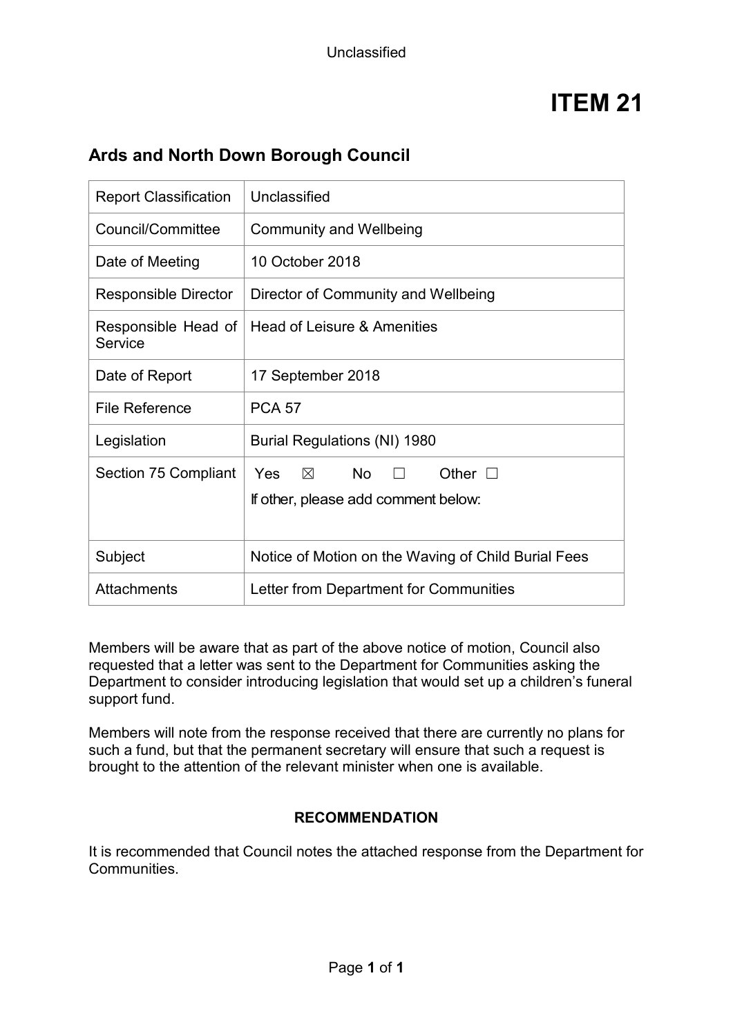# ITEM 21

## Ards and North Down Borough Council

| Report Classification | Unclassified |
| --- | --- |
| Council/Committee | Community and Wellbeing |
| Date of Meeting | 10 October 2018 |
| Responsible Director | Director of Community and Wellbeing |
| Responsible Head of Service | Head of Leisure & Amenities |
| Date of Report | 17 September 2018 |
| File Reference | PCA 57 |
| Legislation | Burial Regulations (NI) 1980 |
| Section 75 Compliant | Yes ☒ No ☐ Other ☐<br>If other, please add comment below: |
| Subject | Notice of Motion on the Waving of Child Burial Fees |
| Attachments | Letter from Department for Communities |

Members will be aware that as part of the above notice of motion, Council also requested that a letter was sent to the Department for Communities asking the Department to consider introducing legislation that would set up a children's funeral support fund.

Members will note from the response received that there are currently no plans for such a fund, but that the permanent secretary will ensure that such a request is brought to the attention of the relevant minister when one is available.

**RECOMMENDATION**

It is recommended that Council notes the attached response from the Department for Communities.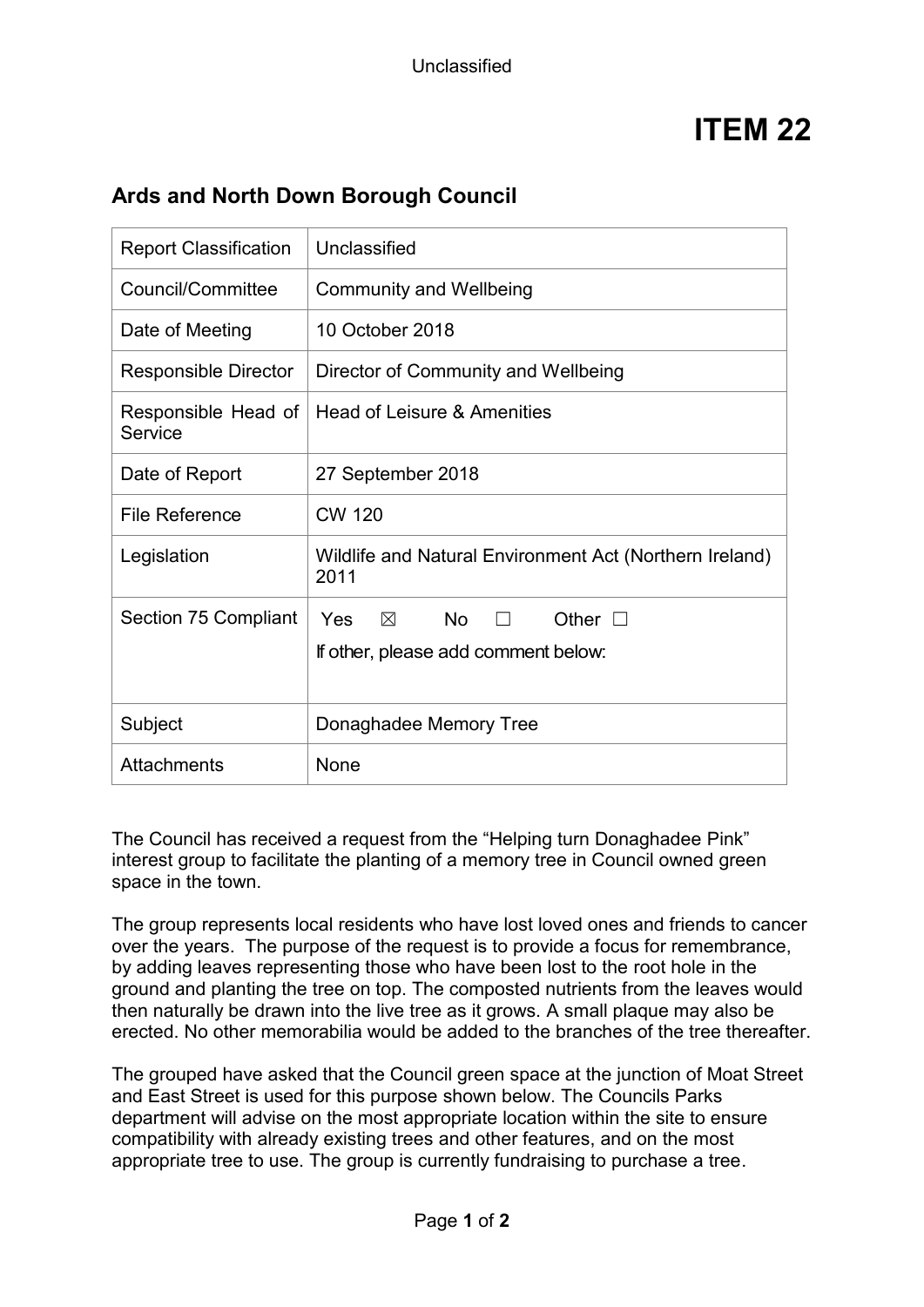# ITEM 22

## Ards and North Down Borough Council

| Report Classification | Unclassified |
|---|---|
| Council/Committee | Community and Wellbeing |
| Date of Meeting | 10 October 2018 |
| Responsible Director | Director of Community and Wellbeing |
| Responsible Head of Service | Head of Leisure & Amenities |
| Date of Report | 27 September 2018 |
| File Reference | CW 120 |
| Legislation | Wildlife and Natural Environment Act (Northern Ireland) 2011 |
| Section 75 Compliant | Yes ☒ No ☐ Other ☐<br>If other, please add comment below: |
| Subject | Donaghadee Memory Tree |
| Attachments | None |

The Council has received a request from the "Helping turn Donaghadee Pink" interest group to facilitate the planting of a memory tree in Council owned green space in the town.

The group represents local residents who have lost loved ones and friends to cancer over the years. The purpose of the request is to provide a focus for remembrance, by adding leaves representing those who have been lost to the root hole in the ground and planting the tree on top. The composted nutrients from the leaves would then naturally be drawn into the live tree as it grows. A small plaque may also be erected. No other memorabilia would be added to the branches of the tree thereafter.

The grouped have asked that the Council green space at the junction of Moat Street and East Street is used for this purpose shown below. The Councils Parks department will advise on the most appropriate location within the site to ensure compatibility with already existing trees and other features, and on the most appropriate tree to use. The group is currently fundraising to purchase a tree.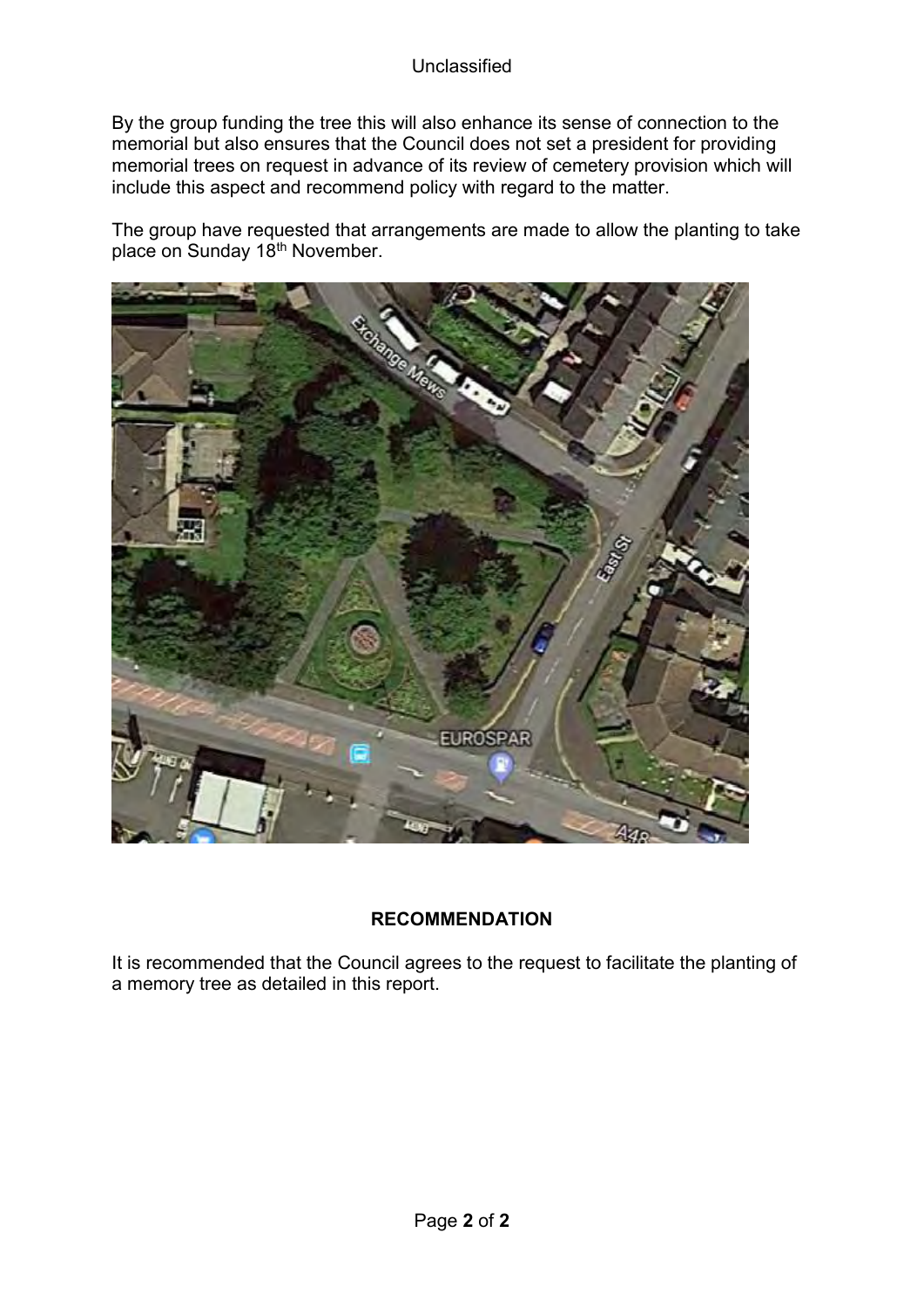By the group funding the tree this will also enhance its sense of connection to the memorial but also ensures that the Council does not set a president for providing memorial trees on request in advance of its review of cemetery provision which will include this aspect and recommend policy with regard to the matter.

The group have requested that arrangements are made to allow the planting to take place on Sunday 18th November.

Exchange Mews

East St

EUROSPAR

A48

**RECOMMENDATION**

It is recommended that the Council agrees to the request to facilitate the planting of a memory tree as detailed in this report.